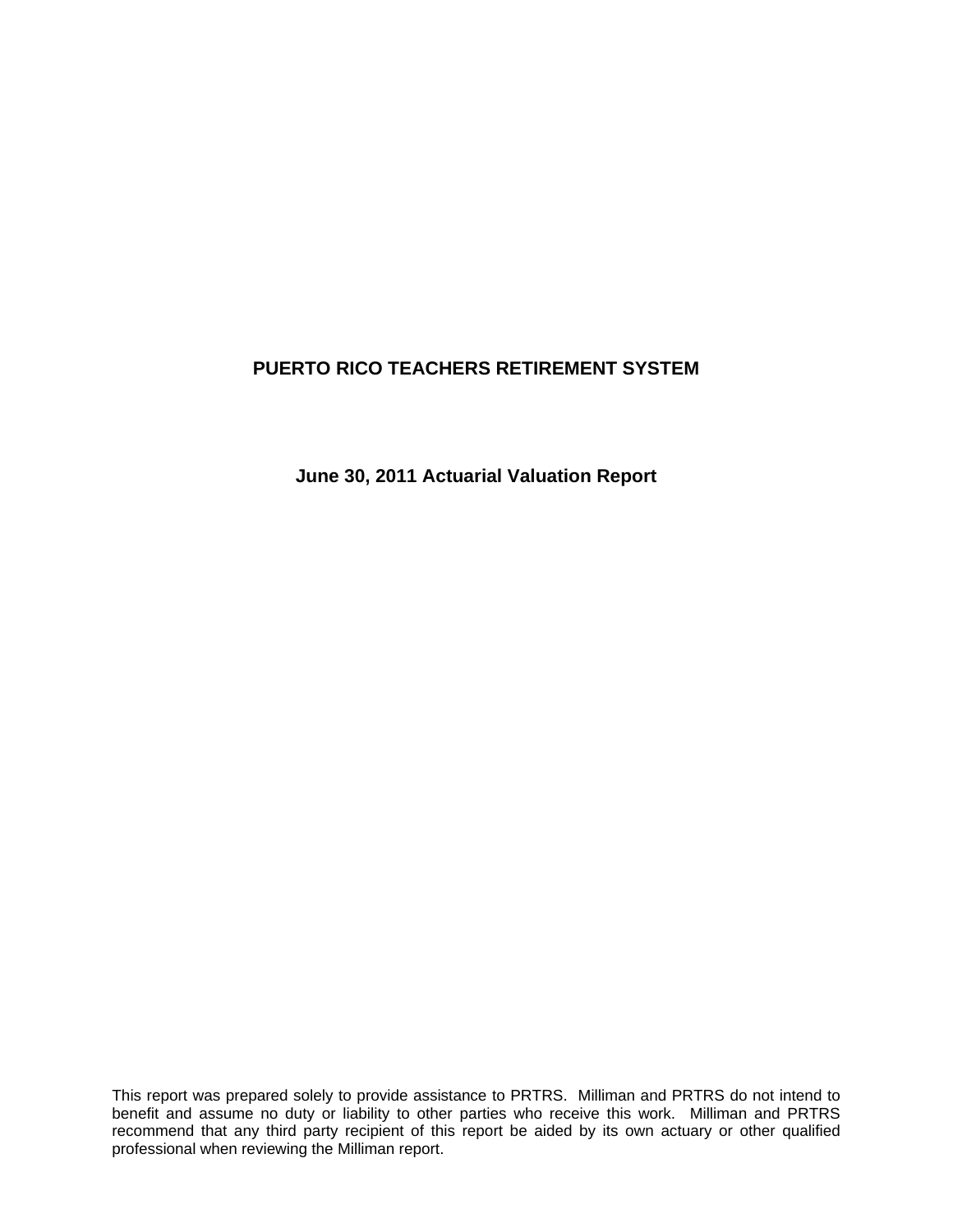# PUERTO RICO TEACHERS RETIREMENT SYSTEM

## June 30, 2011 Actuarial Valuation Report

This report was prepared solely to provide assistance to PRTRS. Milliman and PRTRS do not intend to benefit and assume no duty or liability to other parties who receive this work. Milliman and PRTRS recommend that any third party recipient of this report be aided by its own actuary or other qualified professional when reviewing the Milliman report.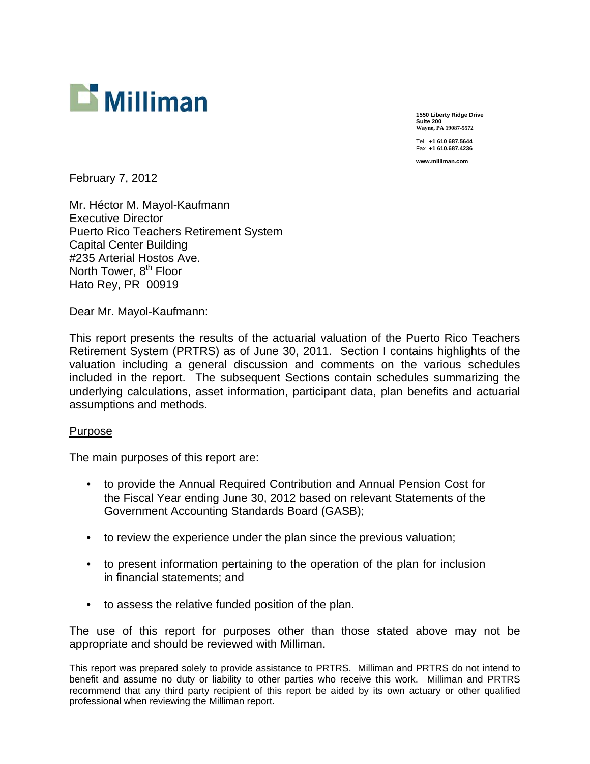# Milliman

1550 Liberty Ridge Drive
Suite 200
Wayne, PA 19087-5572

Tel +1 610 687.5644
Fax +1 610.687.4236

www.milliman.com

February 7, 2012

Mr. Héctor M. Mayol-Kaufmann
Executive Director
Puerto Rico Teachers Retirement System
Capital Center Building
#235 Arterial Hostos Ave.
North Tower, 8th Floor
Hato Rey, PR 00919

Dear Mr. Mayol-Kaufmann:

This report presents the results of the actuarial valuation of the Puerto Rico Teachers Retirement System (PRTRS) as of June 30, 2011. Section I contains highlights of the valuation including a general discussion and comments on the various schedules included in the report. The subsequent Sections contain schedules summarizing the underlying calculations, asset information, participant data, plan benefits and actuarial assumptions and methods.

Purpose

The main purposes of this report are:

- to provide the Annual Required Contribution and Annual Pension Cost for the Fiscal Year ending June 30, 2012 based on relevant Statements of the Government Accounting Standards Board (GASB);
- to review the experience under the plan since the previous valuation;
- to present information pertaining to the operation of the plan for inclusion in financial statements; and
- to assess the relative funded position of the plan.

The use of this report for purposes other than those stated above may not be appropriate and should be reviewed with Milliman.

This report was prepared solely to provide assistance to PRTRS. Milliman and PRTRS do not intend to benefit and assume no duty or liability to other parties who receive this work. Milliman and PRTRS recommend that any third party recipient of this report be aided by its own actuary or other qualified professional when reviewing the Milliman report.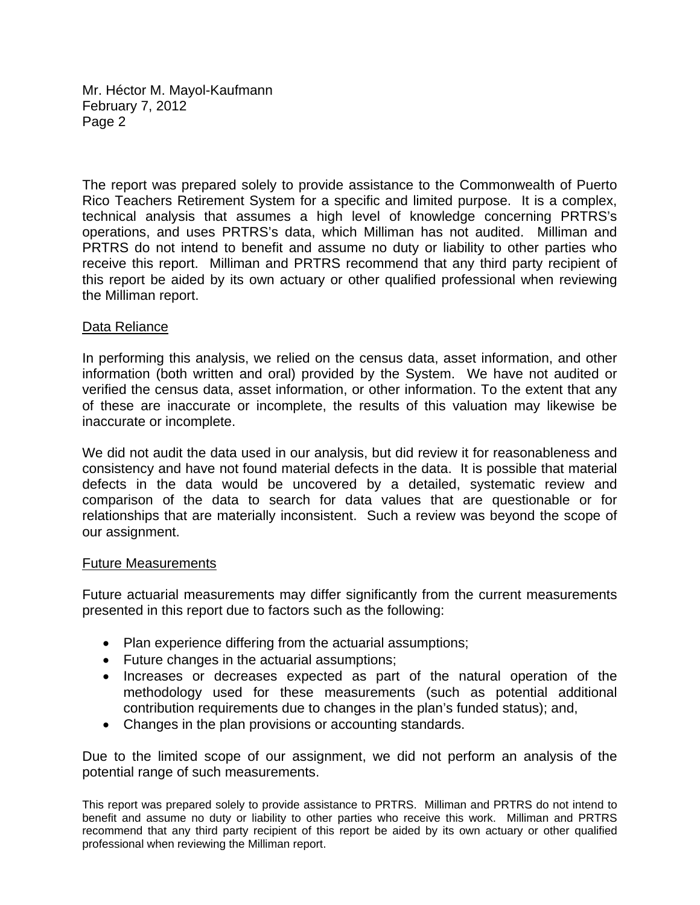The report was prepared solely to provide assistance to the Commonwealth of Puerto Rico Teachers Retirement System for a specific and limited purpose. It is a complex, technical analysis that assumes a high level of knowledge concerning PRTRS's operations, and uses PRTRS's data, which Milliman has not audited. Milliman and PRTRS do not intend to benefit and assume no duty or liability to other parties who receive this report. Milliman and PRTRS recommend that any third party recipient of this report be aided by its own actuary or other qualified professional when reviewing the Milliman report.

Data Reliance

In performing this analysis, we relied on the census data, asset information, and other information (both written and oral) provided by the System. We have not audited or verified the census data, asset information, or other information. To the extent that any of these are inaccurate or incomplete, the results of this valuation may likewise be inaccurate or incomplete.

We did not audit the data used in our analysis, but did review it for reasonableness and consistency and have not found material defects in the data. It is possible that material defects in the data would be uncovered by a detailed, systematic review and comparison of the data to search for data values that are questionable or for relationships that are materially inconsistent. Such a review was beyond the scope of our assignment.

Future Measurements

Future actuarial measurements may differ significantly from the current measurements presented in this report due to factors such as the following:

- Plan experience differing from the actuarial assumptions;
- Future changes in the actuarial assumptions;
- Increases or decreases expected as part of the natural operation of the methodology used for these measurements (such as potential additional contribution requirements due to changes in the plan's funded status); and,
- Changes in the plan provisions or accounting standards.

Due to the limited scope of our assignment, we did not perform an analysis of the potential range of such measurements.

This report was prepared solely to provide assistance to PRTRS. Milliman and PRTRS do not intend to benefit and assume no duty or liability to other parties who receive this work. Milliman and PRTRS recommend that any third party recipient of this report be aided by its own actuary or other qualified professional when reviewing the Milliman report.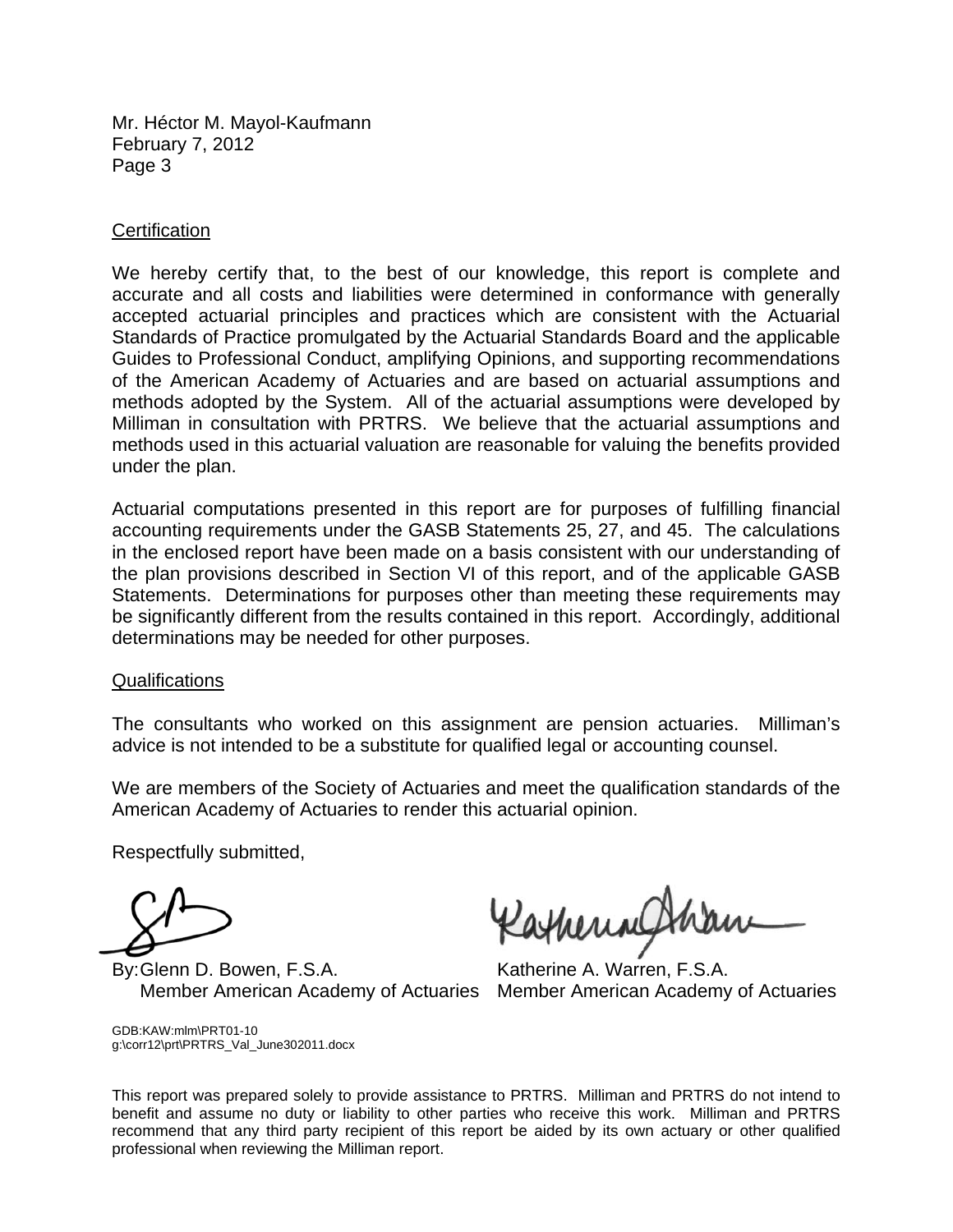Mr. Héctor M. Mayol-Kaufmann
February 7, 2012
Page 3

## Certification

We hereby certify that, to the best of our knowledge, this report is complete and accurate and all costs and liabilities were determined in conformance with generally accepted actuarial principles and practices which are consistent with the Actuarial Standards of Practice promulgated by the Actuarial Standards Board and the applicable Guides to Professional Conduct, amplifying Opinions, and supporting recommendations of the American Academy of Actuaries and are based on actuarial assumptions and methods adopted by the System. All of the actuarial assumptions were developed by Milliman in consultation with PRTRS. We believe that the actuarial assumptions and methods used in this actuarial valuation are reasonable for valuing the benefits provided under the plan.

Actuarial computations presented in this report are for purposes of fulfilling financial accounting requirements under the GASB Statements 25, 27, and 45. The calculations in the enclosed report have been made on a basis consistent with our understanding of the plan provisions described in Section VI of this report, and of the applicable GASB Statements. Determinations for purposes other than meeting these requirements may be significantly different from the results contained in this report. Accordingly, additional determinations may be needed for other purposes.

## Qualifications

The consultants who worked on this assignment are pension actuaries. Milliman's advice is not intended to be a substitute for qualified legal or accounting counsel.

We are members of the Society of Actuaries and meet the qualification standards of the American Academy of Actuaries to render this actuarial opinion.

Respectfully submitted,

By: Glenn D. Bowen, F.S.A.
Member American Academy of Actuaries

Katherine A. Warren, F.S.A.
Member American Academy of Actuaries

GDB:KAW:mlm\PRT01-10
g:\corr12\prt\PRTRS_Val_June302011.docx

This report was prepared solely to provide assistance to PRTRS. Milliman and PRTRS do not intend to benefit and assume no duty or liability to other parties who receive this work. Milliman and PRTRS recommend that any third party recipient of this report be aided by its own actuary or other qualified professional when reviewing the Milliman report.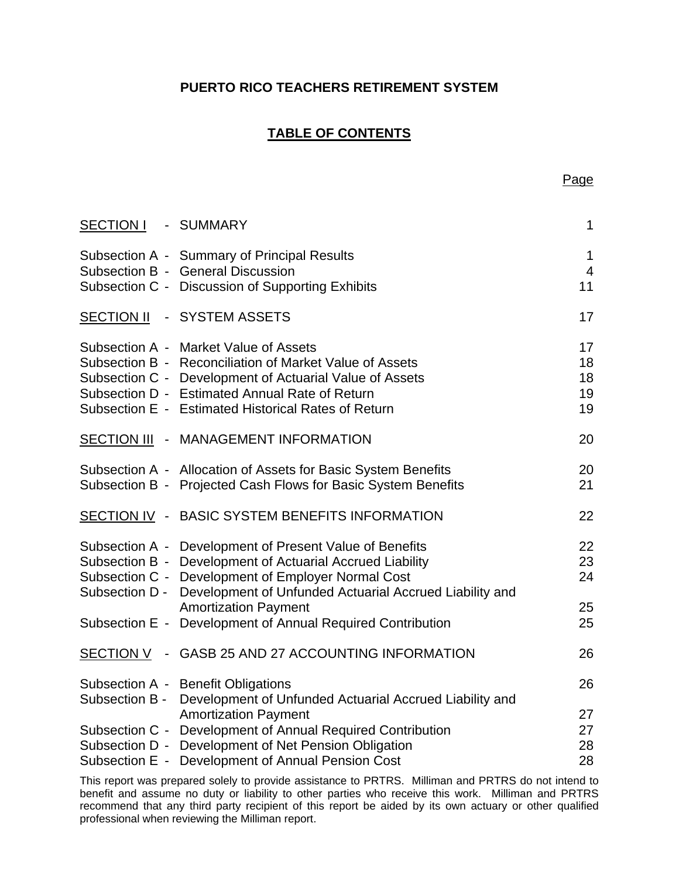**PUERTO RICO TEACHERS RETIREMENT SYSTEM**

**TABLE OF CONTENTS**

| | | Page |
|---|---|---|
| SECTION I | - SUMMARY | 1 |
| Subsection A - | Summary of Principal Results | 1 |
| Subsection B - | General Discussion | 4 |
| Subsection C - | Discussion of Supporting Exhibits | 11 |
| SECTION II | - SYSTEM ASSETS | 17 |
| Subsection A - | Market Value of Assets | 17 |
| Subsection B - | Reconciliation of Market Value of Assets | 18 |
| Subsection C - | Development of Actuarial Value of Assets | 18 |
| Subsection D - | Estimated Annual Rate of Return | 19 |
| Subsection E - | Estimated Historical Rates of Return | 19 |
| SECTION III | - MANAGEMENT INFORMATION | 20 |
| Subsection A - | Allocation of Assets for Basic System Benefits | 20 |
| Subsection B - | Projected Cash Flows for Basic System Benefits | 21 |
| SECTION IV | - BASIC SYSTEM BENEFITS INFORMATION | 22 |
| Subsection A - | Development of Present Value of Benefits | 22 |
| Subsection B - | Development of Actuarial Accrued Liability | 23 |
| Subsection C - | Development of Employer Normal Cost | 24 |
| Subsection D - | Development of Unfunded Actuarial Accrued Liability and Amortization Payment | 25 |
| Subsection E - | Development of Annual Required Contribution | 25 |
| SECTION V | - GASB 25 AND 27 ACCOUNTING INFORMATION | 26 |
| Subsection A - | Benefit Obligations | 26 |
| Subsection B - | Development of Unfunded Actuarial Accrued Liability and Amortization Payment | 27 |
| Subsection C - | Development of Annual Required Contribution | 27 |
| Subsection D - | Development of Net Pension Obligation | 28 |
| Subsection E - | Development of Annual Pension Cost | 28 |

This report was prepared solely to provide assistance to PRTRS. Milliman and PRTRS do not intend to benefit and assume no duty or liability to other parties who receive this work. Milliman and PRTRS recommend that any third party recipient of this report be aided by its own actuary or other qualified professional when reviewing the Milliman report.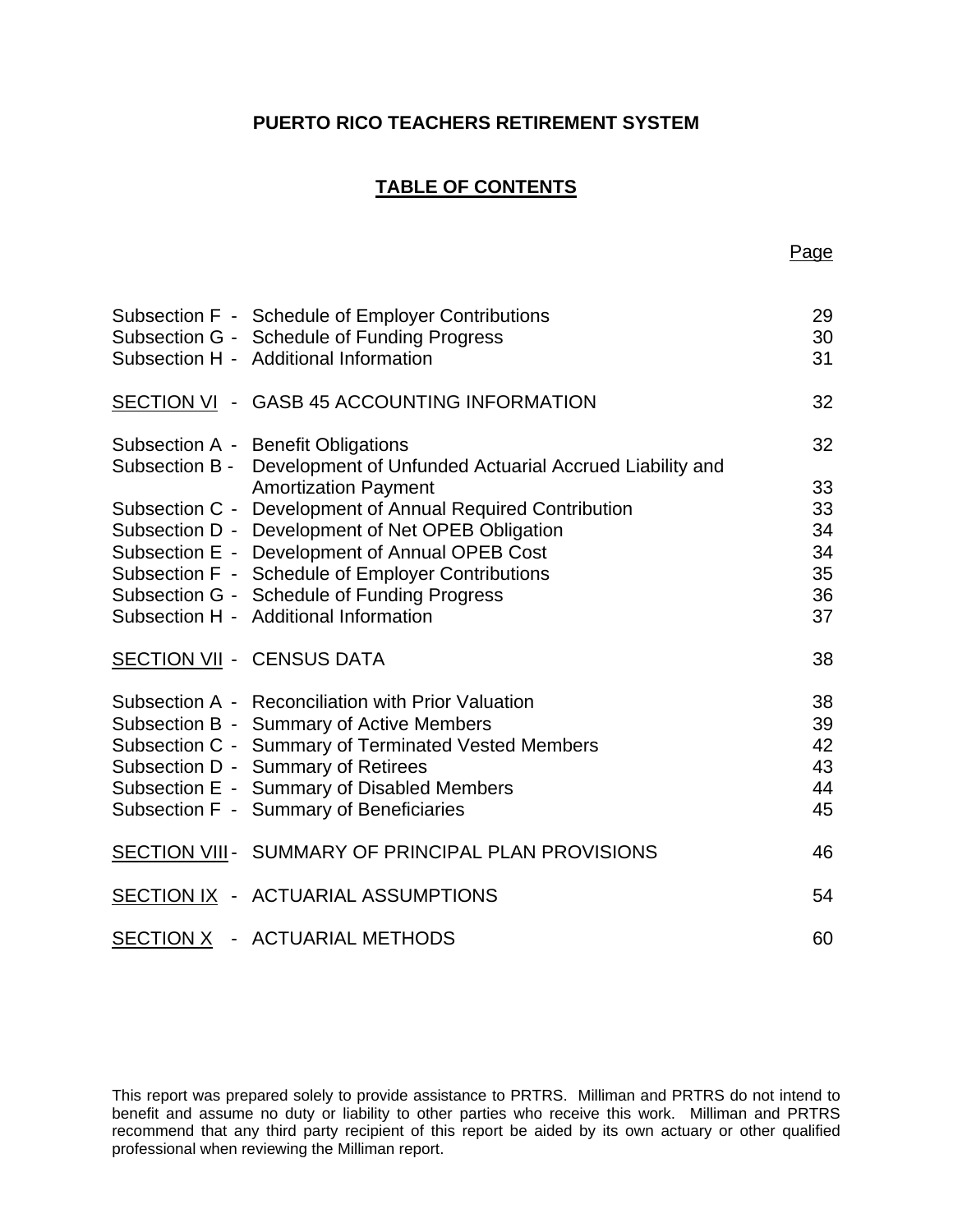**PUERTO RICO TEACHERS RETIREMENT SYSTEM**

**TABLE OF CONTENTS**

| | | Page |
|---|---|---|
| Subsection F - | Schedule of Employer Contributions | 29 |
| Subsection G - | Schedule of Funding Progress | 30 |
| Subsection H - | Additional Information | 31 |
| | | |
| SECTION VI - | GASB 45 ACCOUNTING INFORMATION | 32 |
| | | |
| Subsection A - | Benefit Obligations | 32 |
| Subsection B - | Development of Unfunded Actuarial Accrued Liability and Amortization Payment | 33 |
| Subsection C - | Development of Annual Required Contribution | 33 |
| Subsection D - | Development of Net OPEB Obligation | 34 |
| Subsection E - | Development of Annual OPEB Cost | 34 |
| Subsection F - | Schedule of Employer Contributions | 35 |
| Subsection G - | Schedule of Funding Progress | 36 |
| Subsection H - | Additional Information | 37 |
| | | |
| SECTION VII - | CENSUS DATA | 38 |
| | | |
| Subsection A - | Reconciliation with Prior Valuation | 38 |
| Subsection B - | Summary of Active Members | 39 |
| Subsection C - | Summary of Terminated Vested Members | 42 |
| Subsection D - | Summary of Retirees | 43 |
| Subsection E - | Summary of Disabled Members | 44 |
| Subsection F - | Summary of Beneficiaries | 45 |
| | | |
| SECTION VIII - | SUMMARY OF PRINCIPAL PLAN PROVISIONS | 46 |
| | | |
| SECTION IX - | ACTUARIAL ASSUMPTIONS | 54 |
| | | |
| SECTION X - | ACTUARIAL METHODS | 60 |

This report was prepared solely to provide assistance to PRTRS. Milliman and PRTRS do not intend to benefit and assume no duty or liability to other parties who receive this work. Milliman and PRTRS recommend that any third party recipient of this report be aided by its own actuary or other qualified professional when reviewing the Milliman report.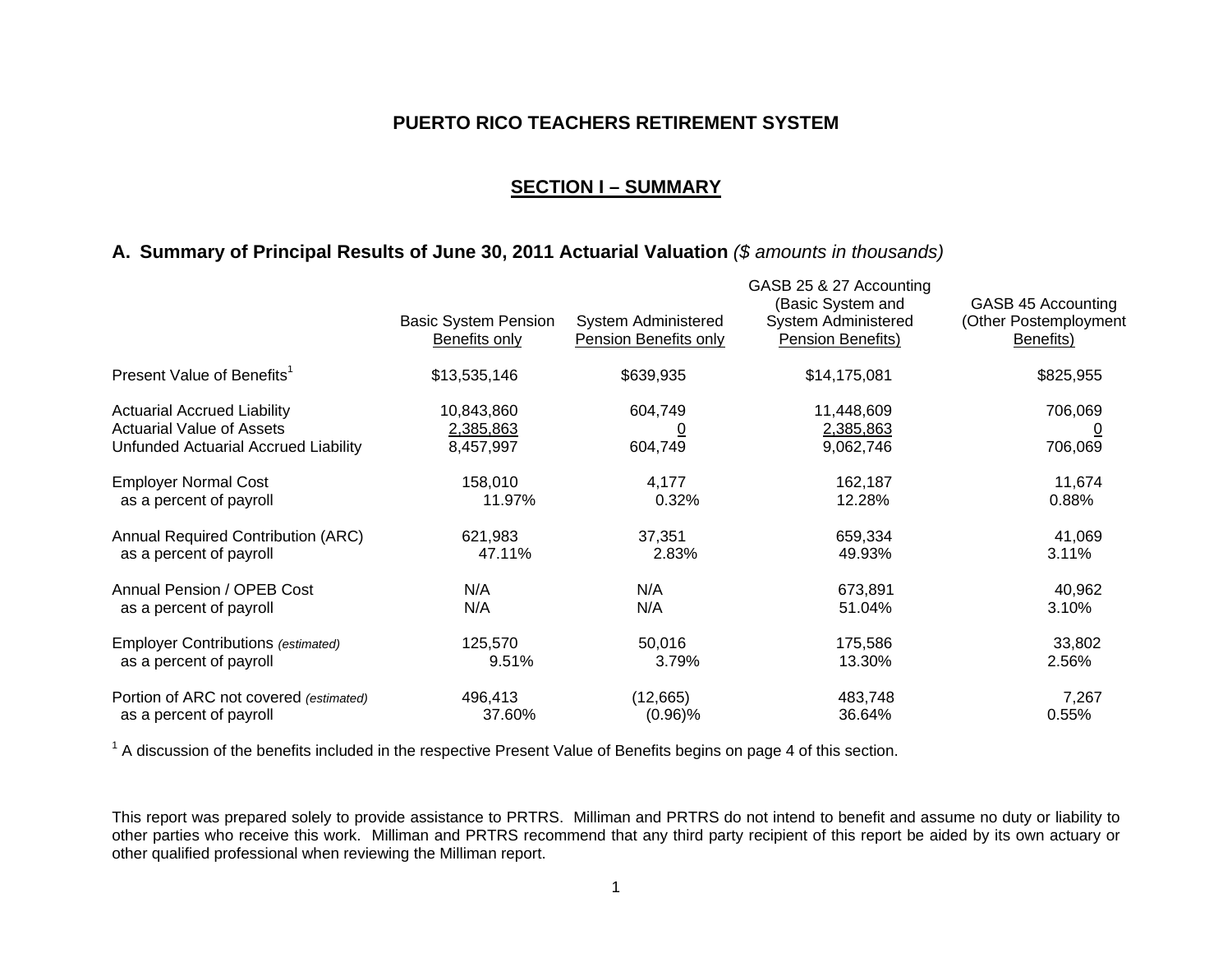# PUERTO RICO TEACHERS RETIREMENT SYSTEM

## SECTION I – SUMMARY

### A. Summary of Principal Results of June 30, 2011 Actuarial Valuation *($ amounts in thousands)*

| | Basic System Pension Benefits only | System Administered Pension Benefits only | GASB 25 & 27 Accounting (Basic System and System Administered Pension Benefits) | GASB 45 Accounting (Other Postemployment Benefits) |
|---|---|---|---|---|
| Present Value of Benefits[1] | $13,535,146 | $639,935 | $14,175,081 | $825,955 |
| Actuarial Accrued Liability | 10,843,860 | 604,749 | 11,448,609 | 706,069 |
| Actuarial Value of Assets | 2,385,863 | 0 | 2,385,863 | 0 |
| Unfunded Actuarial Accrued Liability | 8,457,997 | 604,749 | 9,062,746 | 706,069 |
| Employer Normal Cost | 158,010 | 4,177 | 162,187 | 11,674 |
| as a percent of payroll | 11.97% | 0.32% | 12.28% | 0.88% |
| Annual Required Contribution (ARC) | 621,983 | 37,351 | 659,334 | 41,069 |
| as a percent of payroll | 47.11% | 2.83% | 49.93% | 3.11% |
| Annual Pension / OPEB Cost | N/A | N/A | 673,891 | 40,962 |
| as a percent of payroll | N/A | N/A | 51.04% | 3.10% |
| Employer Contributions *(estimated)* | 125,570 | 50,016 | 175,586 | 33,802 |
| as a percent of payroll | 9.51% | 3.79% | 13.30% | 2.56% |
| Portion of ARC not covered *(estimated)* | 496,413 | (12,665) | 483,748 | 7,267 |
| as a percent of payroll | 37.60% | (0.96)% | 36.64% | 0.55% |

[1] A discussion of the benefits included in the respective Present Value of Benefits begins on page 4 of this section.

This report was prepared solely to provide assistance to PRTRS. Milliman and PRTRS do not intend to benefit and assume no duty or liability to other parties who receive this work. Milliman and PRTRS recommend that any third party recipient of this report be aided by its own actuary or other qualified professional when reviewing the Milliman report.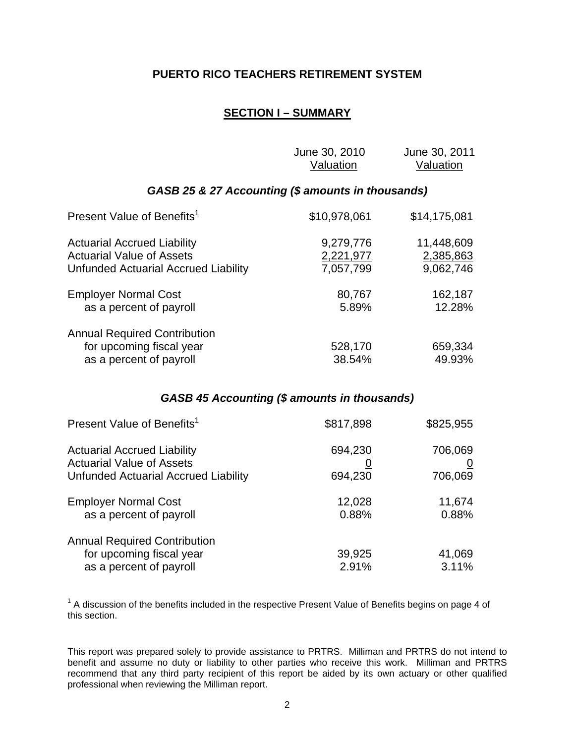## PUERTO RICO TEACHERS RETIREMENT SYSTEM

## SECTION I – SUMMARY

| | June 30, 2010 Valuation | June 30, 2011 Valuation |
|---|---|---|
| ***GASB 25 & 27 Accounting ($ amounts in thousands)*** | | |
| Present Value of Benefits[1] | $10,978,061 | $14,175,081 |
| Actuarial Accrued Liability | 9,279,776 | 11,448,609 |
| Actuarial Value of Assets | 2,221,977 | 2,385,863 |
| Unfunded Actuarial Accrued Liability | 7,057,799 | 9,062,746 |
| Employer Normal Cost | 80,767 | 162,187 |
| as a percent of payroll | 5.89% | 12.28% |
| Annual Required Contribution | | |
| for upcoming fiscal year | 528,170 | 659,334 |
| as a percent of payroll | 38.54% | 49.93% |
| ***GASB 45 Accounting ($ amounts in thousands)*** | | |
| Present Value of Benefits[1] | $817,898 | $825,955 |
| Actuarial Accrued Liability | 694,230 | 706,069 |
| Actuarial Value of Assets | 0 | 0 |
| Unfunded Actuarial Accrued Liability | 694,230 | 706,069 |
| Employer Normal Cost | 12,028 | 11,674 |
| as a percent of payroll | 0.88% | 0.88% |
| Annual Required Contribution | | |
| for upcoming fiscal year | 39,925 | 41,069 |
| as a percent of payroll | 2.91% | 3.11% |

[1] A discussion of the benefits included in the respective Present Value of Benefits begins on page 4 of this section.

This report was prepared solely to provide assistance to PRTRS. Milliman and PRTRS do not intend to benefit and assume no duty or liability to other parties who receive this work. Milliman and PRTRS recommend that any third party recipient of this report be aided by its own actuary or other qualified professional when reviewing the Milliman report.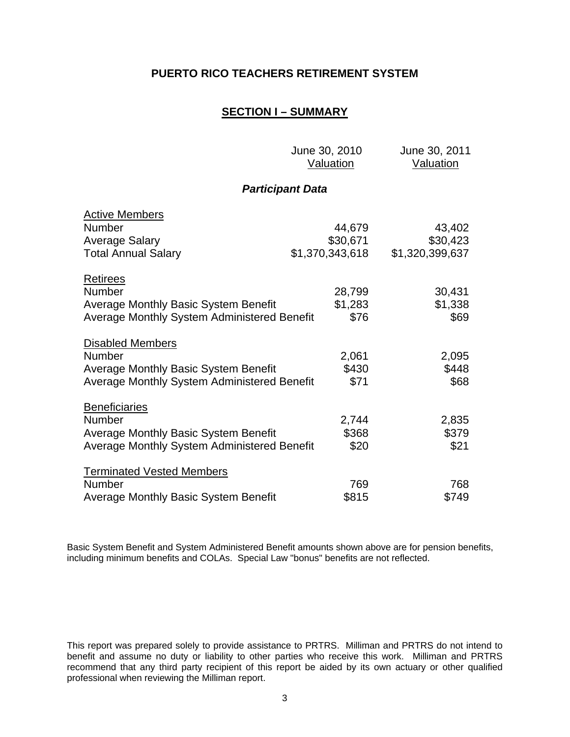# PUERTO RICO TEACHERS RETIREMENT SYSTEM

## SECTION I – SUMMARY

| | June 30, 2010 Valuation | June 30, 2011 Valuation |
|---|---|---|
| ***Participant Data*** | | |
| Active Members | | |
| Number | 44,679 | 43,402 |
| Average Salary | \$30,671 | \$30,423 |
| Total Annual Salary | \$1,370,343,618 | \$1,320,399,637 |
| Retirees | | |
| Number | 28,799 | 30,431 |
| Average Monthly Basic System Benefit | \$1,283 | \$1,338 |
| Average Monthly System Administered Benefit | \$76 | \$69 |
| Disabled Members | | |
| Number | 2,061 | 2,095 |
| Average Monthly Basic System Benefit | \$430 | \$448 |
| Average Monthly System Administered Benefit | \$71 | \$68 |
| Beneficiaries | | |
| Number | 2,744 | 2,835 |
| Average Monthly Basic System Benefit | \$368 | \$379 |
| Average Monthly System Administered Benefit | \$20 | \$21 |
| Terminated Vested Members | | |
| Number | 769 | 768 |
| Average Monthly Basic System Benefit | \$815 | \$749 |

Basic System Benefit and System Administered Benefit amounts shown above are for pension benefits, including minimum benefits and COLAs. Special Law "bonus" benefits are not reflected.

This report was prepared solely to provide assistance to PRTRS. Milliman and PRTRS do not intend to benefit and assume no duty or liability to other parties who receive this work. Milliman and PRTRS recommend that any third party recipient of this report be aided by its own actuary or other qualified professional when reviewing the Milliman report.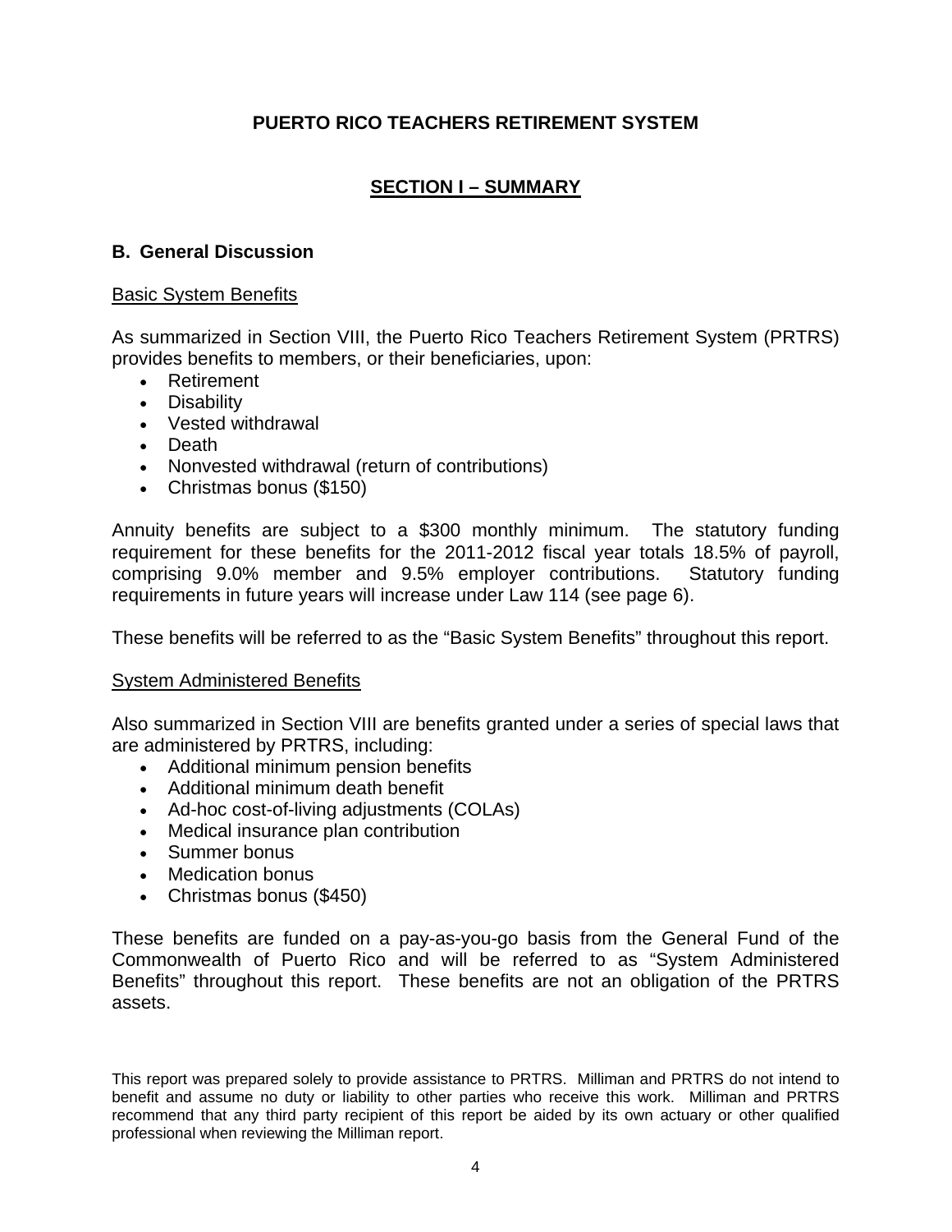## PUERTO RICO TEACHERS RETIREMENT SYSTEM

## SECTION I – SUMMARY

### B. General Discussion

Basic System Benefits

As summarized in Section VIII, the Puerto Rico Teachers Retirement System (PRTRS) provides benefits to members, or their beneficiaries, upon:

- Retirement
- Disability
- Vested withdrawal
- Death
- Nonvested withdrawal (return of contributions)
- Christmas bonus ($150)

Annuity benefits are subject to a $300 monthly minimum. The statutory funding requirement for these benefits for the 2011-2012 fiscal year totals 18.5% of payroll, comprising 9.0% member and 9.5% employer contributions. Statutory funding requirements in future years will increase under Law 114 (see page 6).

These benefits will be referred to as the "Basic System Benefits" throughout this report.

System Administered Benefits

Also summarized in Section VIII are benefits granted under a series of special laws that are administered by PRTRS, including:

- Additional minimum pension benefits
- Additional minimum death benefit
- Ad-hoc cost-of-living adjustments (COLAs)
- Medical insurance plan contribution
- Summer bonus
- Medication bonus
- Christmas bonus ($450)

These benefits are funded on a pay-as-you-go basis from the General Fund of the Commonwealth of Puerto Rico and will be referred to as "System Administered Benefits" throughout this report. These benefits are not an obligation of the PRTRS assets.

This report was prepared solely to provide assistance to PRTRS. Milliman and PRTRS do not intend to benefit and assume no duty or liability to other parties who receive this work. Milliman and PRTRS recommend that any third party recipient of this report be aided by its own actuary or other qualified professional when reviewing the Milliman report.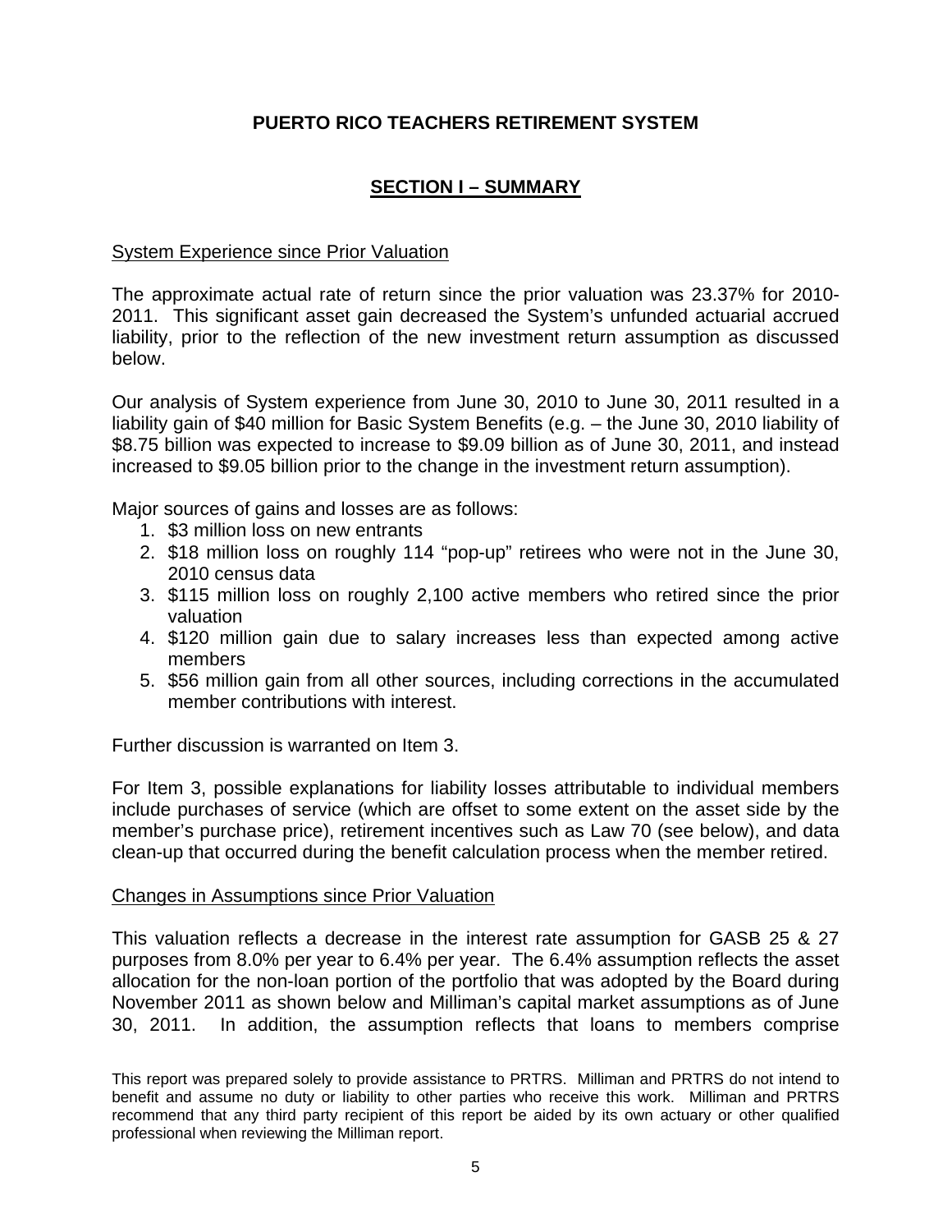**PUERTO RICO TEACHERS RETIREMENT SYSTEM**

## SECTION I – SUMMARY

System Experience since Prior Valuation

The approximate actual rate of return since the prior valuation was 23.37% for 2010-2011. This significant asset gain decreased the System's unfunded actuarial accrued liability, prior to the reflection of the new investment return assumption as discussed below.

Our analysis of System experience from June 30, 2010 to June 30, 2011 resulted in a liability gain of $40 million for Basic System Benefits (e.g. – the June 30, 2010 liability of $8.75 billion was expected to increase to $9.09 billion as of June 30, 2011, and instead increased to $9.05 billion prior to the change in the investment return assumption).

Major sources of gains and losses are as follows:

1. $3 million loss on new entrants
2. $18 million loss on roughly 114 "pop-up" retirees who were not in the June 30, 2010 census data
3. $115 million loss on roughly 2,100 active members who retired since the prior valuation
4. $120 million gain due to salary increases less than expected among active members
5. $56 million gain from all other sources, including corrections in the accumulated member contributions with interest.

Further discussion is warranted on Item 3.

For Item 3, possible explanations for liability losses attributable to individual members include purchases of service (which are offset to some extent on the asset side by the member's purchase price), retirement incentives such as Law 70 (see below), and data clean-up that occurred during the benefit calculation process when the member retired.

Changes in Assumptions since Prior Valuation

This valuation reflects a decrease in the interest rate assumption for GASB 25 & 27 purposes from 8.0% per year to 6.4% per year. The 6.4% assumption reflects the asset allocation for the non-loan portion of the portfolio that was adopted by the Board during November 2011 as shown below and Milliman's capital market assumptions as of June 30, 2011. In addition, the assumption reflects that loans to members comprise

This report was prepared solely to provide assistance to PRTRS. Milliman and PRTRS do not intend to benefit and assume no duty or liability to other parties who receive this work. Milliman and PRTRS recommend that any third party recipient of this report be aided by its own actuary or other qualified professional when reviewing the Milliman report.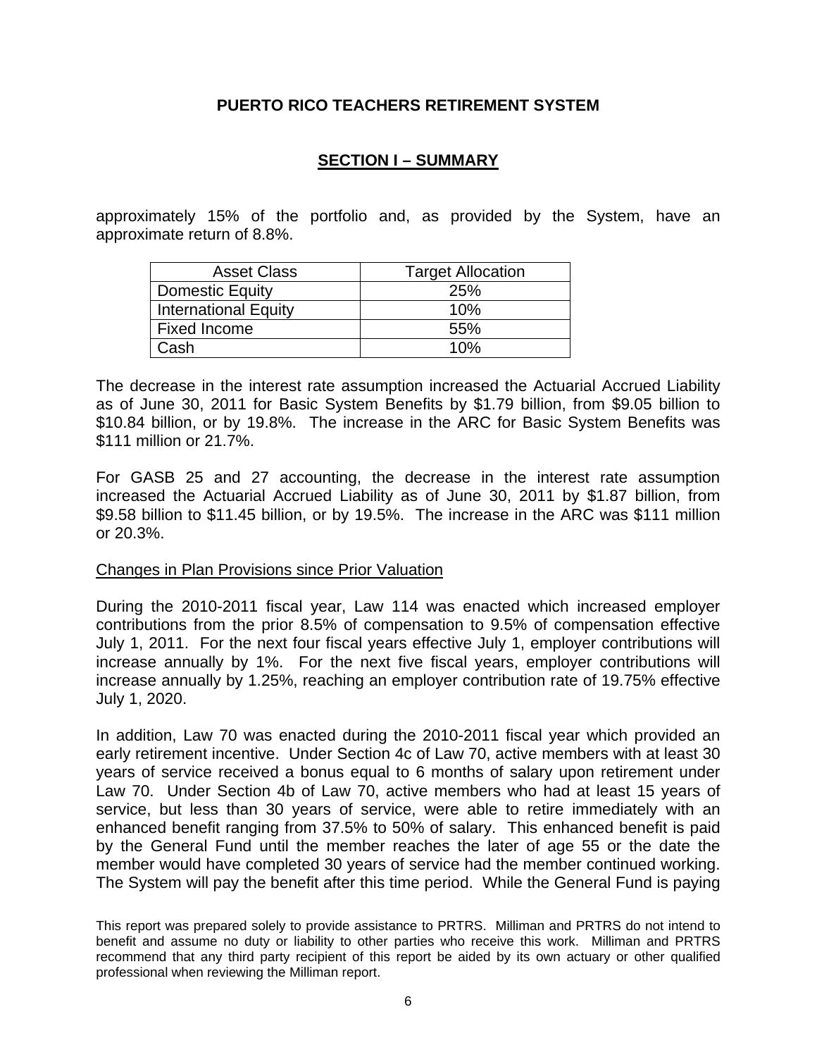approximately 15% of the portfolio and, as provided by the System, have an approximate return of 8.8%.

| Asset Class | Target Allocation |
|---|---|
| Domestic Equity | 25% |
| International Equity | 10% |
| Fixed Income | 55% |
| Cash | 10% |

The decrease in the interest rate assumption increased the Actuarial Accrued Liability as of June 30, 2011 for Basic System Benefits by $1.79 billion, from $9.05 billion to $10.84 billion, or by 19.8%. The increase in the ARC for Basic System Benefits was $111 million or 21.7%.

For GASB 25 and 27 accounting, the decrease in the interest rate assumption increased the Actuarial Accrued Liability as of June 30, 2011 by $1.87 billion, from $9.58 billion to $11.45 billion, or by 19.5%. The increase in the ARC was $111 million or 20.3%.

Changes in Plan Provisions since Prior Valuation

During the 2010-2011 fiscal year, Law 114 was enacted which increased employer contributions from the prior 8.5% of compensation to 9.5% of compensation effective July 1, 2011. For the next four fiscal years effective July 1, employer contributions will increase annually by 1%. For the next five fiscal years, employer contributions will increase annually by 1.25%, reaching an employer contribution rate of 19.75% effective July 1, 2020.

In addition, Law 70 was enacted during the 2010-2011 fiscal year which provided an early retirement incentive. Under Section 4c of Law 70, active members with at least 30 years of service received a bonus equal to 6 months of salary upon retirement under Law 70. Under Section 4b of Law 70, active members who had at least 15 years of service, but less than 30 years of service, were able to retire immediately with an enhanced benefit ranging from 37.5% to 50% of salary. This enhanced benefit is paid by the General Fund until the member reaches the later of age 55 or the date the member would have completed 30 years of service had the member continued working. The System will pay the benefit after this time period. While the General Fund is paying

This report was prepared solely to provide assistance to PRTRS. Milliman and PRTRS do not intend to benefit and assume no duty or liability to other parties who receive this work. Milliman and PRTRS recommend that any third party recipient of this report be aided by its own actuary or other qualified professional when reviewing the Milliman report.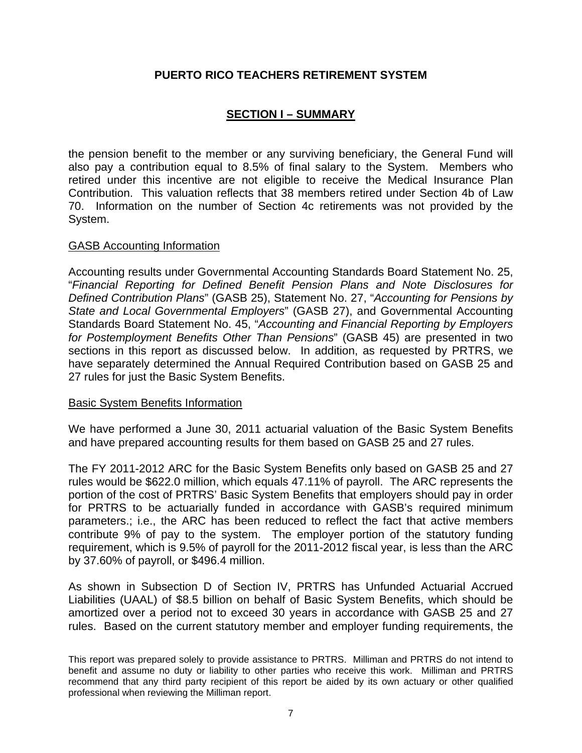the pension benefit to the member or any surviving beneficiary, the General Fund will also pay a contribution equal to 8.5% of final salary to the System. Members who retired under this incentive are not eligible to receive the Medical Insurance Plan Contribution. This valuation reflects that 38 members retired under Section 4b of Law 70. Information on the number of Section 4c retirements was not provided by the System.

GASB Accounting Information

Accounting results under Governmental Accounting Standards Board Statement No. 25, "*Financial Reporting for Defined Benefit Pension Plans and Note Disclosures for Defined Contribution Plans*" (GASB 25), Statement No. 27, "*Accounting for Pensions by State and Local Governmental Employers*" (GASB 27), and Governmental Accounting Standards Board Statement No. 45, "*Accounting and Financial Reporting by Employers for Postemployment Benefits Other Than Pensions*" (GASB 45) are presented in two sections in this report as discussed below. In addition, as requested by PRTRS, we have separately determined the Annual Required Contribution based on GASB 25 and 27 rules for just the Basic System Benefits.

Basic System Benefits Information

We have performed a June 30, 2011 actuarial valuation of the Basic System Benefits and have prepared accounting results for them based on GASB 25 and 27 rules.

The FY 2011-2012 ARC for the Basic System Benefits only based on GASB 25 and 27 rules would be $622.0 million, which equals 47.11% of payroll. The ARC represents the portion of the cost of PRTRS' Basic System Benefits that employers should pay in order for PRTRS to be actuarially funded in accordance with GASB's required minimum parameters.; i.e., the ARC has been reduced to reflect the fact that active members contribute 9% of pay to the system. The employer portion of the statutory funding requirement, which is 9.5% of payroll for the 2011-2012 fiscal year, is less than the ARC by 37.60% of payroll, or $496.4 million.

As shown in Subsection D of Section IV, PRTRS has Unfunded Actuarial Accrued Liabilities (UAAL) of $8.5 billion on behalf of Basic System Benefits, which should be amortized over a period not to exceed 30 years in accordance with GASB 25 and 27 rules. Based on the current statutory member and employer funding requirements, the

This report was prepared solely to provide assistance to PRTRS. Milliman and PRTRS do not intend to benefit and assume no duty or liability to other parties who receive this work. Milliman and PRTRS recommend that any third party recipient of this report be aided by its own actuary or other qualified professional when reviewing the Milliman report.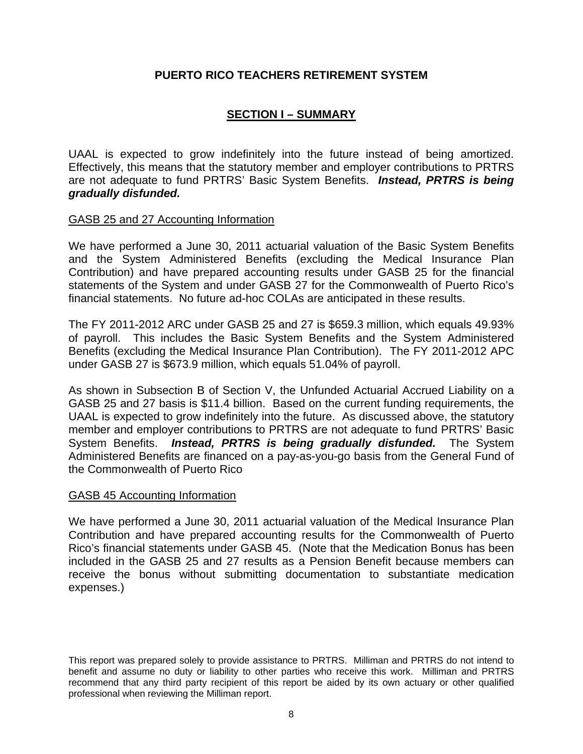**PUERTO RICO TEACHERS RETIREMENT SYSTEM**

## SECTION I – SUMMARY

UAAL is expected to grow indefinitely into the future instead of being amortized. Effectively, this means that the statutory member and employer contributions to PRTRS are not adequate to fund PRTRS' Basic System Benefits. ***Instead, PRTRS is being gradually disfunded.***

### GASB 25 and 27 Accounting Information

We have performed a June 30, 2011 actuarial valuation of the Basic System Benefits and the System Administered Benefits (excluding the Medical Insurance Plan Contribution) and have prepared accounting results under GASB 25 for the financial statements of the System and under GASB 27 for the Commonwealth of Puerto Rico's financial statements. No future ad-hoc COLAs are anticipated in these results.

The FY 2011-2012 ARC under GASB 25 and 27 is $659.3 million, which equals 49.93% of payroll. This includes the Basic System Benefits and the System Administered Benefits (excluding the Medical Insurance Plan Contribution). The FY 2011-2012 APC under GASB 27 is $673.9 million, which equals 51.04% of payroll.

As shown in Subsection B of Section V, the Unfunded Actuarial Accrued Liability on a GASB 25 and 27 basis is $11.4 billion. Based on the current funding requirements, the UAAL is expected to grow indefinitely into the future. As discussed above, the statutory member and employer contributions to PRTRS are not adequate to fund PRTRS' Basic System Benefits. ***Instead, PRTRS is being gradually disfunded.*** The System Administered Benefits are financed on a pay-as-you-go basis from the General Fund of the Commonwealth of Puerto Rico

### GASB 45 Accounting Information

We have performed a June 30, 2011 actuarial valuation of the Medical Insurance Plan Contribution and have prepared accounting results for the Commonwealth of Puerto Rico's financial statements under GASB 45. (Note that the Medication Bonus has been included in the GASB 25 and 27 results as a Pension Benefit because members can receive the bonus without submitting documentation to substantiate medication expenses.)

This report was prepared solely to provide assistance to PRTRS. Milliman and PRTRS do not intend to benefit and assume no duty or liability to other parties who receive this work. Milliman and PRTRS recommend that any third party recipient of this report be aided by its own actuary or other qualified professional when reviewing the Milliman report.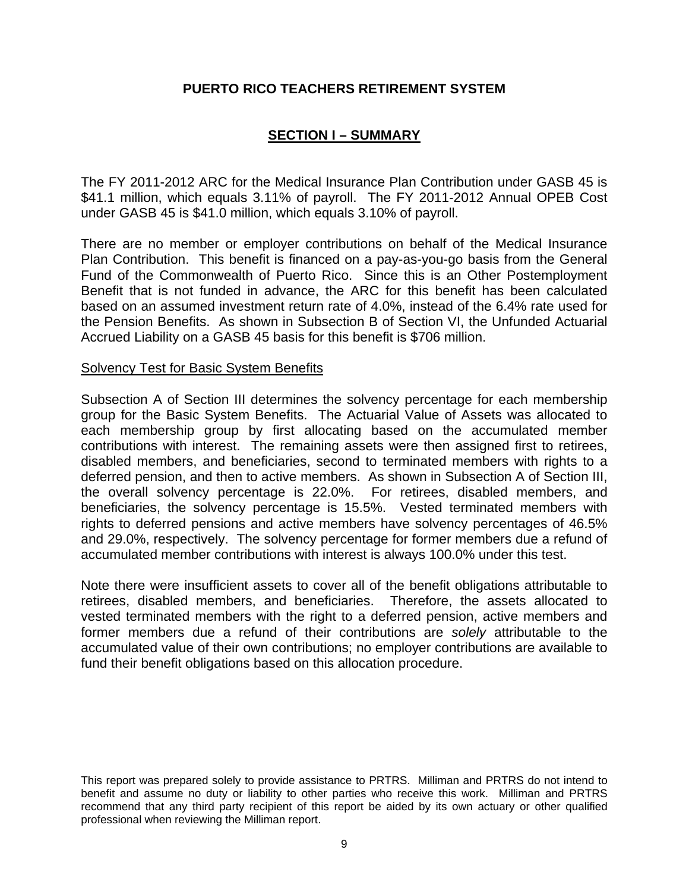**PUERTO RICO TEACHERS RETIREMENT SYSTEM**

## SECTION I – SUMMARY

The FY 2011-2012 ARC for the Medical Insurance Plan Contribution under GASB 45 is $41.1 million, which equals 3.11% of payroll. The FY 2011-2012 Annual OPEB Cost under GASB 45 is $41.0 million, which equals 3.10% of payroll.

There are no member or employer contributions on behalf of the Medical Insurance Plan Contribution. This benefit is financed on a pay-as-you-go basis from the General Fund of the Commonwealth of Puerto Rico. Since this is an Other Postemployment Benefit that is not funded in advance, the ARC for this benefit has been calculated based on an assumed investment return rate of 4.0%, instead of the 6.4% rate used for the Pension Benefits. As shown in Subsection B of Section VI, the Unfunded Actuarial Accrued Liability on a GASB 45 basis for this benefit is $706 million.

Solvency Test for Basic System Benefits

Subsection A of Section III determines the solvency percentage for each membership group for the Basic System Benefits. The Actuarial Value of Assets was allocated to each membership group by first allocating based on the accumulated member contributions with interest. The remaining assets were then assigned first to retirees, disabled members, and beneficiaries, second to terminated members with rights to a deferred pension, and then to active members. As shown in Subsection A of Section III, the overall solvency percentage is 22.0%. For retirees, disabled members, and beneficiaries, the solvency percentage is 15.5%. Vested terminated members with rights to deferred pensions and active members have solvency percentages of 46.5% and 29.0%, respectively. The solvency percentage for former members due a refund of accumulated member contributions with interest is always 100.0% under this test.

Note there were insufficient assets to cover all of the benefit obligations attributable to retirees, disabled members, and beneficiaries. Therefore, the assets allocated to vested terminated members with the right to a deferred pension, active members and former members due a refund of their contributions are *solely* attributable to the accumulated value of their own contributions; no employer contributions are available to fund their benefit obligations based on this allocation procedure.

This report was prepared solely to provide assistance to PRTRS. Milliman and PRTRS do not intend to benefit and assume no duty or liability to other parties who receive this work. Milliman and PRTRS recommend that any third party recipient of this report be aided by its own actuary or other qualified professional when reviewing the Milliman report.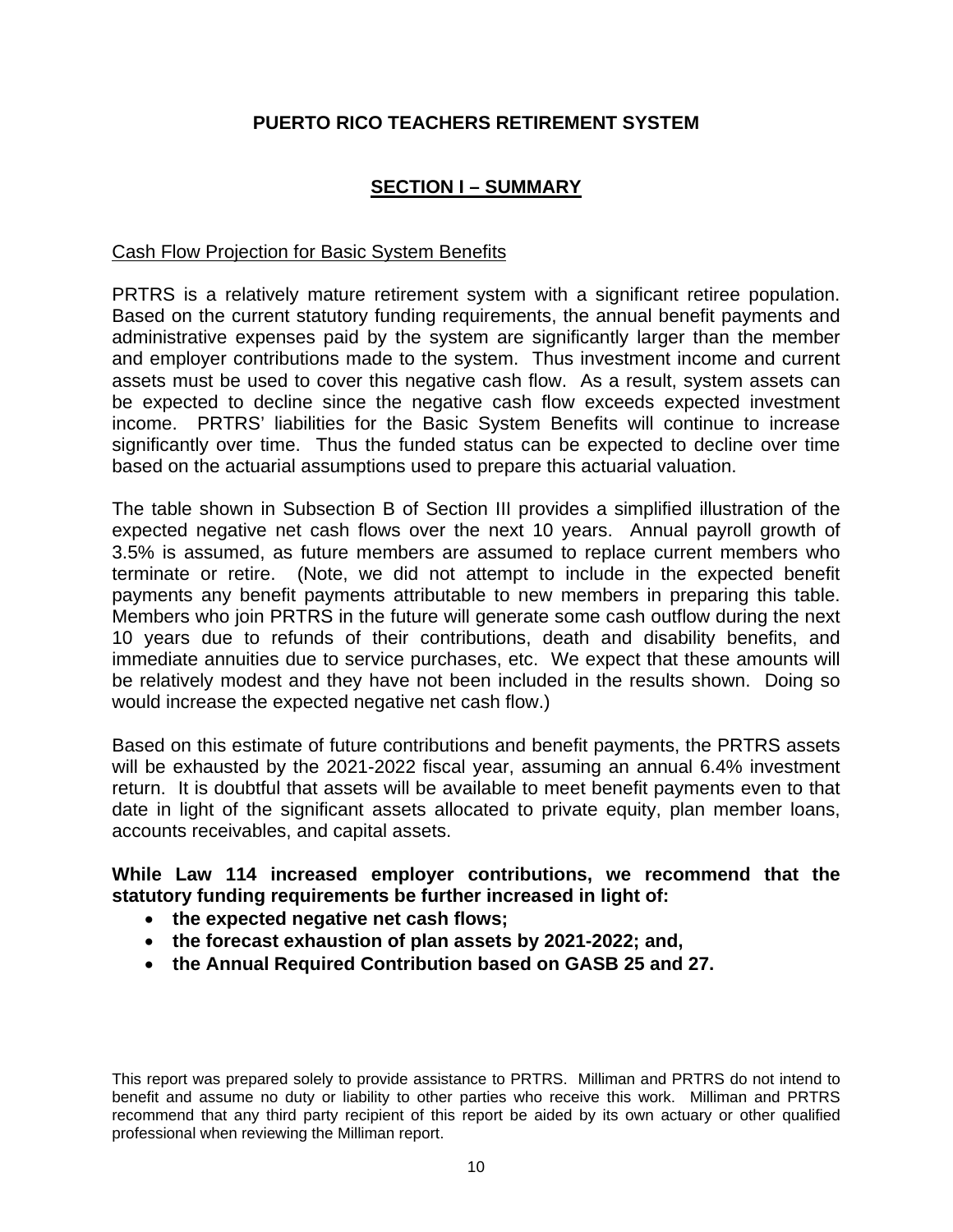**PUERTO RICO TEACHERS RETIREMENT SYSTEM**

## SECTION I – SUMMARY

Cash Flow Projection for Basic System Benefits

PRTRS is a relatively mature retirement system with a significant retiree population. Based on the current statutory funding requirements, the annual benefit payments and administrative expenses paid by the system are significantly larger than the member and employer contributions made to the system. Thus investment income and current assets must be used to cover this negative cash flow. As a result, system assets can be expected to decline since the negative cash flow exceeds expected investment income. PRTRS' liabilities for the Basic System Benefits will continue to increase significantly over time. Thus the funded status can be expected to decline over time based on the actuarial assumptions used to prepare this actuarial valuation.

The table shown in Subsection B of Section III provides a simplified illustration of the expected negative net cash flows over the next 10 years. Annual payroll growth of 3.5% is assumed, as future members are assumed to replace current members who terminate or retire. (Note, we did not attempt to include in the expected benefit payments any benefit payments attributable to new members in preparing this table. Members who join PRTRS in the future will generate some cash outflow during the next 10 years due to refunds of their contributions, death and disability benefits, and immediate annuities due to service purchases, etc. We expect that these amounts will be relatively modest and they have not been included in the results shown. Doing so would increase the expected negative net cash flow.)

Based on this estimate of future contributions and benefit payments, the PRTRS assets will be exhausted by the 2021-2022 fiscal year, assuming an annual 6.4% investment return. It is doubtful that assets will be available to meet benefit payments even to that date in light of the significant assets allocated to private equity, plan member loans, accounts receivables, and capital assets.

**While Law 114 increased employer contributions, we recommend that the statutory funding requirements be further increased in light of:**

- **the expected negative net cash flows;**
- **the forecast exhaustion of plan assets by 2021-2022; and,**
- **the Annual Required Contribution based on GASB 25 and 27.**

This report was prepared solely to provide assistance to PRTRS. Milliman and PRTRS do not intend to benefit and assume no duty or liability to other parties who receive this work. Milliman and PRTRS recommend that any third party recipient of this report be aided by its own actuary or other qualified professional when reviewing the Milliman report.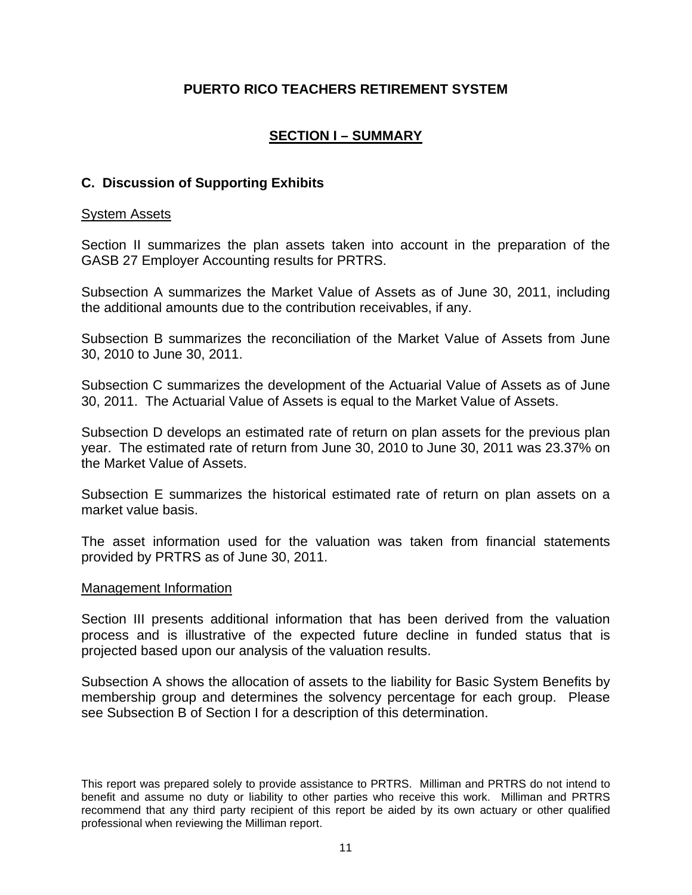# PUERTO RICO TEACHERS RETIREMENT SYSTEM

## SECTION I – SUMMARY

### C. Discussion of Supporting Exhibits

System Assets

Section II summarizes the plan assets taken into account in the preparation of the GASB 27 Employer Accounting results for PRTRS.

Subsection A summarizes the Market Value of Assets as of June 30, 2011, including the additional amounts due to the contribution receivables, if any.

Subsection B summarizes the reconciliation of the Market Value of Assets from June 30, 2010 to June 30, 2011.

Subsection C summarizes the development of the Actuarial Value of Assets as of June 30, 2011. The Actuarial Value of Assets is equal to the Market Value of Assets.

Subsection D develops an estimated rate of return on plan assets for the previous plan year. The estimated rate of return from June 30, 2010 to June 30, 2011 was 23.37% on the Market Value of Assets.

Subsection E summarizes the historical estimated rate of return on plan assets on a market value basis.

The asset information used for the valuation was taken from financial statements provided by PRTRS as of June 30, 2011.

Management Information

Section III presents additional information that has been derived from the valuation process and is illustrative of the expected future decline in funded status that is projected based upon our analysis of the valuation results.

Subsection A shows the allocation of assets to the liability for Basic System Benefits by membership group and determines the solvency percentage for each group. Please see Subsection B of Section I for a description of this determination.

This report was prepared solely to provide assistance to PRTRS. Milliman and PRTRS do not intend to benefit and assume no duty or liability to other parties who receive this work. Milliman and PRTRS recommend that any third party recipient of this report be aided by its own actuary or other qualified professional when reviewing the Milliman report.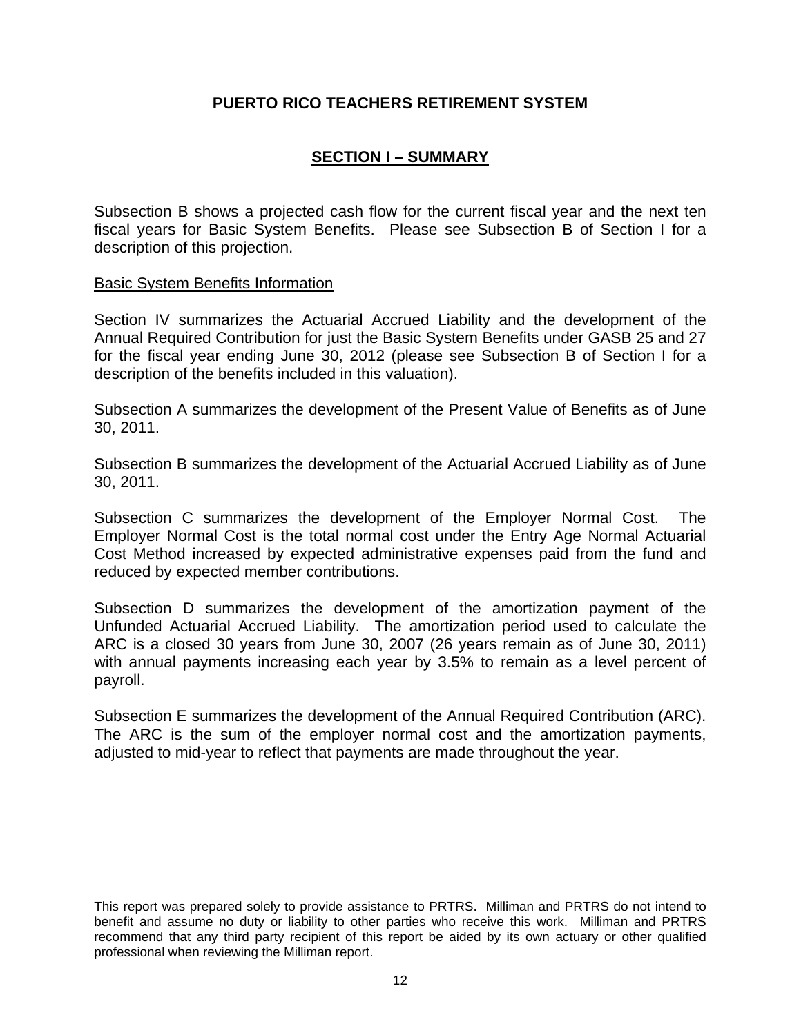**PUERTO RICO TEACHERS RETIREMENT SYSTEM**

## SECTION I – SUMMARY

Subsection B shows a projected cash flow for the current fiscal year and the next ten fiscal years for Basic System Benefits. Please see Subsection B of Section I for a description of this projection.

Basic System Benefits Information

Section IV summarizes the Actuarial Accrued Liability and the development of the Annual Required Contribution for just the Basic System Benefits under GASB 25 and 27 for the fiscal year ending June 30, 2012 (please see Subsection B of Section I for a description of the benefits included in this valuation).

Subsection A summarizes the development of the Present Value of Benefits as of June 30, 2011.

Subsection B summarizes the development of the Actuarial Accrued Liability as of June 30, 2011.

Subsection C summarizes the development of the Employer Normal Cost. The Employer Normal Cost is the total normal cost under the Entry Age Normal Actuarial Cost Method increased by expected administrative expenses paid from the fund and reduced by expected member contributions.

Subsection D summarizes the development of the amortization payment of the Unfunded Actuarial Accrued Liability. The amortization period used to calculate the ARC is a closed 30 years from June 30, 2007 (26 years remain as of June 30, 2011) with annual payments increasing each year by 3.5% to remain as a level percent of payroll.

Subsection E summarizes the development of the Annual Required Contribution (ARC). The ARC is the sum of the employer normal cost and the amortization payments, adjusted to mid-year to reflect that payments are made throughout the year.

This report was prepared solely to provide assistance to PRTRS. Milliman and PRTRS do not intend to benefit and assume no duty or liability to other parties who receive this work. Milliman and PRTRS recommend that any third party recipient of this report be aided by its own actuary or other qualified professional when reviewing the Milliman report.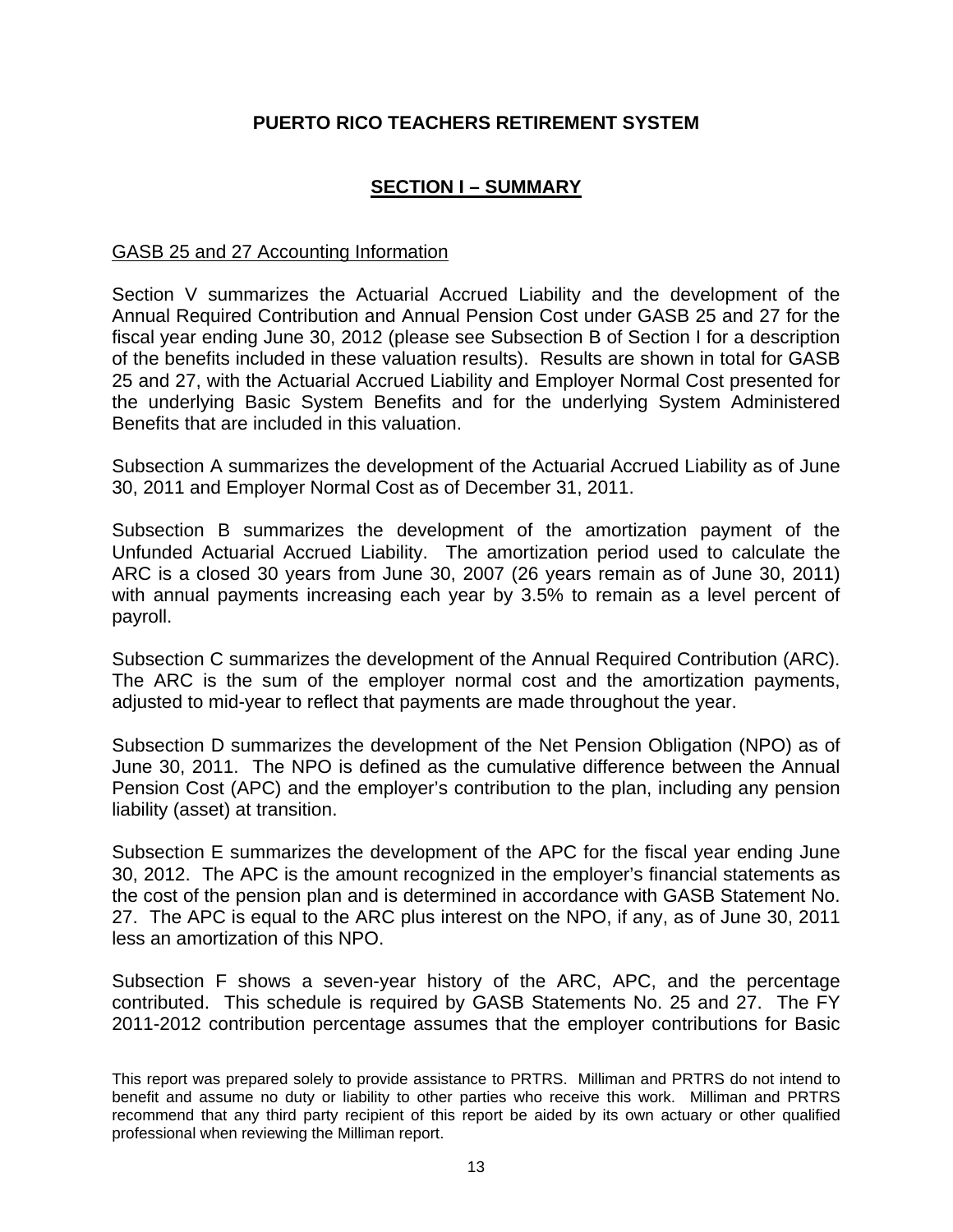# PUERTO RICO TEACHERS RETIREMENT SYSTEM

## SECTION I – SUMMARY

GASB 25 and 27 Accounting Information

Section V summarizes the Actuarial Accrued Liability and the development of the Annual Required Contribution and Annual Pension Cost under GASB 25 and 27 for the fiscal year ending June 30, 2012 (please see Subsection B of Section I for a description of the benefits included in these valuation results). Results are shown in total for GASB 25 and 27, with the Actuarial Accrued Liability and Employer Normal Cost presented for the underlying Basic System Benefits and for the underlying System Administered Benefits that are included in this valuation.

Subsection A summarizes the development of the Actuarial Accrued Liability as of June 30, 2011 and Employer Normal Cost as of December 31, 2011.

Subsection B summarizes the development of the amortization payment of the Unfunded Actuarial Accrued Liability. The amortization period used to calculate the ARC is a closed 30 years from June 30, 2007 (26 years remain as of June 30, 2011) with annual payments increasing each year by 3.5% to remain as a level percent of payroll.

Subsection C summarizes the development of the Annual Required Contribution (ARC). The ARC is the sum of the employer normal cost and the amortization payments, adjusted to mid-year to reflect that payments are made throughout the year.

Subsection D summarizes the development of the Net Pension Obligation (NPO) as of June 30, 2011. The NPO is defined as the cumulative difference between the Annual Pension Cost (APC) and the employer's contribution to the plan, including any pension liability (asset) at transition.

Subsection E summarizes the development of the APC for the fiscal year ending June 30, 2012. The APC is the amount recognized in the employer's financial statements as the cost of the pension plan and is determined in accordance with GASB Statement No. 27. The APC is equal to the ARC plus interest on the NPO, if any, as of June 30, 2011 less an amortization of this NPO.

Subsection F shows a seven-year history of the ARC, APC, and the percentage contributed. This schedule is required by GASB Statements No. 25 and 27. The FY 2011-2012 contribution percentage assumes that the employer contributions for Basic

This report was prepared solely to provide assistance to PRTRS. Milliman and PRTRS do not intend to benefit and assume no duty or liability to other parties who receive this work. Milliman and PRTRS recommend that any third party recipient of this report be aided by its own actuary or other qualified professional when reviewing the Milliman report.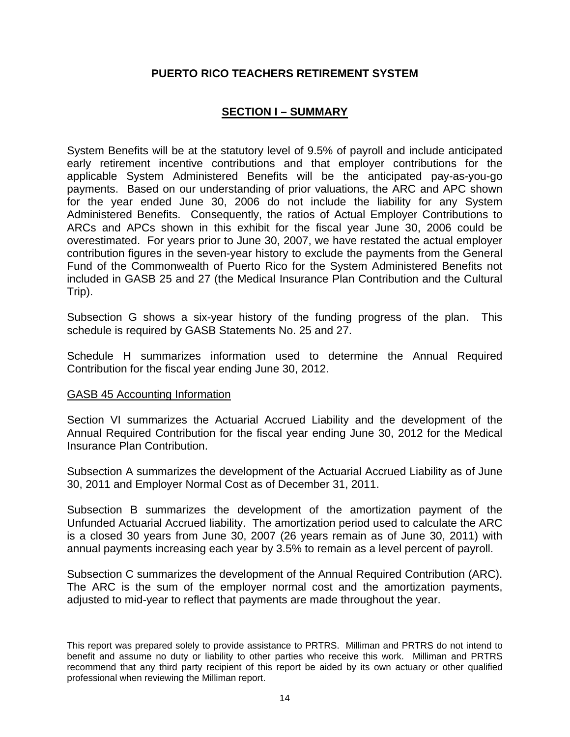**PUERTO RICO TEACHERS RETIREMENT SYSTEM**

## SECTION I – SUMMARY

System Benefits will be at the statutory level of 9.5% of payroll and include anticipated early retirement incentive contributions and that employer contributions for the applicable System Administered Benefits will be the anticipated pay-as-you-go payments. Based on our understanding of prior valuations, the ARC and APC shown for the year ended June 30, 2006 do not include the liability for any System Administered Benefits. Consequently, the ratios of Actual Employer Contributions to ARCs and APCs shown in this exhibit for the fiscal year June 30, 2006 could be overestimated. For years prior to June 30, 2007, we have restated the actual employer contribution figures in the seven-year history to exclude the payments from the General Fund of the Commonwealth of Puerto Rico for the System Administered Benefits not included in GASB 25 and 27 (the Medical Insurance Plan Contribution and the Cultural Trip).

Subsection G shows a six-year history of the funding progress of the plan. This schedule is required by GASB Statements No. 25 and 27.

Schedule H summarizes information used to determine the Annual Required Contribution for the fiscal year ending June 30, 2012.

GASB 45 Accounting Information

Section VI summarizes the Actuarial Accrued Liability and the development of the Annual Required Contribution for the fiscal year ending June 30, 2012 for the Medical Insurance Plan Contribution.

Subsection A summarizes the development of the Actuarial Accrued Liability as of June 30, 2011 and Employer Normal Cost as of December 31, 2011.

Subsection B summarizes the development of the amortization payment of the Unfunded Actuarial Accrued liability. The amortization period used to calculate the ARC is a closed 30 years from June 30, 2007 (26 years remain as of June 30, 2011) with annual payments increasing each year by 3.5% to remain as a level percent of payroll.

Subsection C summarizes the development of the Annual Required Contribution (ARC). The ARC is the sum of the employer normal cost and the amortization payments, adjusted to mid-year to reflect that payments are made throughout the year.

This report was prepared solely to provide assistance to PRTRS. Milliman and PRTRS do not intend to benefit and assume no duty or liability to other parties who receive this work. Milliman and PRTRS recommend that any third party recipient of this report be aided by its own actuary or other qualified professional when reviewing the Milliman report.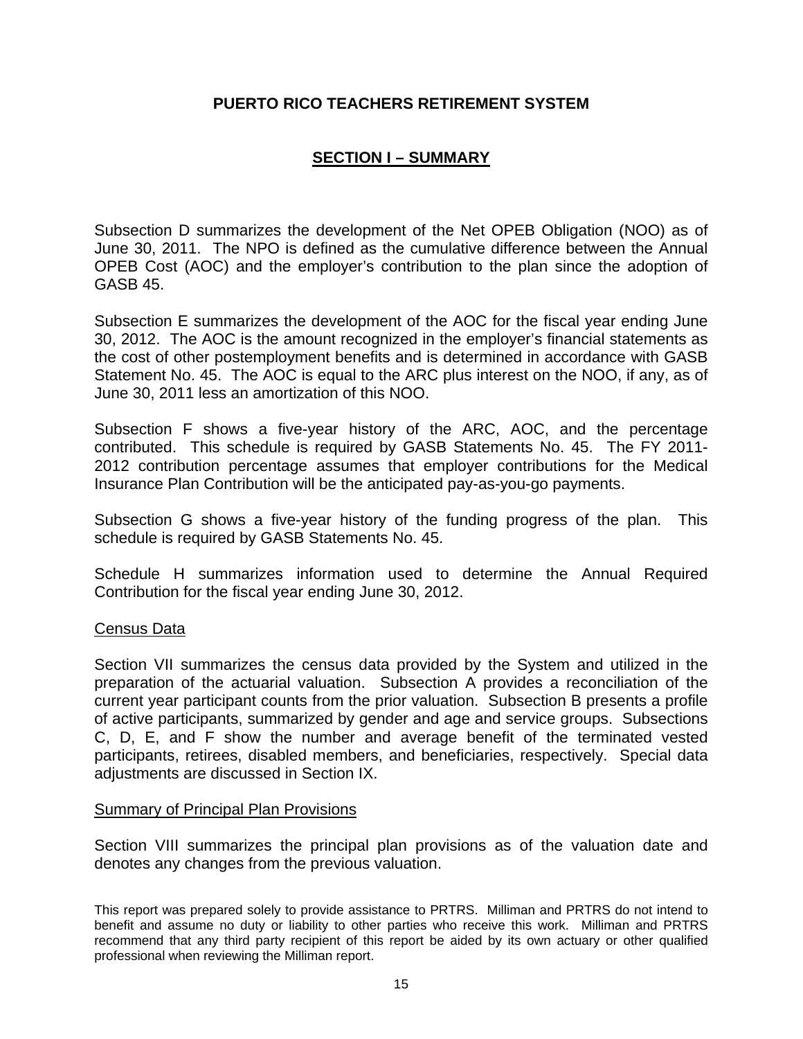# PUERTO RICO TEACHERS RETIREMENT SYSTEM

## SECTION I – SUMMARY

Subsection D summarizes the development of the Net OPEB Obligation (NOO) as of June 30, 2011. The NPO is defined as the cumulative difference between the Annual OPEB Cost (AOC) and the employer's contribution to the plan since the adoption of GASB 45.

Subsection E summarizes the development of the AOC for the fiscal year ending June 30, 2012. The AOC is the amount recognized in the employer's financial statements as the cost of other postemployment benefits and is determined in accordance with GASB Statement No. 45. The AOC is equal to the ARC plus interest on the NOO, if any, as of June 30, 2011 less an amortization of this NOO.

Subsection F shows a five-year history of the ARC, AOC, and the percentage contributed. This schedule is required by GASB Statements No. 45. The FY 2011-2012 contribution percentage assumes that employer contributions for the Medical Insurance Plan Contribution will be the anticipated pay-as-you-go payments.

Subsection G shows a five-year history of the funding progress of the plan. This schedule is required by GASB Statements No. 45.

Schedule H summarizes information used to determine the Annual Required Contribution for the fiscal year ending June 30, 2012.

### Census Data

Section VII summarizes the census data provided by the System and utilized in the preparation of the actuarial valuation. Subsection A provides a reconciliation of the current year participant counts from the prior valuation. Subsection B presents a profile of active participants, summarized by gender and age and service groups. Subsections C, D, E, and F show the number and average benefit of the terminated vested participants, retirees, disabled members, and beneficiaries, respectively. Special data adjustments are discussed in Section IX.

### Summary of Principal Plan Provisions

Section VIII summarizes the principal plan provisions as of the valuation date and denotes any changes from the previous valuation.

This report was prepared solely to provide assistance to PRTRS. Milliman and PRTRS do not intend to benefit and assume no duty or liability to other parties who receive this work. Milliman and PRTRS recommend that any third party recipient of this report be aided by its own actuary or other qualified professional when reviewing the Milliman report.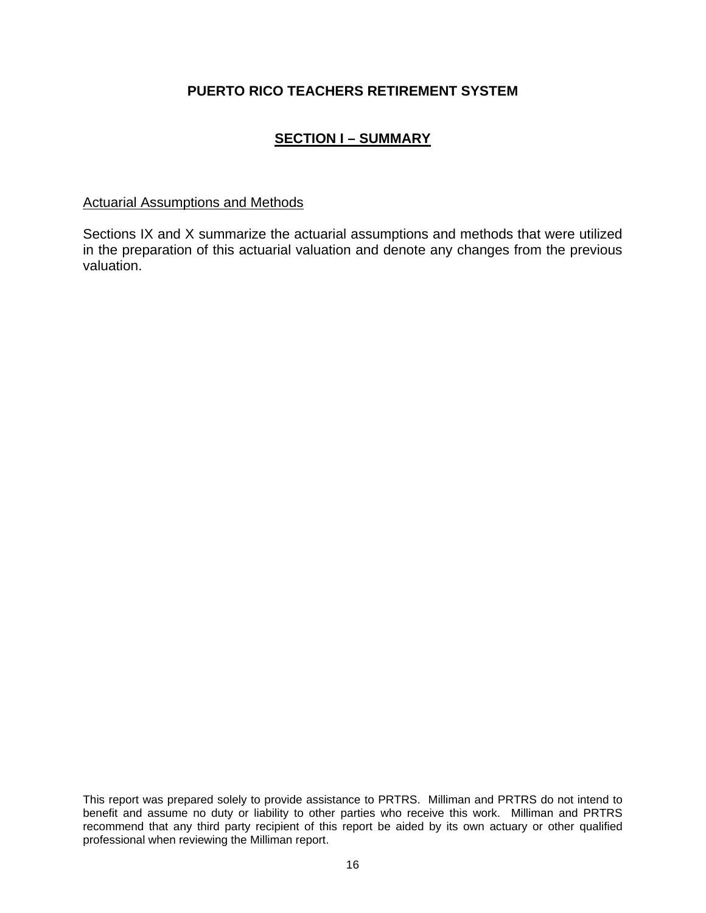## SECTION I – SUMMARY

### Actuarial Assumptions and Methods

Sections IX and X summarize the actuarial assumptions and methods that were utilized in the preparation of this actuarial valuation and denote any changes from the previous valuation.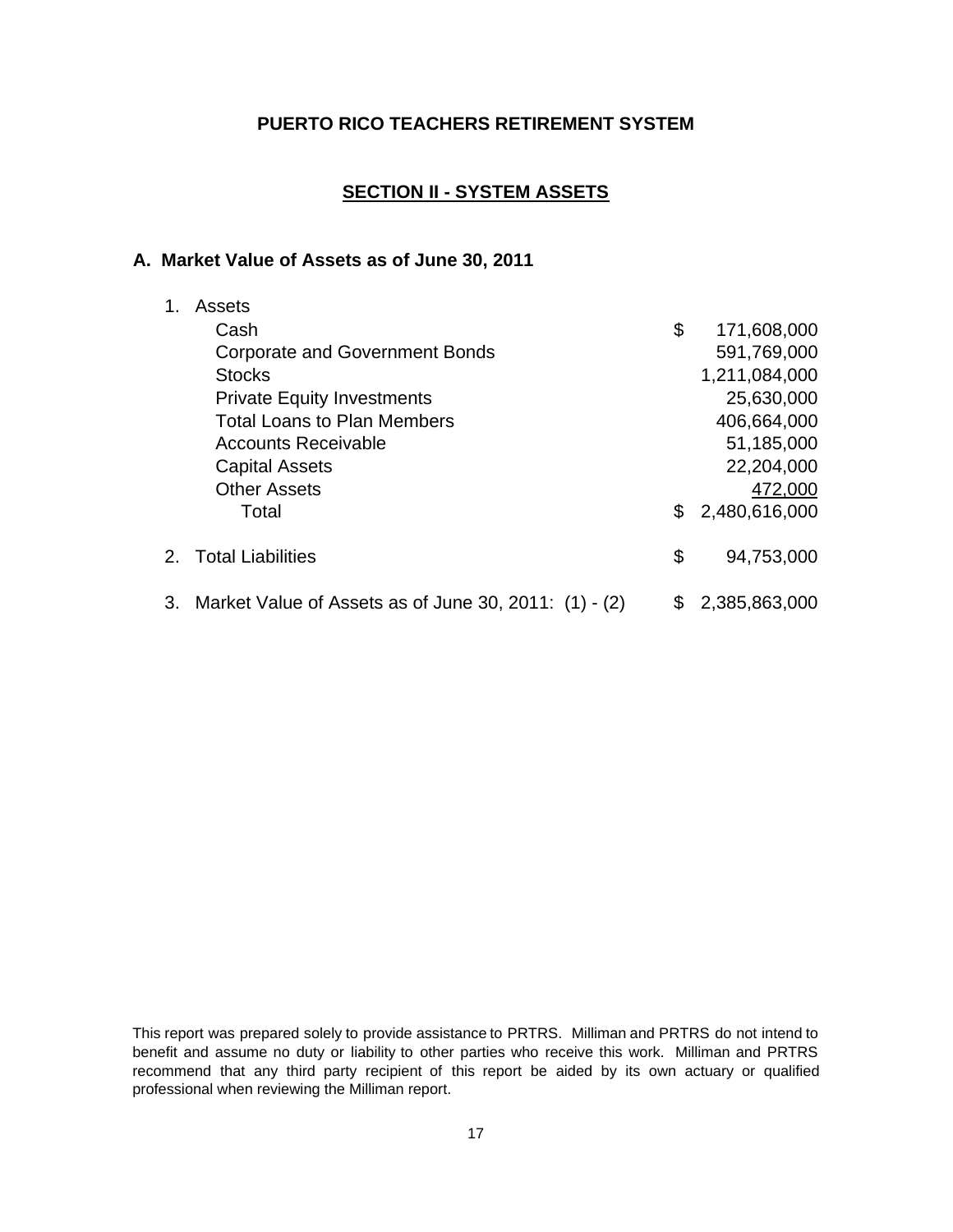## PUERTO RICO TEACHERS RETIREMENT SYSTEM

## SECTION II - SYSTEM ASSETS

### A. Market Value of Assets as of June 30, 2011

| | | |
|---|---|---|
| 1. Assets | | |
| Cash | $ | 171,608,000 |
| Corporate and Government Bonds | | 591,769,000 |
| Stocks | | 1,211,084,000 |
| Private Equity Investments | | 25,630,000 |
| Total Loans to Plan Members | | 406,664,000 |
| Accounts Receivable | | 51,185,000 |
| Capital Assets | | 22,204,000 |
| Other Assets | | 472,000 |
| Total | $ | 2,480,616,000 |
| 2. Total Liabilities | $ | 94,753,000 |
| 3. Market Value of Assets as of June 30, 2011: (1) - (2) | $ | 2,385,863,000 |

This report was prepared solely to provide assistance to PRTRS. Milliman and PRTRS do not intend to benefit and assume no duty or liability to other parties who receive this work. Milliman and PRTRS recommend that any third party recipient of this report be aided by its own actuary or qualified professional when reviewing the Milliman report.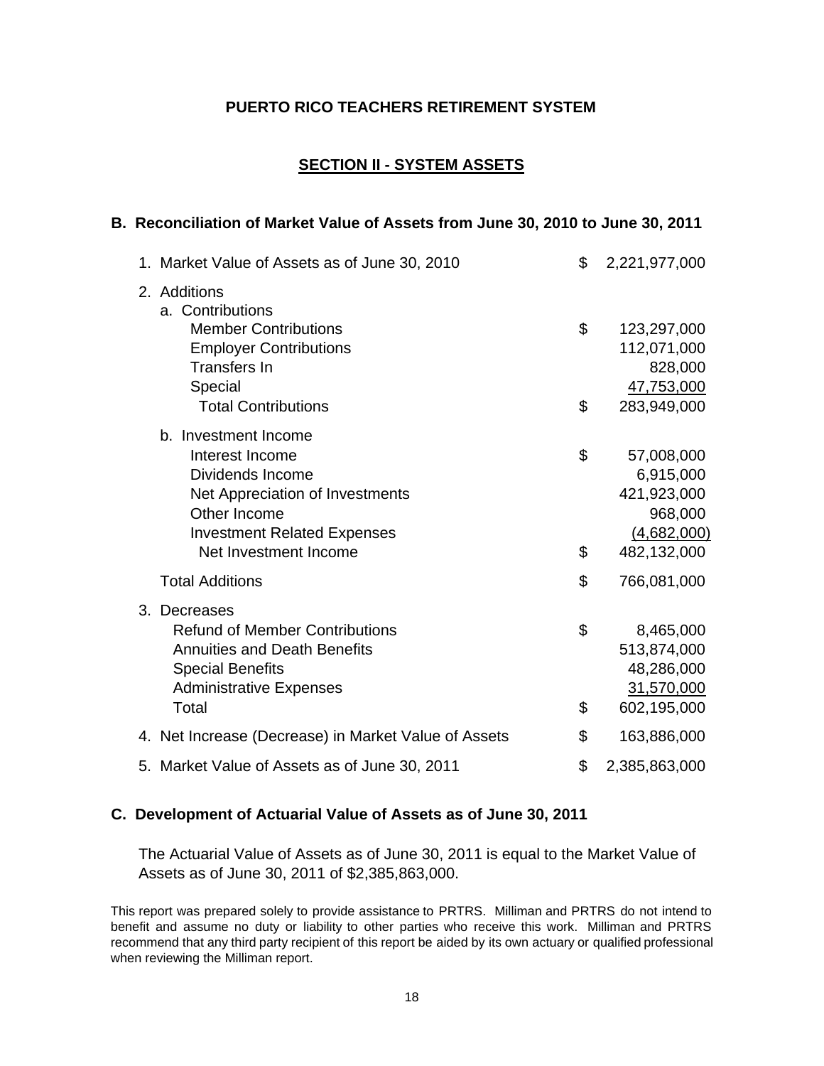**PUERTO RICO TEACHERS RETIREMENT SYSTEM**

## SECTION II - SYSTEM ASSETS

### B. Reconciliation of Market Value of Assets from June 30, 2010 to June 30, 2011

| | | |
|---|---|---|
| 1. Market Value of Assets as of June 30, 2010 | $ | 2,221,977,000 |
| 2. Additions | | |
| a. Contributions | | |
| Member Contributions | $ | 123,297,000 |
| Employer Contributions | | 112,071,000 |
| Transfers In | | 828,000 |
| Special | | 47,753,000 |
| Total Contributions | $ | 283,949,000 |
| b. Investment Income | | |
| Interest Income | $ | 57,008,000 |
| Dividends Income | | 6,915,000 |
| Net Appreciation of Investments | | 421,923,000 |
| Other Income | | 968,000 |
| Investment Related Expenses | | (4,682,000) |
| Net Investment Income | $ | 482,132,000 |
| Total Additions | $ | 766,081,000 |
| 3. Decreases | | |
| Refund of Member Contributions | $ | 8,465,000 |
| Annuities and Death Benefits | | 513,874,000 |
| Special Benefits | | 48,286,000 |
| Administrative Expenses | | 31,570,000 |
| Total | $ | 602,195,000 |
| 4. Net Increase (Decrease) in Market Value of Assets | $ | 163,886,000 |
| 5. Market Value of Assets as of June 30, 2011 | $ | 2,385,863,000 |

### C. Development of Actuarial Value of Assets as of June 30, 2011

The Actuarial Value of Assets as of June 30, 2011 is equal to the Market Value of Assets as of June 30, 2011 of $2,385,863,000.

This report was prepared solely to provide assistance to PRTRS. Milliman and PRTRS do not intend to benefit and assume no duty or liability to other parties who receive this work. Milliman and PRTRS recommend that any third party recipient of this report be aided by its own actuary or qualified professional when reviewing the Milliman report.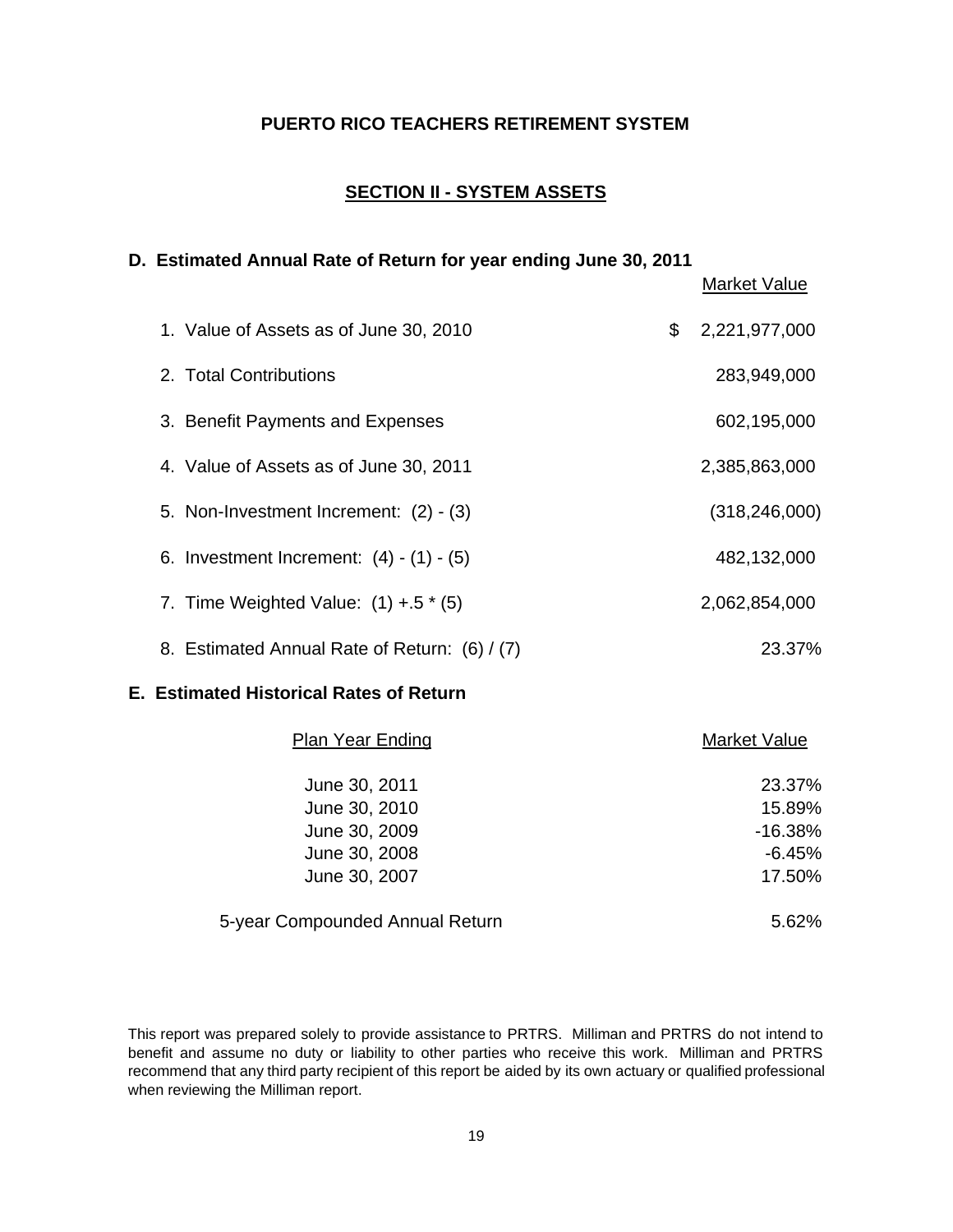**PUERTO RICO TEACHERS RETIREMENT SYSTEM**

## SECTION II - SYSTEM ASSETS

### D. Estimated Annual Rate of Return for year ending June 30, 2011

| | Market Value |
|---|---|
| 1. Value of Assets as of June 30, 2010 | $ 2,221,977,000 |
| 2. Total Contributions | 283,949,000 |
| 3. Benefit Payments and Expenses | 602,195,000 |
| 4. Value of Assets as of June 30, 2011 | 2,385,863,000 |
| 5. Non-Investment Increment: (2) - (3) | (318,246,000) |
| 6. Investment Increment: (4) - (1) - (5) | 482,132,000 |
| 7. Time Weighted Value: (1) +.5 * (5) | 2,062,854,000 |
| 8. Estimated Annual Rate of Return: (6) / (7) | 23.37% |

### E. Estimated Historical Rates of Return

| Plan Year Ending | Market Value |
|---|---|
| June 30, 2011 | 23.37% |
| June 30, 2010 | 15.89% |
| June 30, 2009 | -16.38% |
| June 30, 2008 | -6.45% |
| June 30, 2007 | 17.50% |
| 5-year Compounded Annual Return | 5.62% |

This report was prepared solely to provide assistance to PRTRS. Milliman and PRTRS do not intend to benefit and assume no duty or liability to other parties who receive this work. Milliman and PRTRS recommend that any third party recipient of this report be aided by its own actuary or qualified professional when reviewing the Milliman report.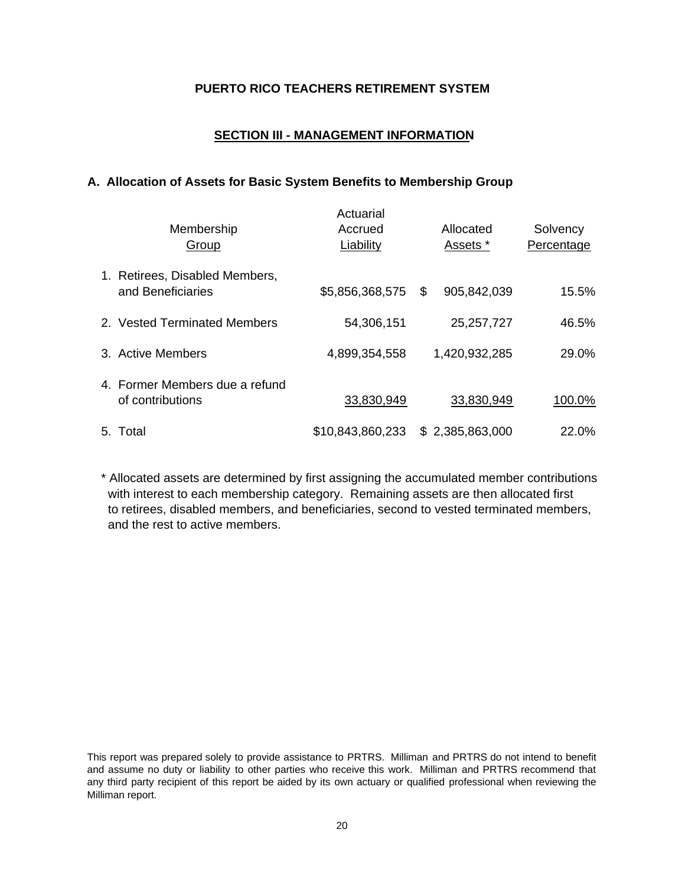**PUERTO RICO TEACHERS RETIREMENT SYSTEM**

## SECTION III - MANAGEMENT INFORMATION

### A. Allocation of Assets for Basic System Benefits to Membership Group

| Membership Group | Actuarial Accrued Liability | Allocated Assets * | Solvency Percentage |
|---|---|---|---|
| 1. Retirees, Disabled Members, and Beneficiaries | $5,856,368,575 | $ 905,842,039 | 15.5% |
| 2. Vested Terminated Members | 54,306,151 | 25,257,727 | 46.5% |
| 3. Active Members | 4,899,354,558 | 1,420,932,285 | 29.0% |
| 4. Former Members due a refund of contributions | 33,830,949 | 33,830,949 | 100.0% |
| 5. Total | $10,843,860,233 | $ 2,385,863,000 | 22.0% |

* Allocated assets are determined by first assigning the accumulated member contributions with interest to each membership category. Remaining assets are then allocated first to retirees, disabled members, and beneficiaries, second to vested terminated members, and the rest to active members.

This report was prepared solely to provide assistance to PRTRS. Milliman and PRTRS do not intend to benefit and assume no duty or liability to other parties who receive this work. Milliman and PRTRS recommend that any third party recipient of this report be aided by its own actuary or qualified professional when reviewing the Milliman report.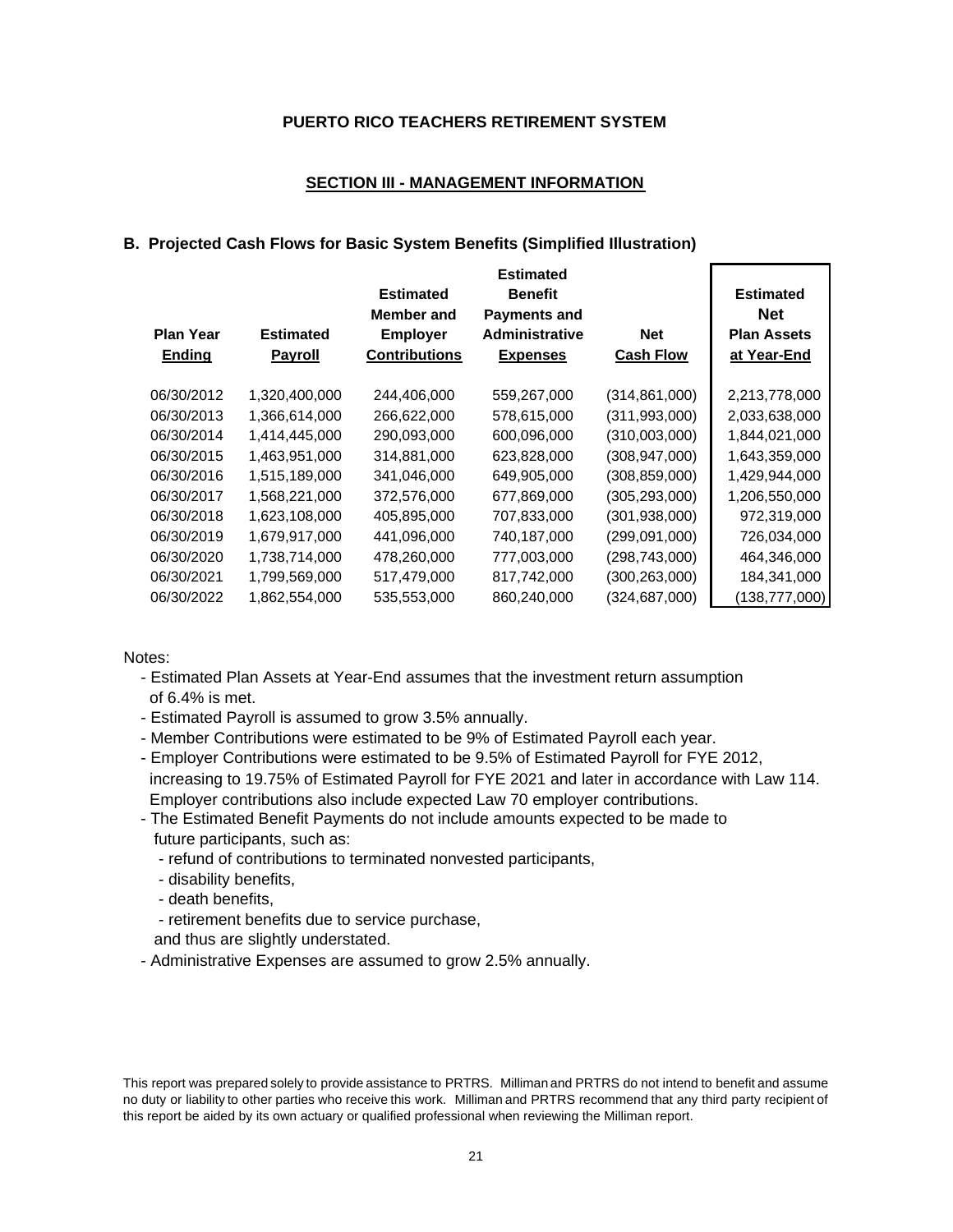## PUERTO RICO TEACHERS RETIREMENT SYSTEM

### SECTION III - MANAGEMENT INFORMATION

### B. Projected Cash Flows for Basic System Benefits (Simplified Illustration)

| Plan Year Ending | Estimated Payroll | Estimated Member and Employer Contributions | Estimated Benefit Payments and Administrative Expenses | Net Cash Flow | Estimated Net Plan Assets at Year-End |
|---|---|---|---|---|---|
| 06/30/2012 | 1,320,400,000 | 244,406,000 | 559,267,000 | (314,861,000) | 2,213,778,000 |
| 06/30/2013 | 1,366,614,000 | 266,622,000 | 578,615,000 | (311,993,000) | 2,033,638,000 |
| 06/30/2014 | 1,414,445,000 | 290,093,000 | 600,096,000 | (310,003,000) | 1,844,021,000 |
| 06/30/2015 | 1,463,951,000 | 314,881,000 | 623,828,000 | (308,947,000) | 1,643,359,000 |
| 06/30/2016 | 1,515,189,000 | 341,046,000 | 649,905,000 | (308,859,000) | 1,429,944,000 |
| 06/30/2017 | 1,568,221,000 | 372,576,000 | 677,869,000 | (305,293,000) | 1,206,550,000 |
| 06/30/2018 | 1,623,108,000 | 405,895,000 | 707,833,000 | (301,938,000) | 972,319,000 |
| 06/30/2019 | 1,679,917,000 | 441,096,000 | 740,187,000 | (299,091,000) | 726,034,000 |
| 06/30/2020 | 1,738,714,000 | 478,260,000 | 777,003,000 | (298,743,000) | 464,346,000 |
| 06/30/2021 | 1,799,569,000 | 517,479,000 | 817,742,000 | (300,263,000) | 184,341,000 |
| 06/30/2022 | 1,862,554,000 | 535,553,000 | 860,240,000 | (324,687,000) | (138,777,000) |

Notes:

- Estimated Plan Assets at Year-End assumes that the investment return assumption of 6.4% is met.
- Estimated Payroll is assumed to grow 3.5% annually.
- Member Contributions were estimated to be 9% of Estimated Payroll each year.
- Employer Contributions were estimated to be 9.5% of Estimated Payroll for FYE 2012, increasing to 19.75% of Estimated Payroll for FYE 2021 and later in accordance with Law 114. Employer contributions also include expected Law 70 employer contributions.
- The Estimated Benefit Payments do not include amounts expected to be made to future participants, such as:
  - refund of contributions to terminated nonvested participants,
  - disability benefits,
  - death benefits,
  - retirement benefits due to service purchase,

  and thus are slightly understated.
- Administrative Expenses are assumed to grow 2.5% annually.

This report was prepared solely to provide assistance to PRTRS. Milliman and PRTRS do not intend to benefit and assume no duty or liability to other parties who receive this work. Milliman and PRTRS recommend that any third party recipient of this report be aided by its own actuary or qualified professional when reviewing the Milliman report.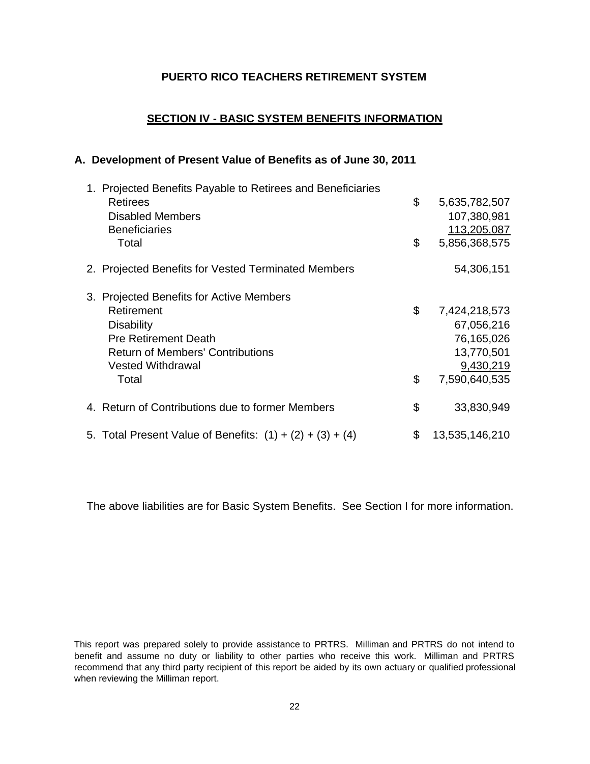**PUERTO RICO TEACHERS RETIREMENT SYSTEM**

## SECTION IV - BASIC SYSTEM BENEFITS INFORMATION

### A. Development of Present Value of Benefits as of June 30, 2011

| | | |
|---|---|---|
| 1. Projected Benefits Payable to Retirees and Beneficiaries | | |
| Retirees | $ | 5,635,782,507 |
| Disabled Members | | 107,380,981 |
| Beneficiaries | | 113,205,087 |
| Total | $ | 5,856,368,575 |
| 2. Projected Benefits for Vested Terminated Members | | 54,306,151 |
| 3. Projected Benefits for Active Members | | |
| Retirement | $ | 7,424,218,573 |
| Disability | | 67,056,216 |
| Pre Retirement Death | | 76,165,026 |
| Return of Members' Contributions | | 13,770,501 |
| Vested Withdrawal | | 9,430,219 |
| Total | $ | 7,590,640,535 |
| 4. Return of Contributions due to former Members | $ | 33,830,949 |
| 5. Total Present Value of Benefits: (1) + (2) + (3) + (4) | $ | 13,535,146,210 |

The above liabilities are for Basic System Benefits. See Section I for more information.

This report was prepared solely to provide assistance to PRTRS. Milliman and PRTRS do not intend to benefit and assume no duty or liability to other parties who receive this work. Milliman and PRTRS recommend that any third party recipient of this report be aided by its own actuary or qualified professional when reviewing the Milliman report.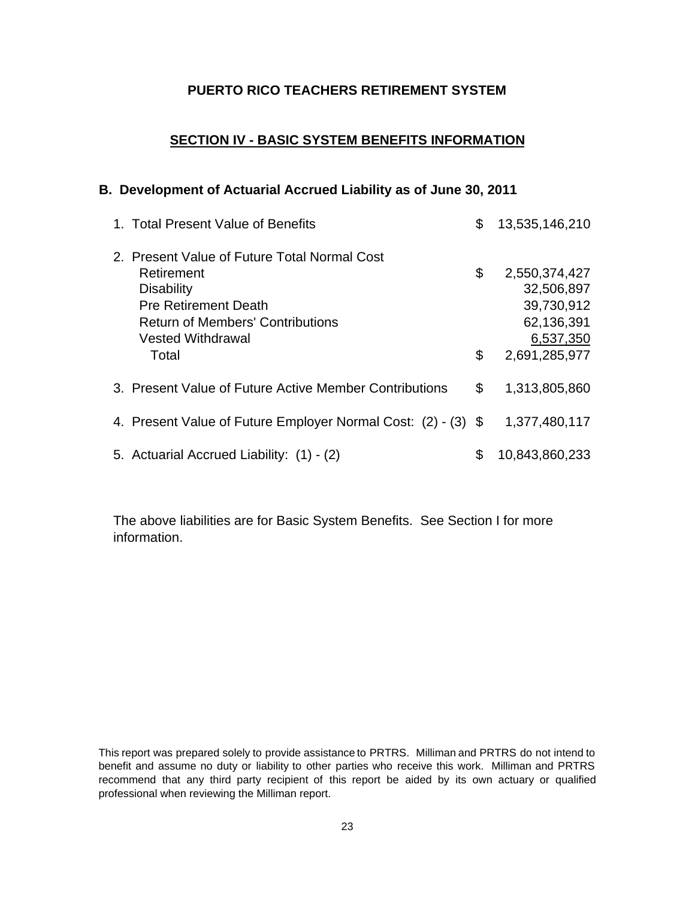**PUERTO RICO TEACHERS RETIREMENT SYSTEM**

## SECTION IV - BASIC SYSTEM BENEFITS INFORMATION

### B. Development of Actuarial Accrued Liability as of June 30, 2011

| | | |
|---|---|---|
| 1. Total Present Value of Benefits | $ | 13,535,146,210 |
| 2. Present Value of Future Total Normal Cost | | |
| Retirement | $ | 2,550,374,427 |
| Disability | | 32,506,897 |
| Pre Retirement Death | | 39,730,912 |
| Return of Members' Contributions | | 62,136,391 |
| Vested Withdrawal | | 6,537,350 |
| Total | $ | 2,691,285,977 |
| 3. Present Value of Future Active Member Contributions | $ | 1,313,805,860 |
| 4. Present Value of Future Employer Normal Cost: (2) - (3) | $ | 1,377,480,117 |
| 5. Actuarial Accrued Liability: (1) - (2) | $ | 10,843,860,233 |

The above liabilities are for Basic System Benefits. See Section I for more information.

This report was prepared solely to provide assistance to PRTRS. Milliman and PRTRS do not intend to benefit and assume no duty or liability to other parties who receive this work. Milliman and PRTRS recommend that any third party recipient of this report be aided by its own actuary or qualified professional when reviewing the Milliman report.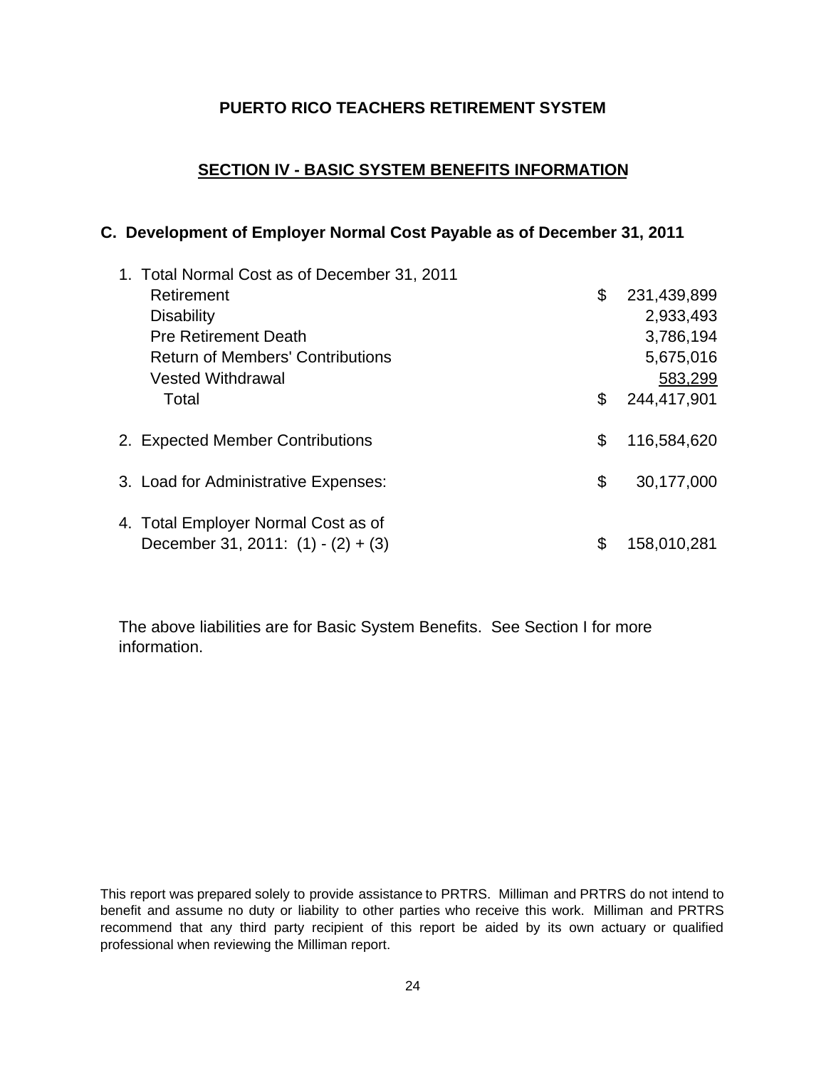# PUERTO RICO TEACHERS RETIREMENT SYSTEM

## SECTION IV - BASIC SYSTEM BENEFITS INFORMATION

### C. Development of Employer Normal Cost Payable as of December 31, 2011

| | | |
|---|---|---|
| 1. Total Normal Cost as of December 31, 2011 | | |
| Retirement | $ | 231,439,899 |
| Disability | | 2,933,493 |
| Pre Retirement Death | | 3,786,194 |
| Return of Members' Contributions | | 5,675,016 |
| Vested Withdrawal | | 583,299 |
| Total | $ | 244,417,901 |
| 2. Expected Member Contributions | $ | 116,584,620 |
| 3. Load for Administrative Expenses: | $ | 30,177,000 |
| 4. Total Employer Normal Cost as of December 31, 2011: (1) - (2) + (3) | $ | 158,010,281 |

The above liabilities are for Basic System Benefits. See Section I for more information.

This report was prepared solely to provide assistance to PRTRS. Milliman and PRTRS do not intend to benefit and assume no duty or liability to other parties who receive this work. Milliman and PRTRS recommend that any third party recipient of this report be aided by its own actuary or qualified professional when reviewing the Milliman report.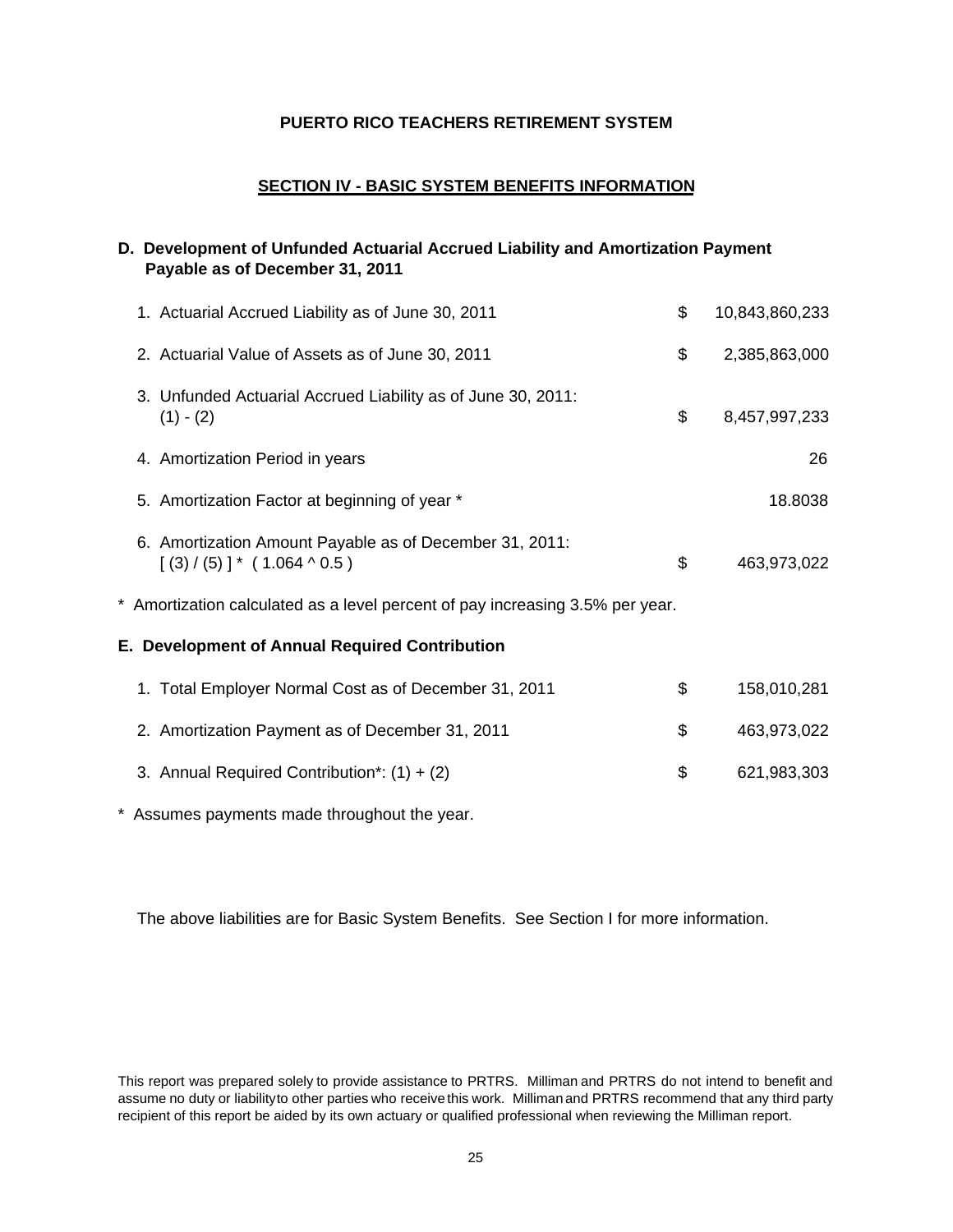**PUERTO RICO TEACHERS RETIREMENT SYSTEM**

## SECTION IV - BASIC SYSTEM BENEFITS INFORMATION

### D. Development of Unfunded Actuarial Accrued Liability and Amortization Payment Payable as of December 31, 2011

| | | |
|---|---|---|
| 1. Actuarial Accrued Liability as of June 30, 2011 | $ | 10,843,860,233 |
| 2. Actuarial Value of Assets as of June 30, 2011 | $ | 2,385,863,000 |
| 3. Unfunded Actuarial Accrued Liability as of June 30, 2011: (1) - (2) | $ | 8,457,997,233 |
| 4. Amortization Period in years | | 26 |
| 5. Amortization Factor at beginning of year * | | 18.8038 |
| 6. Amortization Amount Payable as of December 31, 2011: [ (3) / (5) ] * ( 1.064 ^ 0.5 ) | $ | 463,973,022 |

* Amortization calculated as a level percent of pay increasing 3.5% per year.

### E. Development of Annual Required Contribution

| | | |
|---|---|---|
| 1. Total Employer Normal Cost as of December 31, 2011 | $ | 158,010,281 |
| 2. Amortization Payment as of December 31, 2011 | $ | 463,973,022 |
| 3. Annual Required Contribution*: (1) + (2) | $ | 621,983,303 |

* Assumes payments made throughout the year.

The above liabilities are for Basic System Benefits. See Section I for more information.

This report was prepared solely to provide assistance to PRTRS. Milliman and PRTRS do not intend to benefit and assume no duty or liability to other parties who receive this work. Milliman and PRTRS recommend that any third party recipient of this report be aided by its own actuary or qualified professional when reviewing the Milliman report.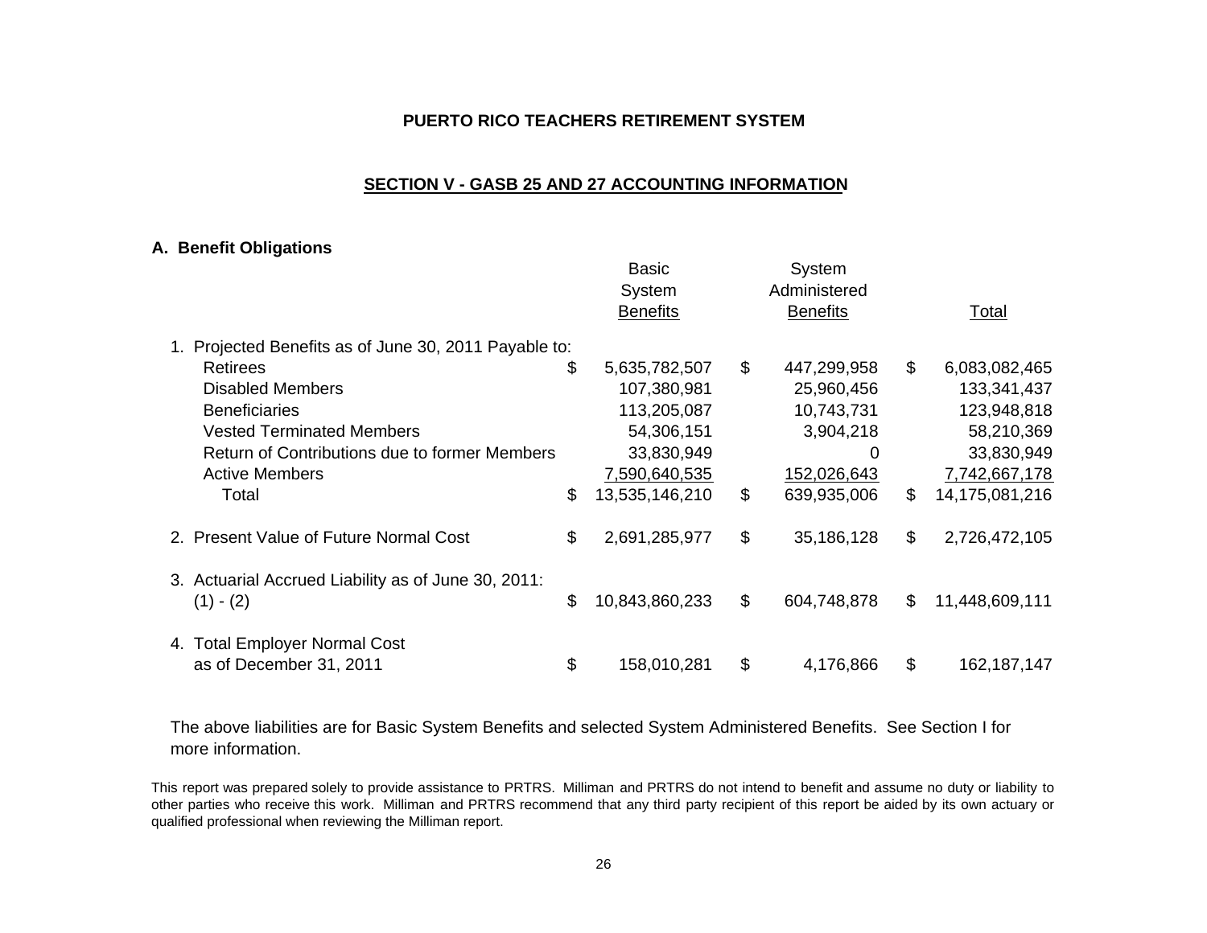**PUERTO RICO TEACHERS RETIREMENT SYSTEM**

## SECTION V - GASB 25 AND 27 ACCOUNTING INFORMATION

### A. Benefit Obligations

| | Basic System Benefits | System Administered Benefits | Total |
|---|---|---|---|
| 1. Projected Benefits as of June 30, 2011 Payable to: | | | |
| Retirees | $ 5,635,782,507 | $ 447,299,958 | $ 6,083,082,465 |
| Disabled Members | 107,380,981 | 25,960,456 | 133,341,437 |
| Beneficiaries | 113,205,087 | 10,743,731 | 123,948,818 |
| Vested Terminated Members | 54,306,151 | 3,904,218 | 58,210,369 |
| Return of Contributions due to former Members | 33,830,949 | 0 | 33,830,949 |
| Active Members | 7,590,640,535 | 152,026,643 | 7,742,667,178 |
| Total | $ 13,535,146,210 | $ 639,935,006 | $ 14,175,081,216 |
| 2. Present Value of Future Normal Cost | $ 2,691,285,977 | $ 35,186,128 | $ 2,726,472,105 |
| 3. Actuarial Accrued Liability as of June 30, 2011: (1) - (2) | $ 10,843,860,233 | $ 604,748,878 | $ 11,448,609,111 |
| 4. Total Employer Normal Cost as of December 31, 2011 | $ 158,010,281 | $ 4,176,866 | $ 162,187,147 |

The above liabilities are for Basic System Benefits and selected System Administered Benefits. See Section I for more information.

This report was prepared solely to provide assistance to PRTRS. Milliman and PRTRS do not intend to benefit and assume no duty or liability to other parties who receive this work. Milliman and PRTRS recommend that any third party recipient of this report be aided by its own actuary or qualified professional when reviewing the Milliman report.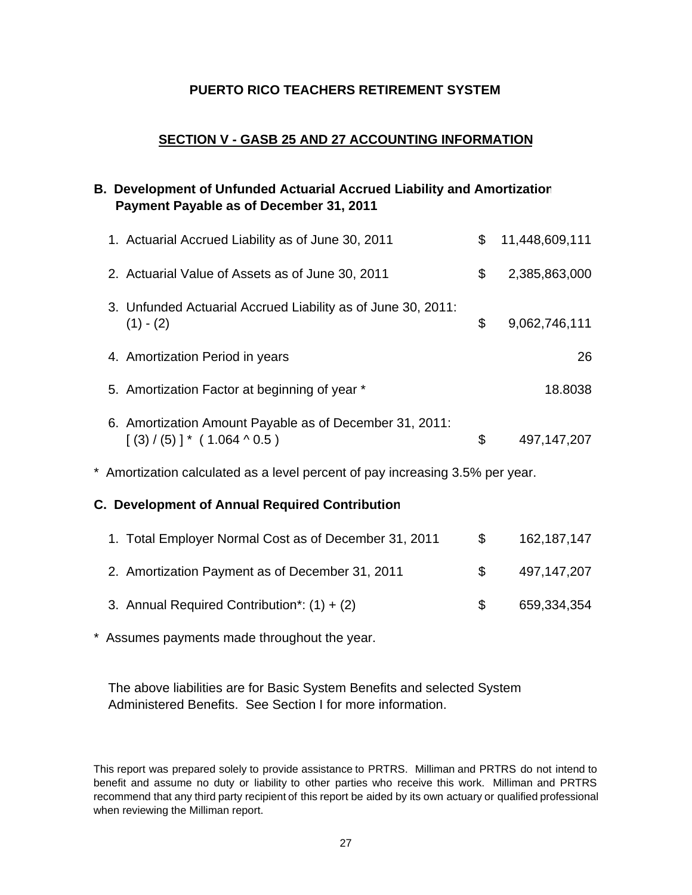# PUERTO RICO TEACHERS RETIREMENT SYSTEM

## SECTION V - GASB 25 AND 27 ACCOUNTING INFORMATION

### B. Development of Unfunded Actuarial Accrued Liability and Amortization Payment Payable as of December 31, 2011

| | | |
|---|---|---|
| 1. Actuarial Accrued Liability as of June 30, 2011 | $ | 11,448,609,111 |
| 2. Actuarial Value of Assets as of June 30, 2011 | $ | 2,385,863,000 |
| 3. Unfunded Actuarial Accrued Liability as of June 30, 2011: (1) - (2) | $ | 9,062,746,111 |
| 4. Amortization Period in years | | 26 |
| 5. Amortization Factor at beginning of year * | | 18.8038 |
| 6. Amortization Amount Payable as of December 31, 2011: [ (3) / (5) ] * ( 1.064 ^ 0.5 ) | $ | 497,147,207 |

\* Amortization calculated as a level percent of pay increasing 3.5% per year.

### C. Development of Annual Required Contribution

| | | |
|---|---|---|
| 1. Total Employer Normal Cost as of December 31, 2011 | $ | 162,187,147 |
| 2. Amortization Payment as of December 31, 2011 | $ | 497,147,207 |
| 3. Annual Required Contribution*: (1) + (2) | $ | 659,334,354 |

\* Assumes payments made throughout the year.

The above liabilities are for Basic System Benefits and selected System Administered Benefits. See Section I for more information.

This report was prepared solely to provide assistance to PRTRS. Milliman and PRTRS do not intend to benefit and assume no duty or liability to other parties who receive this work. Milliman and PRTRS recommend that any third party recipient of this report be aided by its own actuary or qualified professional when reviewing the Milliman report.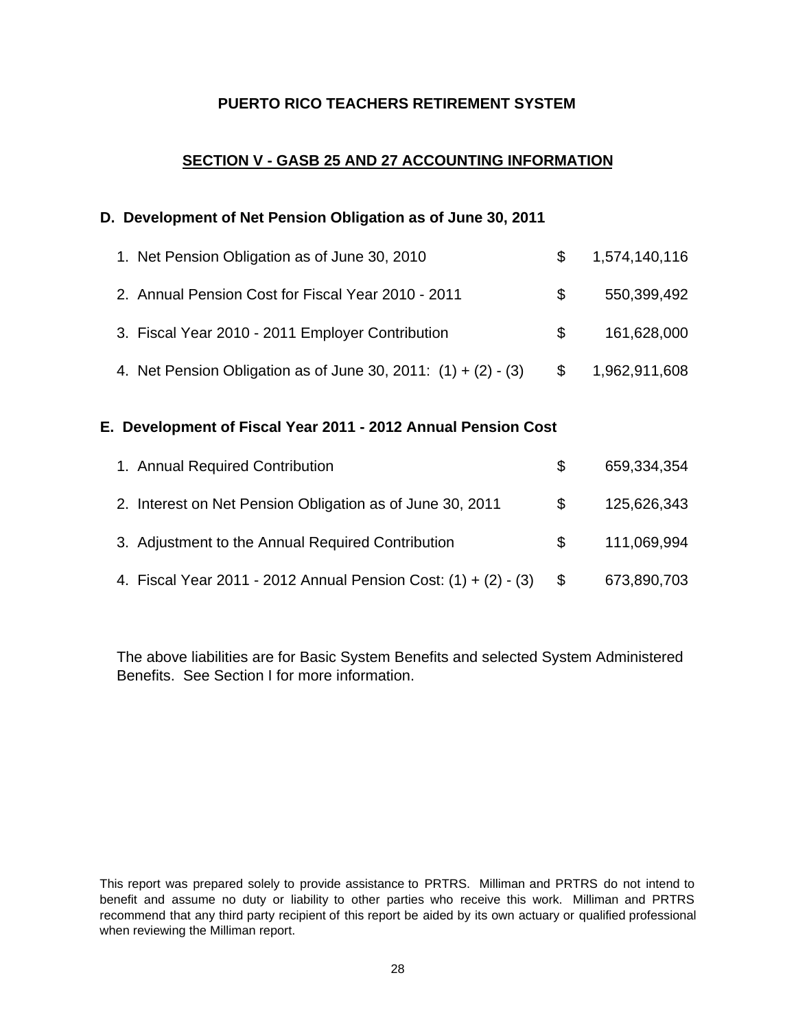# PUERTO RICO TEACHERS RETIREMENT SYSTEM

## SECTION V - GASB 25 AND 27 ACCOUNTING INFORMATION

### D. Development of Net Pension Obligation as of June 30, 2011

| | | |
|---|---|---|
| 1. Net Pension Obligation as of June 30, 2010 | $ | 1,574,140,116 |
| 2. Annual Pension Cost for Fiscal Year 2010 - 2011 | $ | 550,399,492 |
| 3. Fiscal Year 2010 - 2011 Employer Contribution | $ | 161,628,000 |
| 4. Net Pension Obligation as of June 30, 2011: (1) + (2) - (3) | $ | 1,962,911,608 |

### E. Development of Fiscal Year 2011 - 2012 Annual Pension Cost

| | | |
|---|---|---|
| 1. Annual Required Contribution | $ | 659,334,354 |
| 2. Interest on Net Pension Obligation as of June 30, 2011 | $ | 125,626,343 |
| 3. Adjustment to the Annual Required Contribution | $ | 111,069,994 |
| 4. Fiscal Year 2011 - 2012 Annual Pension Cost: (1) + (2) - (3) | $ | 673,890,703 |

The above liabilities are for Basic System Benefits and selected System Administered Benefits. See Section I for more information.

This report was prepared solely to provide assistance to PRTRS. Milliman and PRTRS do not intend to benefit and assume no duty or liability to other parties who receive this work. Milliman and PRTRS recommend that any third party recipient of this report be aided by its own actuary or qualified professional when reviewing the Milliman report.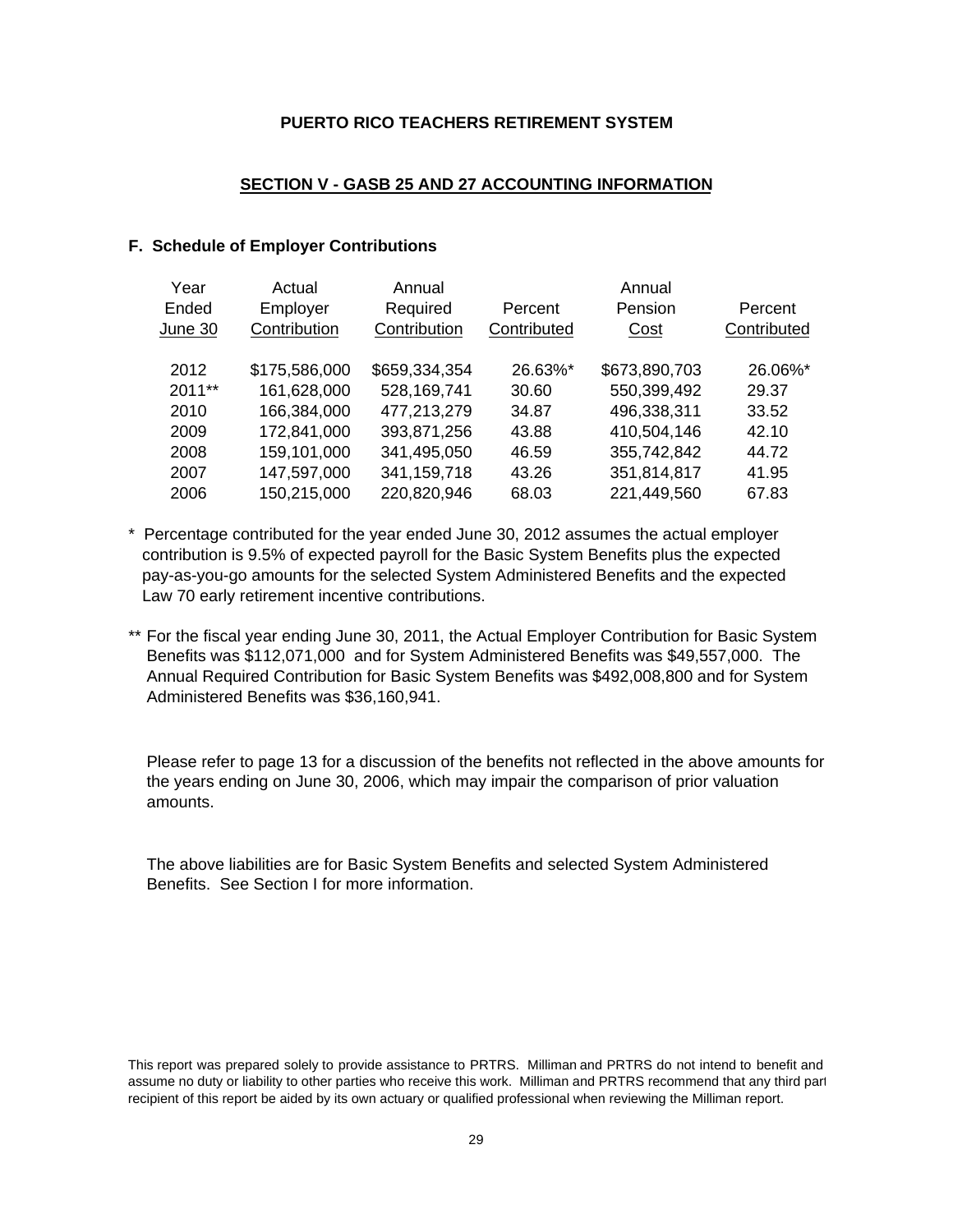# PUERTO RICO TEACHERS RETIREMENT SYSTEM

## SECTION V - GASB 25 AND 27 ACCOUNTING INFORMATION

### F. Schedule of Employer Contributions

| Year Ended June 30 | Actual Employer Contribution | Annual Required Contribution | Percent Contributed | Annual Pension Cost | Percent Contributed |
|---|---|---|---|---|---|
| 2012 | $175,586,000 | $659,334,354 | 26.63%* | $673,890,703 | 26.06%* |
| 2011** | 161,628,000 | 528,169,741 | 30.60 | 550,399,492 | 29.37 |
| 2010 | 166,384,000 | 477,213,279 | 34.87 | 496,338,311 | 33.52 |
| 2009 | 172,841,000 | 393,871,256 | 43.88 | 410,504,146 | 42.10 |
| 2008 | 159,101,000 | 341,495,050 | 46.59 | 355,742,842 | 44.72 |
| 2007 | 147,597,000 | 341,159,718 | 43.26 | 351,814,817 | 41.95 |
| 2006 | 150,215,000 | 220,820,946 | 68.03 | 221,449,560 | 67.83 |

\* Percentage contributed for the year ended June 30, 2012 assumes the actual employer contribution is 9.5% of expected payroll for the Basic System Benefits plus the expected pay-as-you-go amounts for the selected System Administered Benefits and the expected Law 70 early retirement incentive contributions.

\*\* For the fiscal year ending June 30, 2011, the Actual Employer Contribution for Basic System Benefits was $112,071,000 and for System Administered Benefits was $49,557,000. The Annual Required Contribution for Basic System Benefits was $492,008,800 and for System Administered Benefits was $36,160,941.

Please refer to page 13 for a discussion of the benefits not reflected in the above amounts for the years ending on June 30, 2006, which may impair the comparison of prior valuation amounts.

The above liabilities are for Basic System Benefits and selected System Administered Benefits. See Section I for more information.

This report was prepared solely to provide assistance to PRTRS. Milliman and PRTRS do not intend to benefit and assume no duty or liability to other parties who receive this work. Milliman and PRTRS recommend that any third part recipient of this report be aided by its own actuary or qualified professional when reviewing the Milliman report.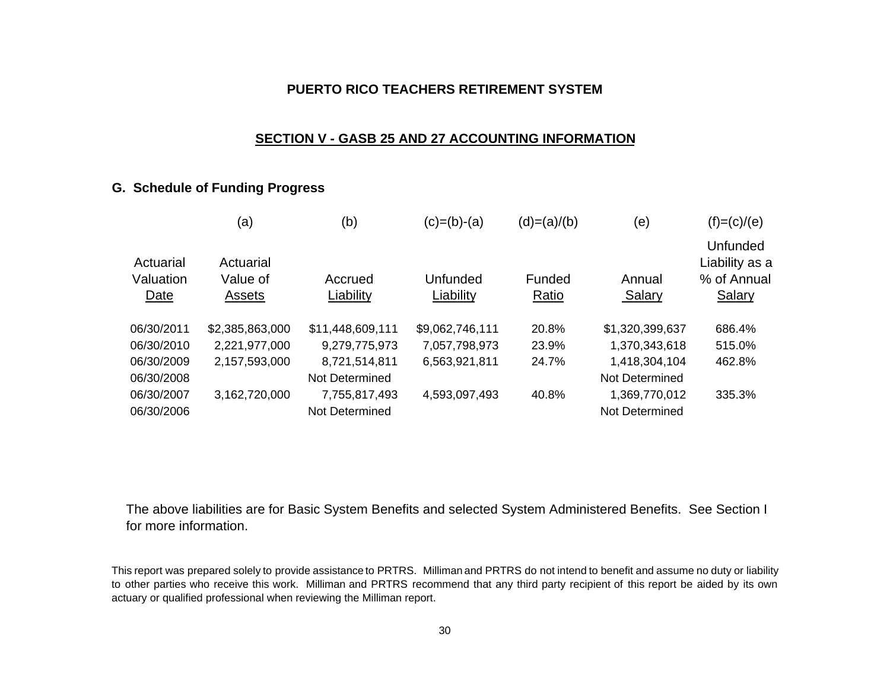**PUERTO RICO TEACHERS RETIREMENT SYSTEM**

## SECTION V - GASB 25 AND 27 ACCOUNTING INFORMATION

### G. Schedule of Funding Progress

| | (a) | (b) | (c)=(b)-(a) | (d)=(a)/(b) | (e) | (f)=(c)/(e) |
|---|---|---|---|---|---|---|
| Actuarial Valuation Date | Actuarial Value of Assets | Accrued Liability | Unfunded Liability | Funded Ratio | Annual Salary | Unfunded Liability as a % of Annual Salary |
| 06/30/2011 | $2,385,863,000 | $11,448,609,111 | $9,062,746,111 | 20.8% | $1,320,399,637 | 686.4% |
| 06/30/2010 | 2,221,977,000 | 9,279,775,973 | 7,057,798,973 | 23.9% | 1,370,343,618 | 515.0% |
| 06/30/2009 | 2,157,593,000 | 8,721,514,811 | 6,563,921,811 | 24.7% | 1,418,304,104 | 462.8% |
| 06/30/2008 | | Not Determined | | | Not Determined | |
| 06/30/2007 | 3,162,720,000 | 7,755,817,493 | 4,593,097,493 | 40.8% | 1,369,770,012 | 335.3% |
| 06/30/2006 | | Not Determined | | | Not Determined | |

The above liabilities are for Basic System Benefits and selected System Administered Benefits. See Section I for more information.

This report was prepared solely to provide assistance to PRTRS. Milliman and PRTRS do not intend to benefit and assume no duty or liability to other parties who receive this work. Milliman and PRTRS recommend that any third party recipient of this report be aided by its own actuary or qualified professional when reviewing the Milliman report.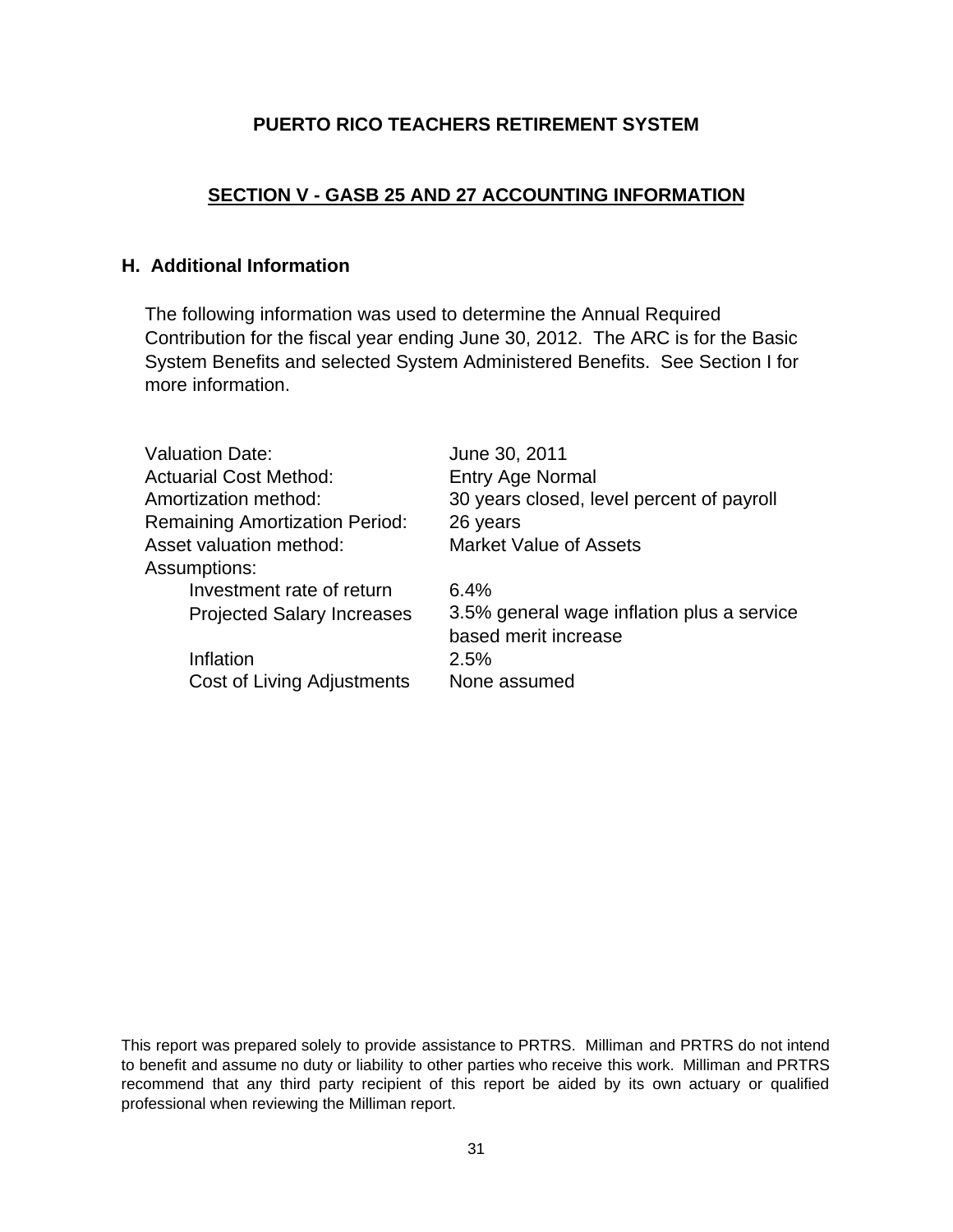**PUERTO RICO TEACHERS RETIREMENT SYSTEM**

## SECTION V - GASB 25 AND 27 ACCOUNTING INFORMATION

### H. Additional Information

The following information was used to determine the Annual Required Contribution for the fiscal year ending June 30, 2012. The ARC is for the Basic System Benefits and selected System Administered Benefits. See Section I for more information.

| | |
|---|---|
| Valuation Date: | June 30, 2011 |
| Actuarial Cost Method: | Entry Age Normal |
| Amortization method: | 30 years closed, level percent of payroll |
| Remaining Amortization Period: | 26 years |
| Asset valuation method: | Market Value of Assets |
| Assumptions: | |
| Investment rate of return | 6.4% |
| Projected Salary Increases | 3.5% general wage inflation plus a service based merit increase |
| Inflation | 2.5% |
| Cost of Living Adjustments | None assumed |

This report was prepared solely to provide assistance to PRTRS. Milliman and PRTRS do not intend to benefit and assume no duty or liability to other parties who receive this work. Milliman and PRTRS recommend that any third party recipient of this report be aided by its own actuary or qualified professional when reviewing the Milliman report.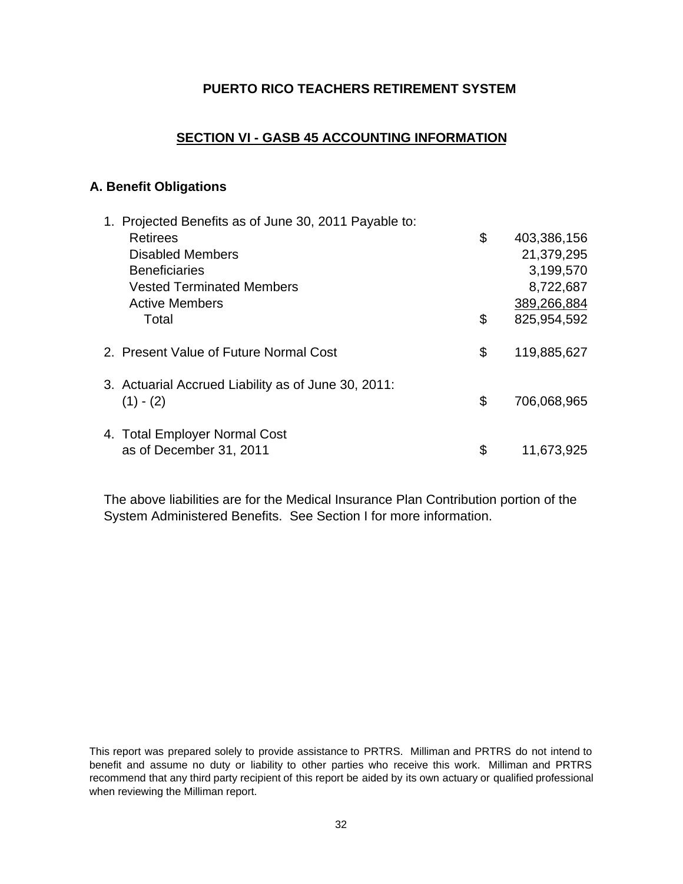**PUERTO RICO TEACHERS RETIREMENT SYSTEM**

## SECTION VI - GASB 45 ACCOUNTING INFORMATION

### A. Benefit Obligations

| | | |
|---|---|---|
| 1. Projected Benefits as of June 30, 2011 Payable to: | | |
| Retirees | $ | 403,386,156 |
| Disabled Members | | 21,379,295 |
| Beneficiaries | | 3,199,570 |
| Vested Terminated Members | | 8,722,687 |
| Active Members | | 389,266,884 |
| Total | $ | 825,954,592 |
| 2. Present Value of Future Normal Cost | $ | 119,885,627 |
| 3. Actuarial Accrued Liability as of June 30, 2011: (1) - (2) | $ | 706,068,965 |
| 4. Total Employer Normal Cost as of December 31, 2011 | $ | 11,673,925 |

The above liabilities are for the Medical Insurance Plan Contribution portion of the System Administered Benefits. See Section I for more information.

This report was prepared solely to provide assistance to PRTRS. Milliman and PRTRS do not intend to benefit and assume no duty or liability to other parties who receive this work. Milliman and PRTRS recommend that any third party recipient of this report be aided by its own actuary or qualified professional when reviewing the Milliman report.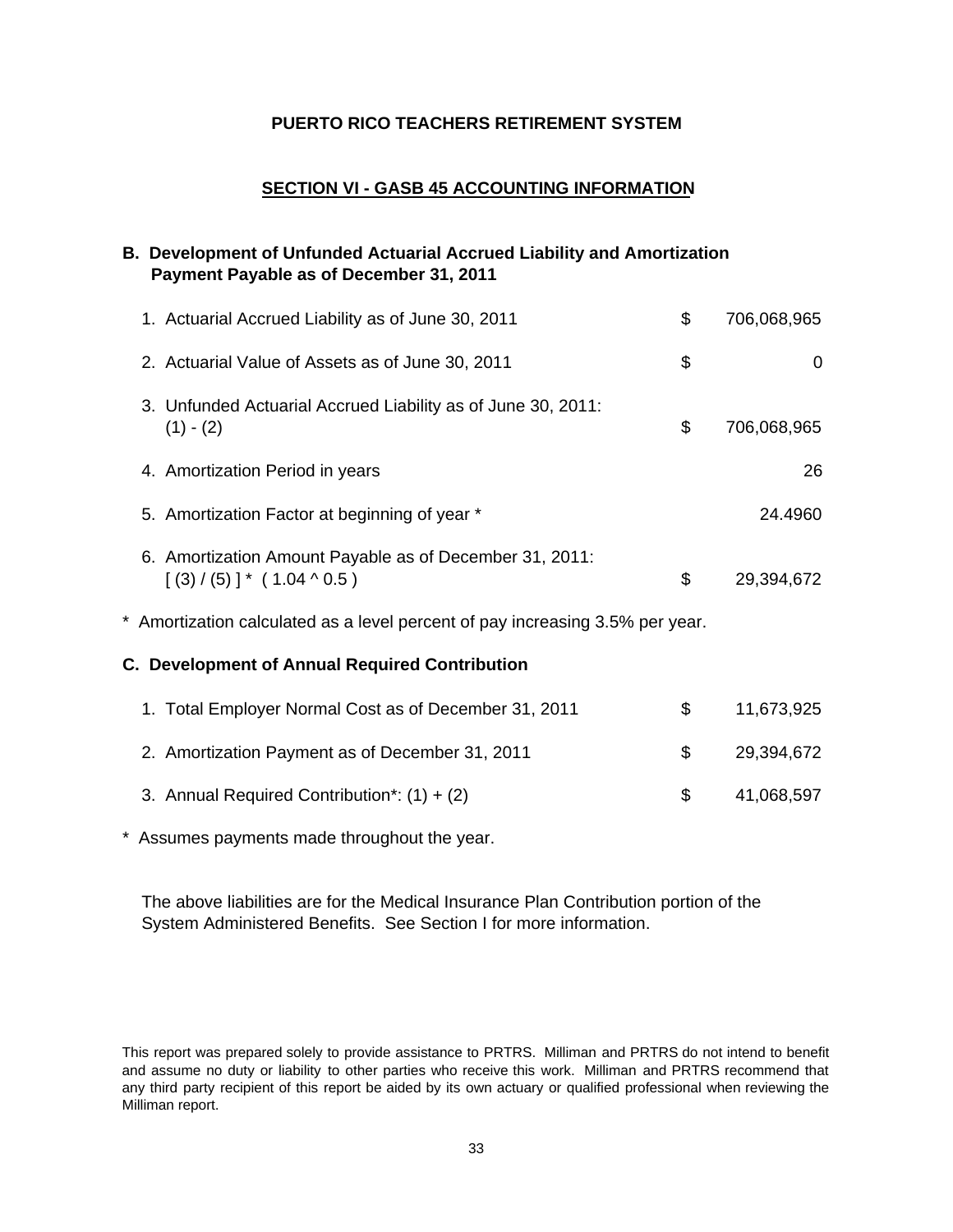# PUERTO RICO TEACHERS RETIREMENT SYSTEM

## SECTION VI - GASB 45 ACCOUNTING INFORMATION

### B. Development of Unfunded Actuarial Accrued Liability and Amortization Payment Payable as of December 31, 2011

| | | |
|---|---|---|
| 1. Actuarial Accrued Liability as of June 30, 2011 | $ | 706,068,965 |
| 2. Actuarial Value of Assets as of June 30, 2011 | $ | 0 |
| 3. Unfunded Actuarial Accrued Liability as of June 30, 2011: (1) - (2) | $ | 706,068,965 |
| 4. Amortization Period in years | | 26 |
| 5. Amortization Factor at beginning of year * | | 24.4960 |
| 6. Amortization Amount Payable as of December 31, 2011: [ (3) / (5) ] * ( 1.04 ^ 0.5 ) | $ | 29,394,672 |

\* Amortization calculated as a level percent of pay increasing 3.5% per year.

### C. Development of Annual Required Contribution

| | | |
|---|---|---|
| 1. Total Employer Normal Cost as of December 31, 2011 | $ | 11,673,925 |
| 2. Amortization Payment as of December 31, 2011 | $ | 29,394,672 |
| 3. Annual Required Contribution*: (1) + (2) | $ | 41,068,597 |

\* Assumes payments made throughout the year.

The above liabilities are for the Medical Insurance Plan Contribution portion of the System Administered Benefits. See Section I for more information.

This report was prepared solely to provide assistance to PRTRS. Milliman and PRTRS do not intend to benefit and assume no duty or liability to other parties who receive this work. Milliman and PRTRS recommend that any third party recipient of this report be aided by its own actuary or qualified professional when reviewing the Milliman report.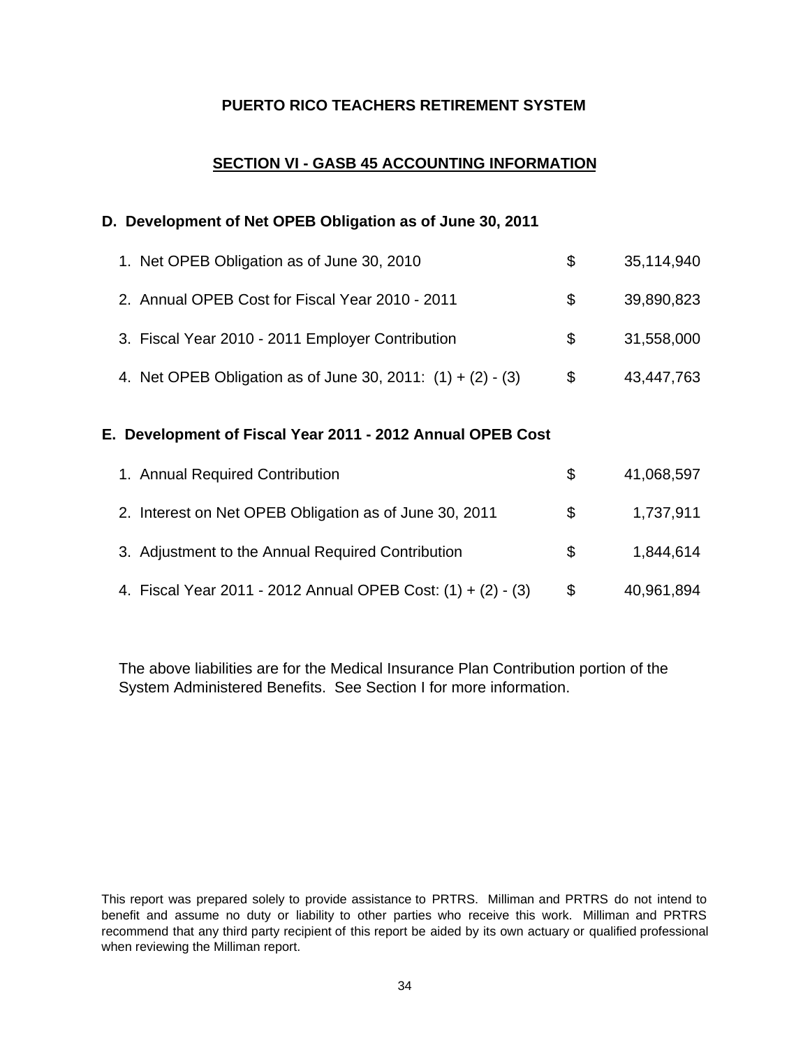# PUERTO RICO TEACHERS RETIREMENT SYSTEM

## SECTION VI - GASB 45 ACCOUNTING INFORMATION

### D. Development of Net OPEB Obligation as of June 30, 2011

| | | |
|---|---|---|
| 1. Net OPEB Obligation as of June 30, 2010 | $ | 35,114,940 |
| 2. Annual OPEB Cost for Fiscal Year 2010 - 2011 | $ | 39,890,823 |
| 3. Fiscal Year 2010 - 2011 Employer Contribution | $ | 31,558,000 |
| 4. Net OPEB Obligation as of June 30, 2011: (1) + (2) - (3) | $ | 43,447,763 |

### E. Development of Fiscal Year 2011 - 2012 Annual OPEB Cost

| | | |
|---|---|---|
| 1. Annual Required Contribution | $ | 41,068,597 |
| 2. Interest on Net OPEB Obligation as of June 30, 2011 | $ | 1,737,911 |
| 3. Adjustment to the Annual Required Contribution | $ | 1,844,614 |
| 4. Fiscal Year 2011 - 2012 Annual OPEB Cost: (1) + (2) - (3) | $ | 40,961,894 |

The above liabilities are for the Medical Insurance Plan Contribution portion of the System Administered Benefits. See Section I for more information.

This report was prepared solely to provide assistance to PRTRS. Milliman and PRTRS do not intend to benefit and assume no duty or liability to other parties who receive this work. Milliman and PRTRS recommend that any third party recipient of this report be aided by its own actuary or qualified professional when reviewing the Milliman report.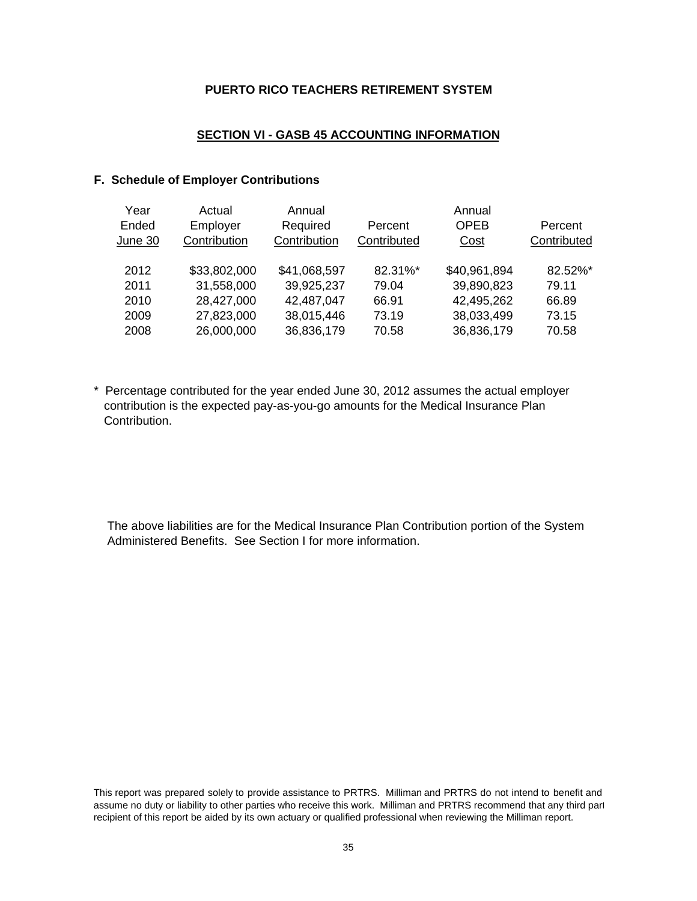## PUERTO RICO TEACHERS RETIREMENT SYSTEM

## SECTION VI - GASB 45 ACCOUNTING INFORMATION

### F. Schedule of Employer Contributions

| Year Ended June 30 | Actual Employer Contribution | Annual Required Contribution | Percent Contributed | Annual OPEB Cost | Percent Contributed |
|---|---|---|---|---|---|
| 2012 | $33,802,000 | $41,068,597 | 82.31%* | $40,961,894 | 82.52%* |
| 2011 | 31,558,000 | 39,925,237 | 79.04 | 39,890,823 | 79.11 |
| 2010 | 28,427,000 | 42,487,047 | 66.91 | 42,495,262 | 66.89 |
| 2009 | 27,823,000 | 38,015,446 | 73.19 | 38,033,499 | 73.15 |
| 2008 | 26,000,000 | 36,836,179 | 70.58 | 36,836,179 | 70.58 |

* Percentage contributed for the year ended June 30, 2012 assumes the actual employer contribution is the expected pay-as-you-go amounts for the Medical Insurance Plan Contribution.

The above liabilities are for the Medical Insurance Plan Contribution portion of the System Administered Benefits. See Section I for more information.

This report was prepared solely to provide assistance to PRTRS. Milliman and PRTRS do not intend to benefit and assume no duty or liability to other parties who receive this work. Milliman and PRTRS recommend that any third part recipient of this report be aided by its own actuary or qualified professional when reviewing the Milliman report.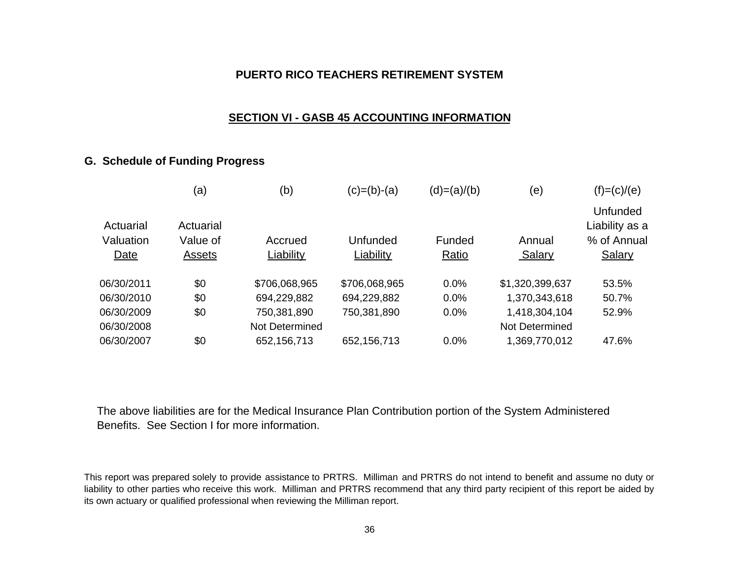# PUERTO RICO TEACHERS RETIREMENT SYSTEM

## SECTION VI - GASB 45 ACCOUNTING INFORMATION

### G. Schedule of Funding Progress

| | (a) | (b) | (c)=(b)-(a) | (d)=(a)/(b) | (e) | (f)=(c)/(e) |
|---|---|---|---|---|---|---|
| Actuarial Valuation Date | Actuarial Value of Assets | Accrued Liability | Unfunded Liability | Funded Ratio | Annual Salary | Unfunded Liability as a % of Annual Salary |
| 06/30/2011 | $0 | $706,068,965 | $706,068,965 | 0.0% | $1,320,399,637 | 53.5% |
| 06/30/2010 | $0 | 694,229,882 | 694,229,882 | 0.0% | 1,370,343,618 | 50.7% |
| 06/30/2009 | $0 | 750,381,890 | 750,381,890 | 0.0% | 1,418,304,104 | 52.9% |
| 06/30/2008 | | Not Determined | | | Not Determined | |
| 06/30/2007 | $0 | 652,156,713 | 652,156,713 | 0.0% | 1,369,770,012 | 47.6% |

The above liabilities are for the Medical Insurance Plan Contribution portion of the System Administered Benefits. See Section I for more information.

This report was prepared solely to provide assistance to PRTRS. Milliman and PRTRS do not intend to benefit and assume no duty or liability to other parties who receive this work. Milliman and PRTRS recommend that any third party recipient of this report be aided by its own actuary or qualified professional when reviewing the Milliman report.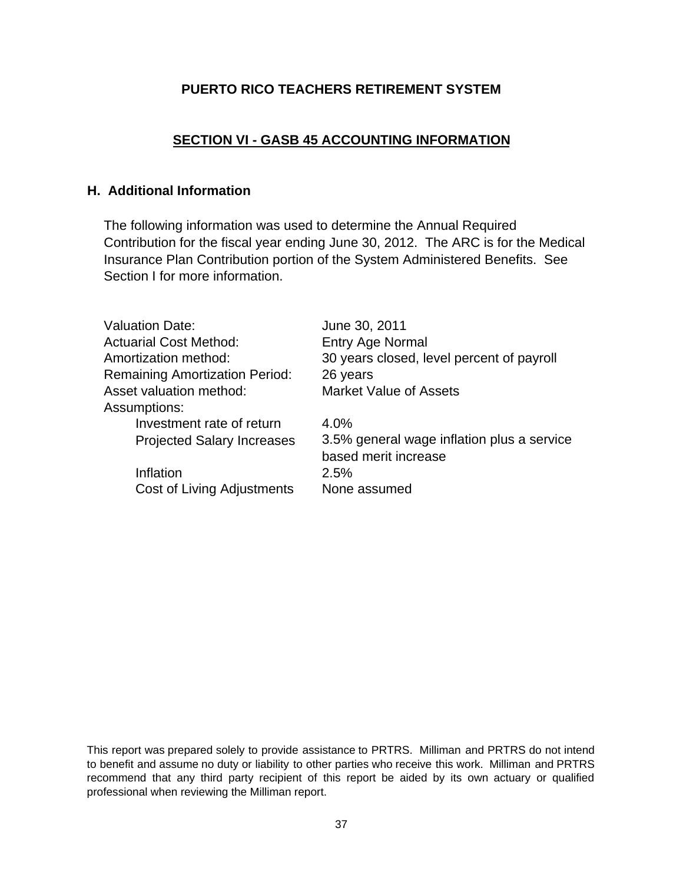# PUERTO RICO TEACHERS RETIREMENT SYSTEM

## SECTION VI - GASB 45 ACCOUNTING INFORMATION

### H. Additional Information

The following information was used to determine the Annual Required Contribution for the fiscal year ending June 30, 2012. The ARC is for the Medical Insurance Plan Contribution portion of the System Administered Benefits. See Section I for more information.

| | |
|---|---|
| Valuation Date: | June 30, 2011 |
| Actuarial Cost Method: | Entry Age Normal |
| Amortization method: | 30 years closed, level percent of payroll |
| Remaining Amortization Period: | 26 years |
| Asset valuation method: | Market Value of Assets |
| Assumptions: | |
| Investment rate of return | 4.0% |
| Projected Salary Increases | 3.5% general wage inflation plus a service based merit increase |
| Inflation | 2.5% |
| Cost of Living Adjustments | None assumed |

This report was prepared solely to provide assistance to PRTRS. Milliman and PRTRS do not intend to benefit and assume no duty or liability to other parties who receive this work. Milliman and PRTRS recommend that any third party recipient of this report be aided by its own actuary or qualified professional when reviewing the Milliman report.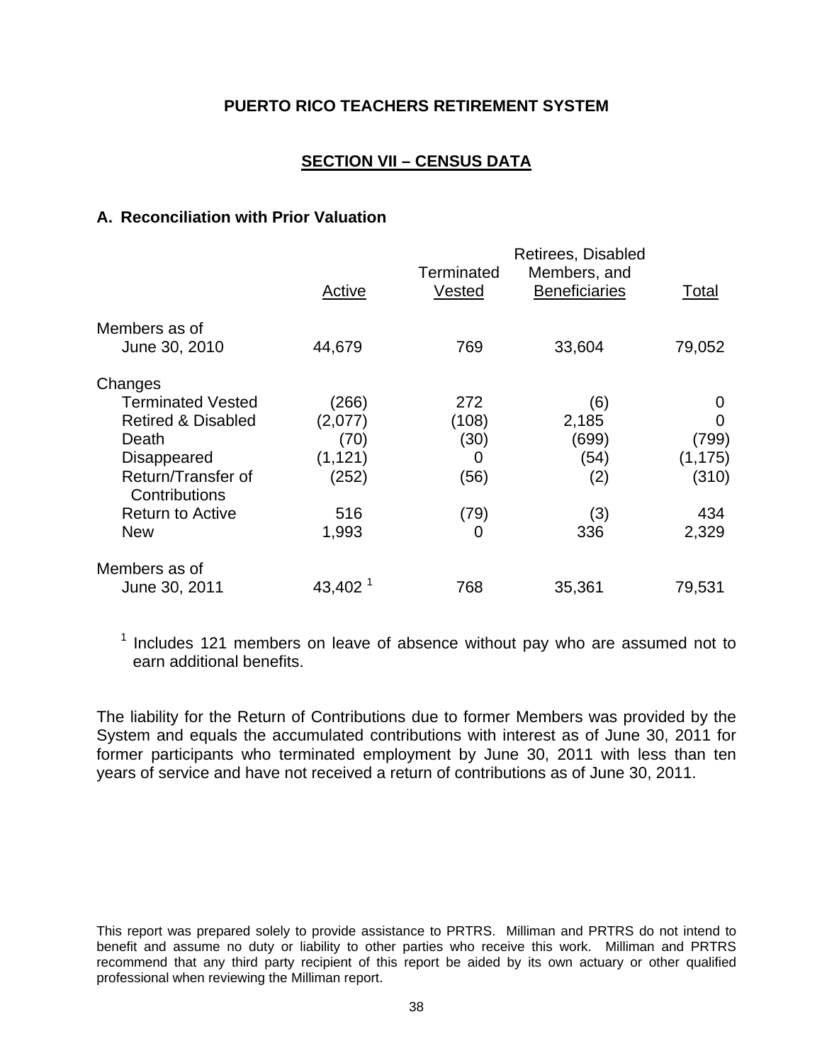**PUERTO RICO TEACHERS RETIREMENT SYSTEM**

## SECTION VII – CENSUS DATA

### A. Reconciliation with Prior Valuation

| | Active | Terminated Vested | Retirees, Disabled Members, and Beneficiaries | Total |
|---|---|---|---|---|
| Members as of June 30, 2010 | 44,679 | 769 | 33,604 | 79,052 |
| Changes | | | | |
| Terminated Vested | (266) | 272 | (6) | 0 |
| Retired & Disabled | (2,077) | (108) | 2,185 | 0 |
| Death | (70) | (30) | (699) | (799) |
| Disappeared | (1,121) | 0 | (54) | (1,175) |
| Return/Transfer of Contributions | (252) | (56) | (2) | (310) |
| Return to Active | 516 | (79) | (3) | 434 |
| New | 1,993 | 0 | 336 | 2,329 |
| Members as of June 30, 2011 | 43,402 [1] | 768 | 35,361 | 79,531 |

[1] Includes 121 members on leave of absence without pay who are assumed not to earn additional benefits.

The liability for the Return of Contributions due to former Members was provided by the System and equals the accumulated contributions with interest as of June 30, 2011 for former participants who terminated employment by June 30, 2011 with less than ten years of service and have not received a return of contributions as of June 30, 2011.

This report was prepared solely to provide assistance to PRTRS. Milliman and PRTRS do not intend to benefit and assume no duty or liability to other parties who receive this work. Milliman and PRTRS recommend that any third party recipient of this report be aided by its own actuary or other qualified professional when reviewing the Milliman report.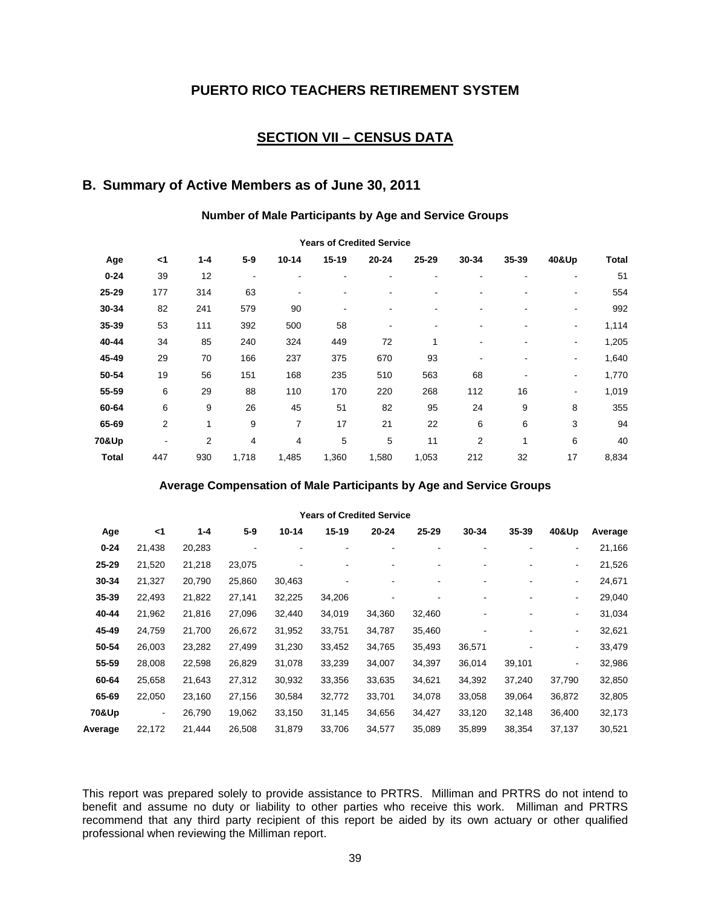# PUERTO RICO TEACHERS RETIREMENT SYSTEM

## SECTION VII – CENSUS DATA

## B. Summary of Active Members as of June 30, 2011

### Number of Male Participants by Age and Service Groups

| | Years of Credited Service | | | | | | | | | | |
|---|---|---|---|---|---|---|---|---|---|---|---|
| **Age** | **<1** | **1-4** | **5-9** | **10-14** | **15-19** | **20-24** | **25-29** | **30-34** | **35-39** | **40&Up** | **Total** |
| **0-24** | 39 | 12 | - | - | - | - | - | - | - | - | 51 |
| **25-29** | 177 | 314 | 63 | - | - | - | - | - | - | - | 554 |
| **30-34** | 82 | 241 | 579 | 90 | - | - | - | - | - | - | 992 |
| **35-39** | 53 | 111 | 392 | 500 | 58 | - | - | - | - | - | 1,114 |
| **40-44** | 34 | 85 | 240 | 324 | 449 | 72 | 1 | - | - | - | 1,205 |
| **45-49** | 29 | 70 | 166 | 237 | 375 | 670 | 93 | - | - | - | 1,640 |
| **50-54** | 19 | 56 | 151 | 168 | 235 | 510 | 563 | 68 | - | - | 1,770 |
| **55-59** | 6 | 29 | 88 | 110 | 170 | 220 | 268 | 112 | 16 | - | 1,019 |
| **60-64** | 6 | 9 | 26 | 45 | 51 | 82 | 95 | 24 | 9 | 8 | 355 |
| **65-69** | 2 | 1 | 9 | 7 | 17 | 21 | 22 | 6 | 6 | 3 | 94 |
| **70&Up** | - | 2 | 4 | 4 | 5 | 5 | 11 | 2 | 1 | 6 | 40 |
| **Total** | 447 | 930 | 1,718 | 1,485 | 1,360 | 1,580 | 1,053 | 212 | 32 | 17 | 8,834 |

### Average Compensation of Male Participants by Age and Service Groups

| | Years of Credited Service | | | | | | | | | | |
|---|---|---|---|---|---|---|---|---|---|---|---|
| **Age** | **<1** | **1-4** | **5-9** | **10-14** | **15-19** | **20-24** | **25-29** | **30-34** | **35-39** | **40&Up** | **Average** |
| **0-24** | 21,438 | 20,283 | - | - | - | - | - | - | - | - | 21,166 |
| **25-29** | 21,520 | 21,218 | 23,075 | - | - | - | - | - | - | - | 21,526 |
| **30-34** | 21,327 | 20,790 | 25,860 | 30,463 | - | - | - | - | - | - | 24,671 |
| **35-39** | 22,493 | 21,822 | 27,141 | 32,225 | 34,206 | - | - | - | - | - | 29,040 |
| **40-44** | 21,962 | 21,816 | 27,096 | 32,440 | 34,019 | 34,360 | 32,460 | - | - | - | 31,034 |
| **45-49** | 24,759 | 21,700 | 26,672 | 31,952 | 33,751 | 34,787 | 35,460 | - | - | - | 32,621 |
| **50-54** | 26,003 | 23,282 | 27,499 | 31,230 | 33,452 | 34,765 | 35,493 | 36,571 | - | - | 33,479 |
| **55-59** | 28,008 | 22,598 | 26,829 | 31,078 | 33,239 | 34,007 | 34,397 | 36,014 | 39,101 | - | 32,986 |
| **60-64** | 25,658 | 21,643 | 27,312 | 30,932 | 33,356 | 33,635 | 34,621 | 34,392 | 37,240 | 37,790 | 32,850 |
| **65-69** | 22,050 | 23,160 | 27,156 | 30,584 | 32,772 | 33,701 | 34,078 | 33,058 | 39,064 | 36,872 | 32,805 |
| **70&Up** | - | 26,790 | 19,062 | 33,150 | 31,145 | 34,656 | 34,427 | 33,120 | 32,148 | 36,400 | 32,173 |
| **Average** | 22,172 | 21,444 | 26,508 | 31,879 | 33,706 | 34,577 | 35,089 | 35,899 | 38,354 | 37,137 | 30,521 |

This report was prepared solely to provide assistance to PRTRS. Milliman and PRTRS do not intend to benefit and assume no duty or liability to other parties who receive this work. Milliman and PRTRS recommend that any third party recipient of this report be aided by its own actuary or other qualified professional when reviewing the Milliman report.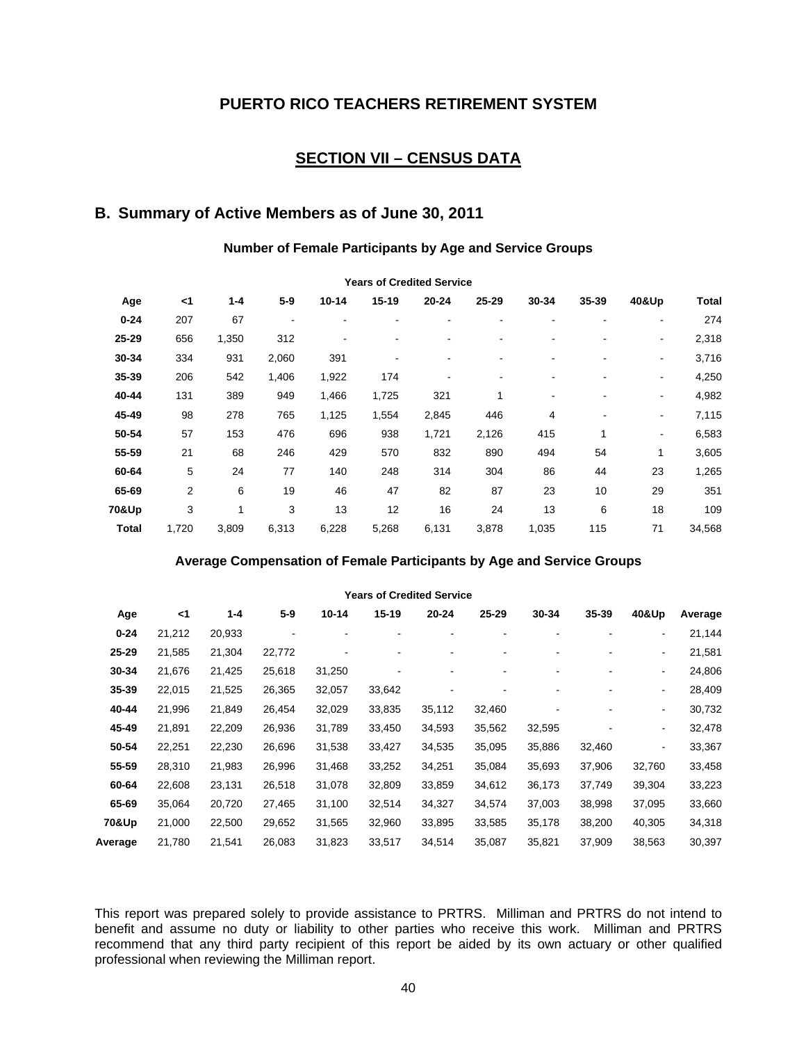# PUERTO RICO TEACHERS RETIREMENT SYSTEM

## SECTION VII – CENSUS DATA

### B. Summary of Active Members as of June 30, 2011

**Number of Female Participants by Age and Service Groups**

| | Years of Credited Service | | | | | | | | | | |
|---|---|---|---|---|---|---|---|---|---|---|---|
| **Age** | **<1** | **1-4** | **5-9** | **10-14** | **15-19** | **20-24** | **25-29** | **30-34** | **35-39** | **40&Up** | **Total** |
| **0-24** | 207 | 67 | - | - | - | - | - | - | - | - | 274 |
| **25-29** | 656 | 1,350 | 312 | - | - | - | - | - | - | - | 2,318 |
| **30-34** | 334 | 931 | 2,060 | 391 | - | - | - | - | - | - | 3,716 |
| **35-39** | 206 | 542 | 1,406 | 1,922 | 174 | - | - | - | - | - | 4,250 |
| **40-44** | 131 | 389 | 949 | 1,466 | 1,725 | 321 | 1 | - | - | - | 4,982 |
| **45-49** | 98 | 278 | 765 | 1,125 | 1,554 | 2,845 | 446 | 4 | - | - | 7,115 |
| **50-54** | 57 | 153 | 476 | 696 | 938 | 1,721 | 2,126 | 415 | 1 | - | 6,583 |
| **55-59** | 21 | 68 | 246 | 429 | 570 | 832 | 890 | 494 | 54 | 1 | 3,605 |
| **60-64** | 5 | 24 | 77 | 140 | 248 | 314 | 304 | 86 | 44 | 23 | 1,265 |
| **65-69** | 2 | 6 | 19 | 46 | 47 | 82 | 87 | 23 | 10 | 29 | 351 |
| **70&Up** | 3 | 1 | 3 | 13 | 12 | 16 | 24 | 13 | 6 | 18 | 109 |
| **Total** | 1,720 | 3,809 | 6,313 | 6,228 | 5,268 | 6,131 | 3,878 | 1,035 | 115 | 71 | 34,568 |

**Average Compensation of Female Participants by Age and Service Groups**

| | Years of Credited Service | | | | | | | | | | |
|---|---|---|---|---|---|---|---|---|---|---|---|
| **Age** | **<1** | **1-4** | **5-9** | **10-14** | **15-19** | **20-24** | **25-29** | **30-34** | **35-39** | **40&Up** | **Average** |
| **0-24** | 21,212 | 20,933 | - | - | - | - | - | - | - | - | 21,144 |
| **25-29** | 21,585 | 21,304 | 22,772 | - | - | - | - | - | - | - | 21,581 |
| **30-34** | 21,676 | 21,425 | 25,618 | 31,250 | - | - | - | - | - | - | 24,806 |
| **35-39** | 22,015 | 21,525 | 26,365 | 32,057 | 33,642 | - | - | - | - | - | 28,409 |
| **40-44** | 21,996 | 21,849 | 26,454 | 32,029 | 33,835 | 35,112 | 32,460 | - | - | - | 30,732 |
| **45-49** | 21,891 | 22,209 | 26,936 | 31,789 | 33,450 | 34,593 | 35,562 | 32,595 | - | - | 32,478 |
| **50-54** | 22,251 | 22,230 | 26,696 | 31,538 | 33,427 | 34,535 | 35,095 | 35,886 | 32,460 | - | 33,367 |
| **55-59** | 28,310 | 21,983 | 26,996 | 31,468 | 33,252 | 34,251 | 35,084 | 35,693 | 37,906 | 32,760 | 33,458 |
| **60-64** | 22,608 | 23,131 | 26,518 | 31,078 | 32,809 | 33,859 | 34,612 | 36,173 | 37,749 | 39,304 | 33,223 |
| **65-69** | 35,064 | 20,720 | 27,465 | 31,100 | 32,514 | 34,327 | 34,574 | 37,003 | 38,998 | 37,095 | 33,660 |
| **70&Up** | 21,000 | 22,500 | 29,652 | 31,565 | 32,960 | 33,895 | 33,585 | 35,178 | 38,200 | 40,305 | 34,318 |
| **Average** | 21,780 | 21,541 | 26,083 | 31,823 | 33,517 | 34,514 | 35,087 | 35,821 | 37,909 | 38,563 | 30,397 |

This report was prepared solely to provide assistance to PRTRS. Milliman and PRTRS do not intend to benefit and assume no duty or liability to other parties who receive this work. Milliman and PRTRS recommend that any third party recipient of this report be aided by its own actuary or other qualified professional when reviewing the Milliman report.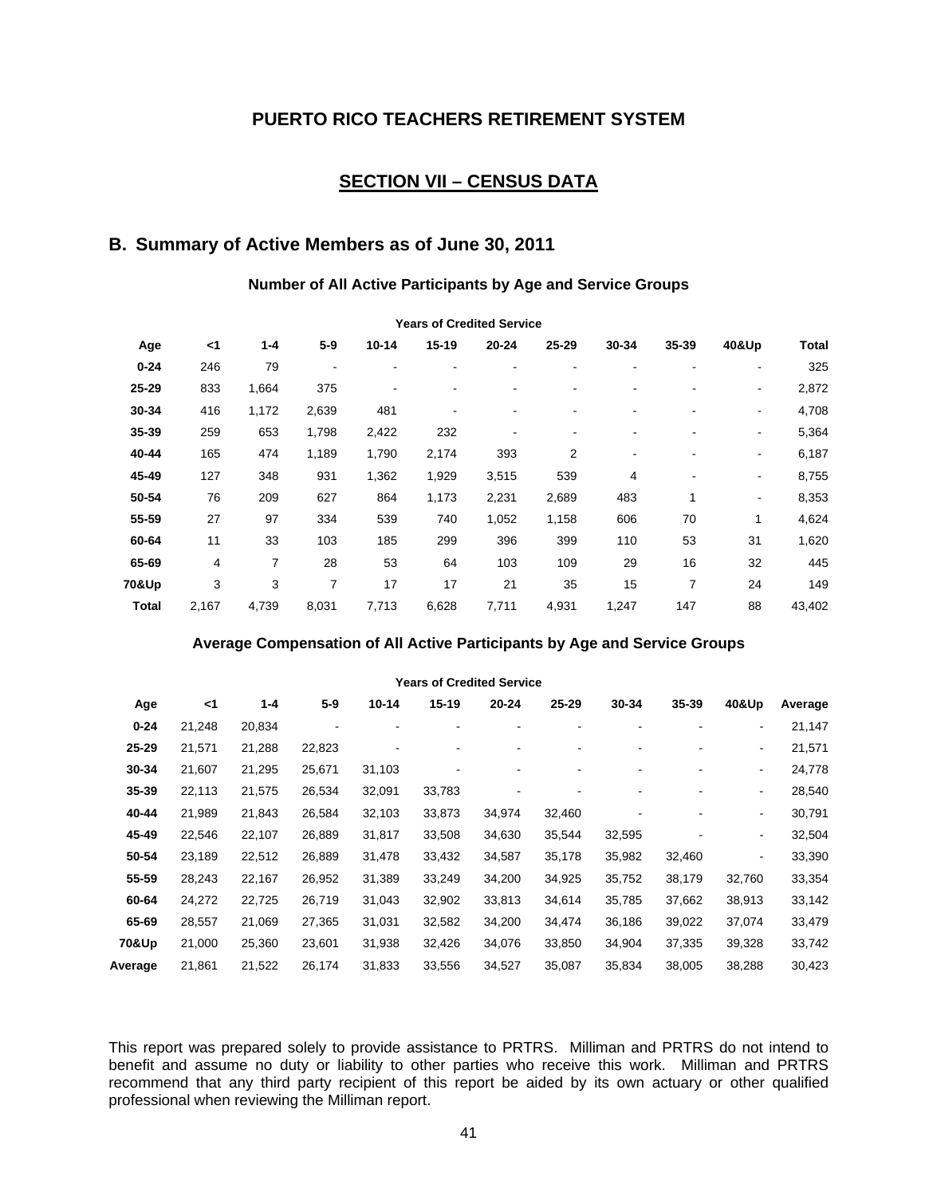## PUERTO RICO TEACHERS RETIREMENT SYSTEM

## SECTION VII – CENSUS DATA

### B. Summary of Active Members as of June 30, 2011

**Number of All Active Participants by Age and Service Groups**

| | Years of Credited Service | | | | | | | | | | |
|---|---|---|---|---|---|---|---|---|---|---|---|
| **Age** | **<1** | **1-4** | **5-9** | **10-14** | **15-19** | **20-24** | **25-29** | **30-34** | **35-39** | **40&Up** | **Total** |
| **0-24** | 246 | 79 | - | - | - | - | - | - | - | - | 325 |
| **25-29** | 833 | 1,664 | 375 | - | - | - | - | - | - | - | 2,872 |
| **30-34** | 416 | 1,172 | 2,639 | 481 | - | - | - | - | - | - | 4,708 |
| **35-39** | 259 | 653 | 1,798 | 2,422 | 232 | - | - | - | - | - | 5,364 |
| **40-44** | 165 | 474 | 1,189 | 1,790 | 2,174 | 393 | 2 | - | - | - | 6,187 |
| **45-49** | 127 | 348 | 931 | 1,362 | 1,929 | 3,515 | 539 | 4 | - | - | 8,755 |
| **50-54** | 76 | 209 | 627 | 864 | 1,173 | 2,231 | 2,689 | 483 | 1 | - | 8,353 |
| **55-59** | 27 | 97 | 334 | 539 | 740 | 1,052 | 1,158 | 606 | 70 | 1 | 4,624 |
| **60-64** | 11 | 33 | 103 | 185 | 299 | 396 | 399 | 110 | 53 | 31 | 1,620 |
| **65-69** | 4 | 7 | 28 | 53 | 64 | 103 | 109 | 29 | 16 | 32 | 445 |
| **70&Up** | 3 | 3 | 7 | 17 | 17 | 21 | 35 | 15 | 7 | 24 | 149 |
| **Total** | 2,167 | 4,739 | 8,031 | 7,713 | 6,628 | 7,711 | 4,931 | 1,247 | 147 | 88 | 43,402 |

**Average Compensation of All Active Participants by Age and Service Groups**

| | Years of Credited Service | | | | | | | | | | |
|---|---|---|---|---|---|---|---|---|---|---|---|
| **Age** | **<1** | **1-4** | **5-9** | **10-14** | **15-19** | **20-24** | **25-29** | **30-34** | **35-39** | **40&Up** | **Average** |
| **0-24** | 21,248 | 20,834 | - | - | - | - | - | - | - | - | 21,147 |
| **25-29** | 21,571 | 21,288 | 22,823 | - | - | - | - | - | - | - | 21,571 |
| **30-34** | 21,607 | 21,295 | 25,671 | 31,103 | - | - | - | - | - | - | 24,778 |
| **35-39** | 22,113 | 21,575 | 26,534 | 32,091 | 33,783 | - | - | - | - | - | 28,540 |
| **40-44** | 21,989 | 21,843 | 26,584 | 32,103 | 33,873 | 34,974 | 32,460 | - | - | - | 30,791 |
| **45-49** | 22,546 | 22,107 | 26,889 | 31,817 | 33,508 | 34,630 | 35,544 | 32,595 | - | - | 32,504 |
| **50-54** | 23,189 | 22,512 | 26,889 | 31,478 | 33,432 | 34,587 | 35,178 | 35,982 | 32,460 | - | 33,390 |
| **55-59** | 28,243 | 22,167 | 26,952 | 31,389 | 33,249 | 34,200 | 34,925 | 35,752 | 38,179 | 32,760 | 33,354 |
| **60-64** | 24,272 | 22,725 | 26,719 | 31,043 | 32,902 | 33,813 | 34,614 | 35,785 | 37,662 | 38,913 | 33,142 |
| **65-69** | 28,557 | 21,069 | 27,365 | 31,031 | 32,582 | 34,200 | 34,474 | 36,186 | 39,022 | 37,074 | 33,479 |
| **70&Up** | 21,000 | 25,360 | 23,601 | 31,938 | 32,426 | 34,076 | 33,850 | 34,904 | 37,335 | 39,328 | 33,742 |
| **Average** | 21,861 | 21,522 | 26,174 | 31,833 | 33,556 | 34,527 | 35,087 | 35,834 | 38,005 | 38,288 | 30,423 |

This report was prepared solely to provide assistance to PRTRS. Milliman and PRTRS do not intend to benefit and assume no duty or liability to other parties who receive this work. Milliman and PRTRS recommend that any third party recipient of this report be aided by its own actuary or other qualified professional when reviewing the Milliman report.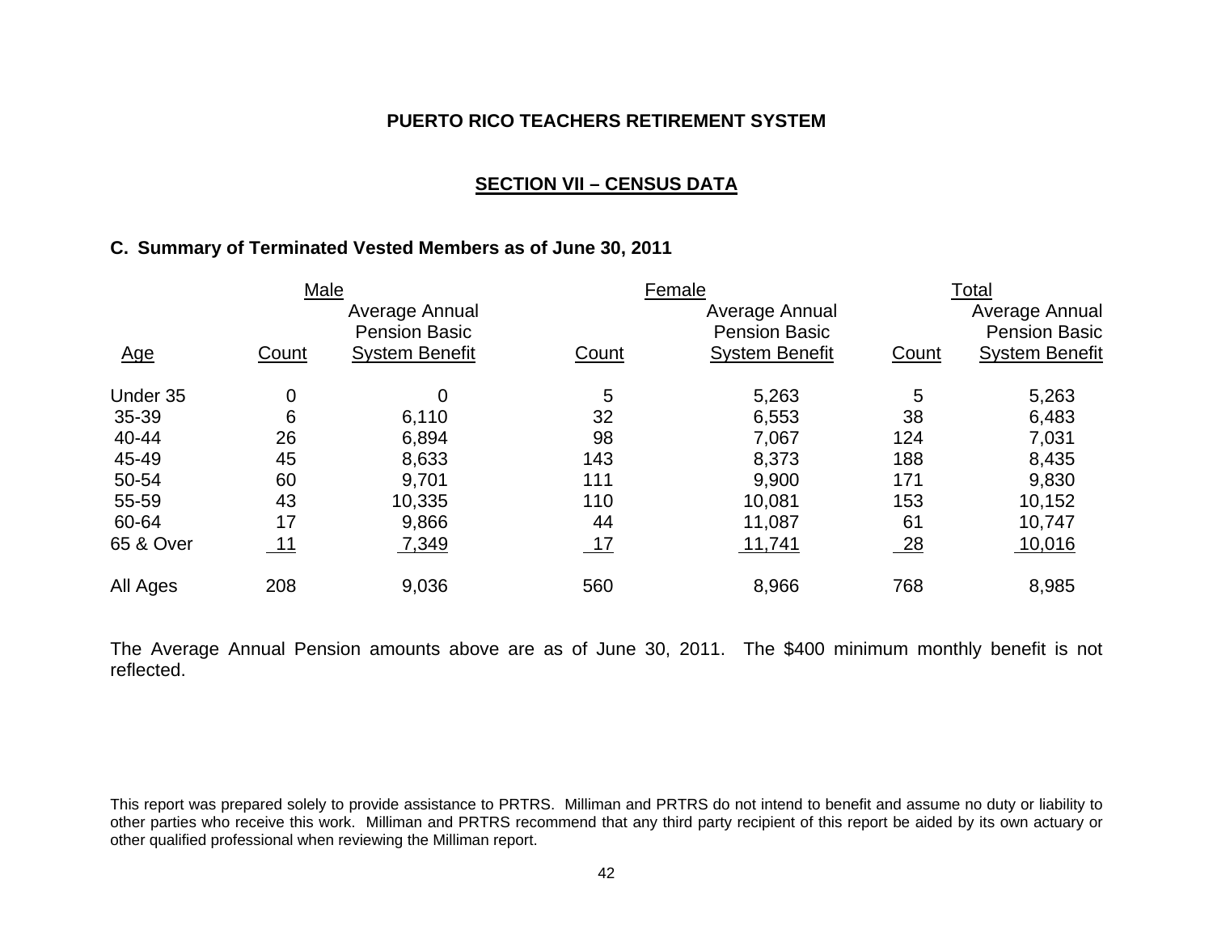**PUERTO RICO TEACHERS RETIREMENT SYSTEM**

## SECTION VII – CENSUS DATA

### C. Summary of Terminated Vested Members as of June 30, 2011

| | Male | | Female | | Total | |
|---|---|---|---|---|---|---|
| Age | Count | Average Annual Pension Basic System Benefit | Count | Average Annual Pension Basic System Benefit | Count | Average Annual Pension Basic System Benefit |
| Under 35 | 0 | 0 | 5 | 5,263 | 5 | 5,263 |
| 35-39 | 6 | 6,110 | 32 | 6,553 | 38 | 6,483 |
| 40-44 | 26 | 6,894 | 98 | 7,067 | 124 | 7,031 |
| 45-49 | 45 | 8,633 | 143 | 8,373 | 188 | 8,435 |
| 50-54 | 60 | 9,701 | 111 | 9,900 | 171 | 9,830 |
| 55-59 | 43 | 10,335 | 110 | 10,081 | 153 | 10,152 |
| 60-64 | 17 | 9,866 | 44 | 11,087 | 61 | 10,747 |
| 65 & Over | 11 | 7,349 | 17 | 11,741 | 28 | 10,016 |
| All Ages | 208 | 9,036 | 560 | 8,966 | 768 | 8,985 |

The Average Annual Pension amounts above are as of June 30, 2011. The $400 minimum monthly benefit is not reflected.

This report was prepared solely to provide assistance to PRTRS. Milliman and PRTRS do not intend to benefit and assume no duty or liability to other parties who receive this work. Milliman and PRTRS recommend that any third party recipient of this report be aided by its own actuary or other qualified professional when reviewing the Milliman report.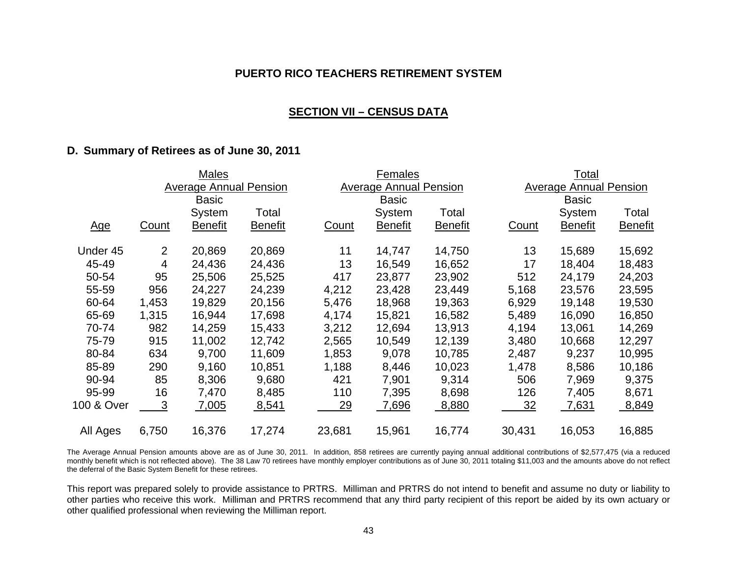**PUERTO RICO TEACHERS RETIREMENT SYSTEM**

**SECTION VII – CENSUS DATA**

**D. Summary of Retirees as of June 30, 2011**

| | Males | | | Females | | | Total | | |
|---|---|---|---|---|---|---|---|---|---|
| | | Average Annual Pension | | | Average Annual Pension | | | Average Annual Pension | |
| Age | Count | Basic System Benefit | Total Benefit | Count | Basic System Benefit | Total Benefit | Count | Basic System Benefit | Total Benefit |
| Under 45 | 2 | 20,869 | 20,869 | 11 | 14,747 | 14,750 | 13 | 15,689 | 15,692 |
| 45-49 | 4 | 24,436 | 24,436 | 13 | 16,549 | 16,652 | 17 | 18,404 | 18,483 |
| 50-54 | 95 | 25,506 | 25,525 | 417 | 23,877 | 23,902 | 512 | 24,179 | 24,203 |
| 55-59 | 956 | 24,227 | 24,239 | 4,212 | 23,428 | 23,449 | 5,168 | 23,576 | 23,595 |
| 60-64 | 1,453 | 19,829 | 20,156 | 5,476 | 18,968 | 19,363 | 6,929 | 19,148 | 19,530 |
| 65-69 | 1,315 | 16,944 | 17,698 | 4,174 | 15,821 | 16,582 | 5,489 | 16,090 | 16,850 |
| 70-74 | 982 | 14,259 | 15,433 | 3,212 | 12,694 | 13,913 | 4,194 | 13,061 | 14,269 |
| 75-79 | 915 | 11,002 | 12,742 | 2,565 | 10,549 | 12,139 | 3,480 | 10,668 | 12,297 |
| 80-84 | 634 | 9,700 | 11,609 | 1,853 | 9,078 | 10,785 | 2,487 | 9,237 | 10,995 |
| 85-89 | 290 | 9,160 | 10,851 | 1,188 | 8,446 | 10,023 | 1,478 | 8,586 | 10,186 |
| 90-94 | 85 | 8,306 | 9,680 | 421 | 7,901 | 9,314 | 506 | 7,969 | 9,375 |
| 95-99 | 16 | 7,470 | 8,485 | 110 | 7,395 | 8,698 | 126 | 7,405 | 8,671 |
| 100 & Over | 3 | 7,005 | 8,541 | 29 | 7,696 | 8,880 | 32 | 7,631 | 8,849 |
| All Ages | 6,750 | 16,376 | 17,274 | 23,681 | 15,961 | 16,774 | 30,431 | 16,053 | 16,885 |

The Average Annual Pension amounts above are as of June 30, 2011. In addition, 858 retirees are currently paying annual additional contributions of $2,577,475 (via a reduced monthly benefit which is not reflected above). The 38 Law 70 retirees have monthly employer contributions as of June 30, 2011 totaling $11,003 and the amounts above do not reflect the deferral of the Basic System Benefit for these retirees.

This report was prepared solely to provide assistance to PRTRS. Milliman and PRTRS do not intend to benefit and assume no duty or liability to other parties who receive this work. Milliman and PRTRS recommend that any third party recipient of this report be aided by its own actuary or other qualified professional when reviewing the Milliman report.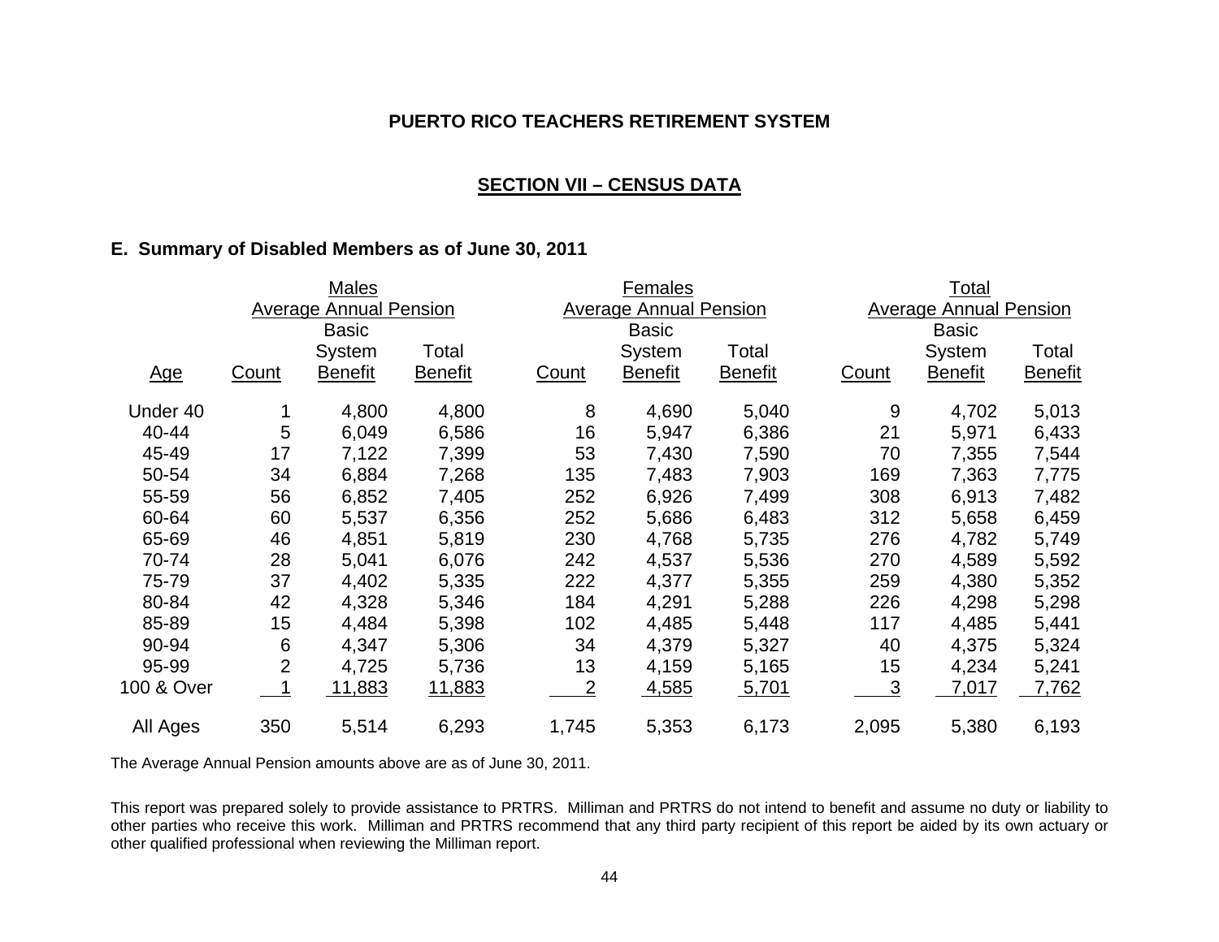**PUERTO RICO TEACHERS RETIREMENT SYSTEM**

## SECTION VII – CENSUS DATA

### E. Summary of Disabled Members as of June 30, 2011

| | Males | | | Females | | | Total | | |
|---|---|---|---|---|---|---|---|---|---|
| | Average Annual Pension | | | Average Annual Pension | | | Average Annual Pension | | |
| Age | Count | Basic System Benefit | Total Benefit | Count | Basic System Benefit | Total Benefit | Count | Basic System Benefit | Total Benefit |
| Under 40 | 1 | 4,800 | 4,800 | 8 | 4,690 | 5,040 | 9 | 4,702 | 5,013 |
| 40-44 | 5 | 6,049 | 6,586 | 16 | 5,947 | 6,386 | 21 | 5,971 | 6,433 |
| 45-49 | 17 | 7,122 | 7,399 | 53 | 7,430 | 7,590 | 70 | 7,355 | 7,544 |
| 50-54 | 34 | 6,884 | 7,268 | 135 | 7,483 | 7,903 | 169 | 7,363 | 7,775 |
| 55-59 | 56 | 6,852 | 7,405 | 252 | 6,926 | 7,499 | 308 | 6,913 | 7,482 |
| 60-64 | 60 | 5,537 | 6,356 | 252 | 5,686 | 6,483 | 312 | 5,658 | 6,459 |
| 65-69 | 46 | 4,851 | 5,819 | 230 | 4,768 | 5,735 | 276 | 4,782 | 5,749 |
| 70-74 | 28 | 5,041 | 6,076 | 242 | 4,537 | 5,536 | 270 | 4,589 | 5,592 |
| 75-79 | 37 | 4,402 | 5,335 | 222 | 4,377 | 5,355 | 259 | 4,380 | 5,352 |
| 80-84 | 42 | 4,328 | 5,346 | 184 | 4,291 | 5,288 | 226 | 4,298 | 5,298 |
| 85-89 | 15 | 4,484 | 5,398 | 102 | 4,485 | 5,448 | 117 | 4,485 | 5,441 |
| 90-94 | 6 | 4,347 | 5,306 | 34 | 4,379 | 5,327 | 40 | 4,375 | 5,324 |
| 95-99 | 2 | 4,725 | 5,736 | 13 | 4,159 | 5,165 | 15 | 4,234 | 5,241 |
| 100 & Over | 1 | 11,883 | 11,883 | 2 | 4,585 | 5,701 | 3 | 7,017 | 7,762 |
| All Ages | 350 | 5,514 | 6,293 | 1,745 | 5,353 | 6,173 | 2,095 | 5,380 | 6,193 |

The Average Annual Pension amounts above are as of June 30, 2011.

This report was prepared solely to provide assistance to PRTRS. Milliman and PRTRS do not intend to benefit and assume no duty or liability to other parties who receive this work. Milliman and PRTRS recommend that any third party recipient of this report be aided by its own actuary or other qualified professional when reviewing the Milliman report.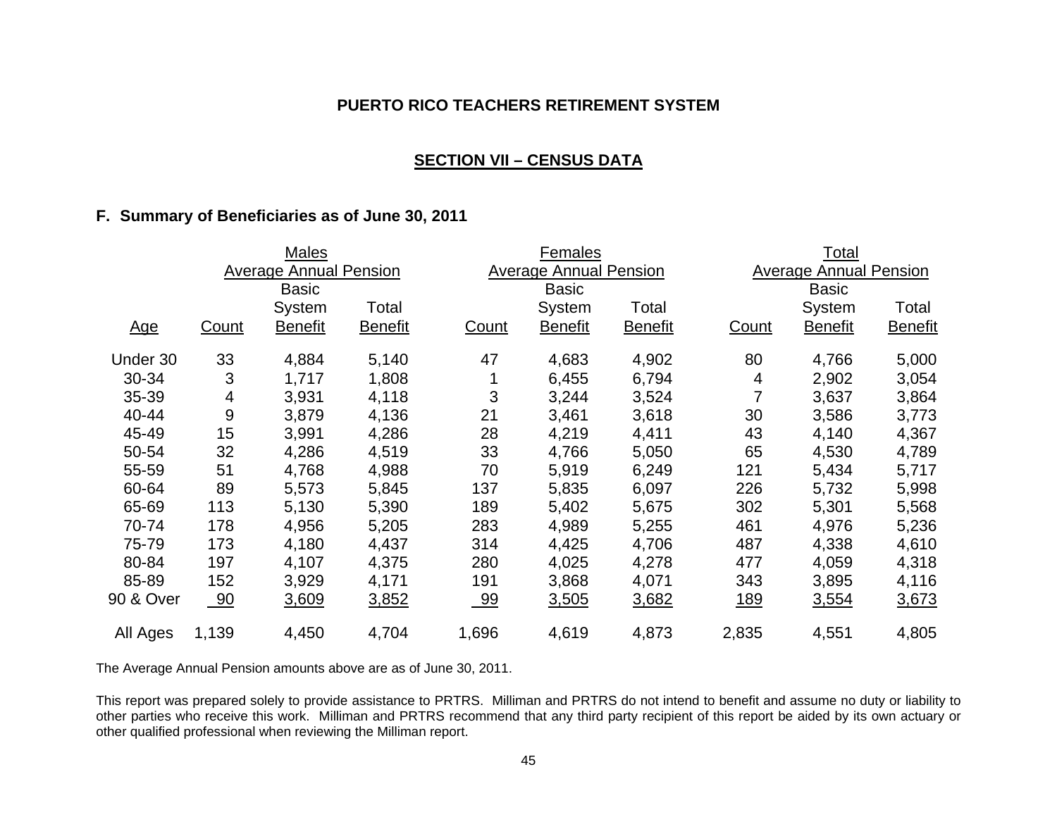**PUERTO RICO TEACHERS RETIREMENT SYSTEM**

## SECTION VII – CENSUS DATA

### F. Summary of Beneficiaries as of June 30, 2011

| | Males | | | Females | | | Total | | |
|---|---|---|---|---|---|---|---|---|---|
| | | Average Annual Pension | | | Average Annual Pension | | | Average Annual Pension | |
| Age | Count | Basic System Benefit | Total Benefit | Count | Basic System Benefit | Total Benefit | Count | Basic System Benefit | Total Benefit |
| Under 30 | 33 | 4,884 | 5,140 | 47 | 4,683 | 4,902 | 80 | 4,766 | 5,000 |
| 30-34 | 3 | 1,717 | 1,808 | 1 | 6,455 | 6,794 | 4 | 2,902 | 3,054 |
| 35-39 | 4 | 3,931 | 4,118 | 3 | 3,244 | 3,524 | 7 | 3,637 | 3,864 |
| 40-44 | 9 | 3,879 | 4,136 | 21 | 3,461 | 3,618 | 30 | 3,586 | 3,773 |
| 45-49 | 15 | 3,991 | 4,286 | 28 | 4,219 | 4,411 | 43 | 4,140 | 4,367 |
| 50-54 | 32 | 4,286 | 4,519 | 33 | 4,766 | 5,050 | 65 | 4,530 | 4,789 |
| 55-59 | 51 | 4,768 | 4,988 | 70 | 5,919 | 6,249 | 121 | 5,434 | 5,717 |
| 60-64 | 89 | 5,573 | 5,845 | 137 | 5,835 | 6,097 | 226 | 5,732 | 5,998 |
| 65-69 | 113 | 5,130 | 5,390 | 189 | 5,402 | 5,675 | 302 | 5,301 | 5,568 |
| 70-74 | 178 | 4,956 | 5,205 | 283 | 4,989 | 5,255 | 461 | 4,976 | 5,236 |
| 75-79 | 173 | 4,180 | 4,437 | 314 | 4,425 | 4,706 | 487 | 4,338 | 4,610 |
| 80-84 | 197 | 4,107 | 4,375 | 280 | 4,025 | 4,278 | 477 | 4,059 | 4,318 |
| 85-89 | 152 | 3,929 | 4,171 | 191 | 3,868 | 4,071 | 343 | 3,895 | 4,116 |
| 90 & Over | 90 | 3,609 | 3,852 | 99 | 3,505 | 3,682 | 189 | 3,554 | 3,673 |
| All Ages | 1,139 | 4,450 | 4,704 | 1,696 | 4,619 | 4,873 | 2,835 | 4,551 | 4,805 |

The Average Annual Pension amounts above are as of June 30, 2011.

This report was prepared solely to provide assistance to PRTRS. Milliman and PRTRS do not intend to benefit and assume no duty or liability to other parties who receive this work. Milliman and PRTRS recommend that any third party recipient of this report be aided by its own actuary or other qualified professional when reviewing the Milliman report.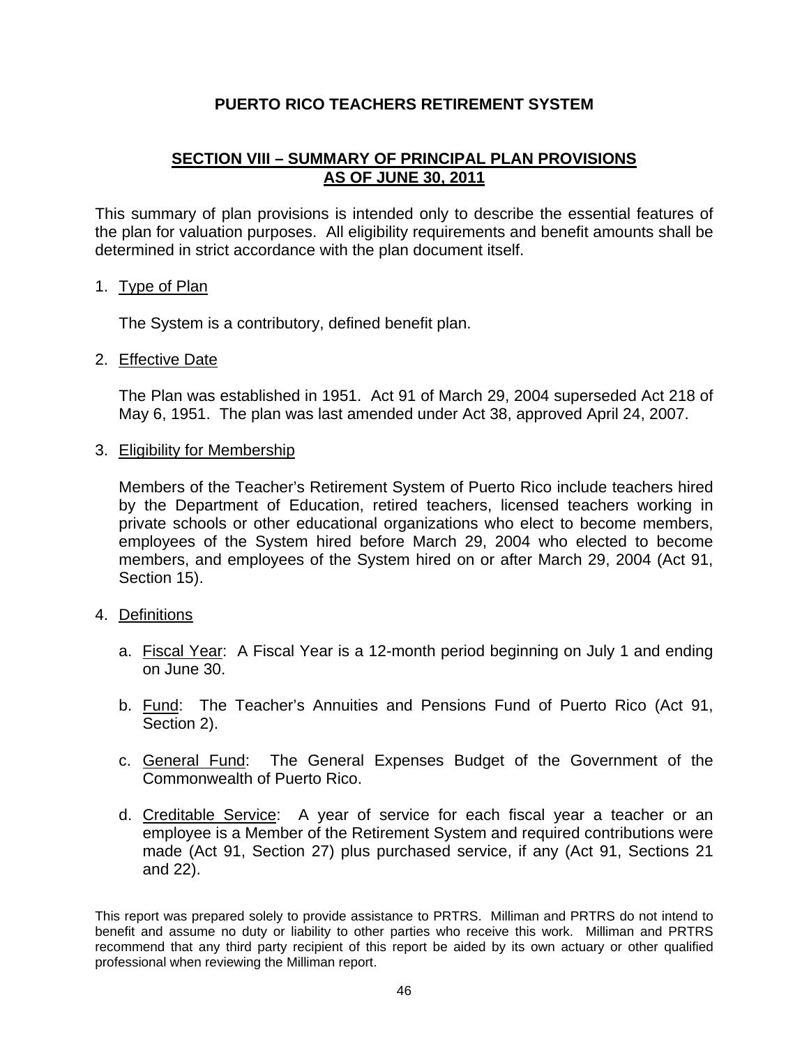# PUERTO RICO TEACHERS RETIREMENT SYSTEM

## SECTION VIII – SUMMARY OF PRINCIPAL PLAN PROVISIONS AS OF JUNE 30, 2011

This summary of plan provisions is intended only to describe the essential features of the plan for valuation purposes. All eligibility requirements and benefit amounts shall be determined in strict accordance with the plan document itself.

1. Type of Plan

   The System is a contributory, defined benefit plan.

2. Effective Date

   The Plan was established in 1951. Act 91 of March 29, 2004 superseded Act 218 of May 6, 1951. The plan was last amended under Act 38, approved April 24, 2007.

3. Eligibility for Membership

   Members of the Teacher's Retirement System of Puerto Rico include teachers hired by the Department of Education, retired teachers, licensed teachers working in private schools or other educational organizations who elect to become members, employees of the System hired before March 29, 2004 who elected to become members, and employees of the System hired on or after March 29, 2004 (Act 91, Section 15).

4. Definitions

   a. Fiscal Year: A Fiscal Year is a 12-month period beginning on July 1 and ending on June 30.

   b. Fund: The Teacher's Annuities and Pensions Fund of Puerto Rico (Act 91, Section 2).

   c. General Fund: The General Expenses Budget of the Government of the Commonwealth of Puerto Rico.

   d. Creditable Service: A year of service for each fiscal year a teacher or an employee is a Member of the Retirement System and required contributions were made (Act 91, Section 27) plus purchased service, if any (Act 91, Sections 21 and 22).

This report was prepared solely to provide assistance to PRTRS. Milliman and PRTRS do not intend to benefit and assume no duty or liability to other parties who receive this work. Milliman and PRTRS recommend that any third party recipient of this report be aided by its own actuary or other qualified professional when reviewing the Milliman report.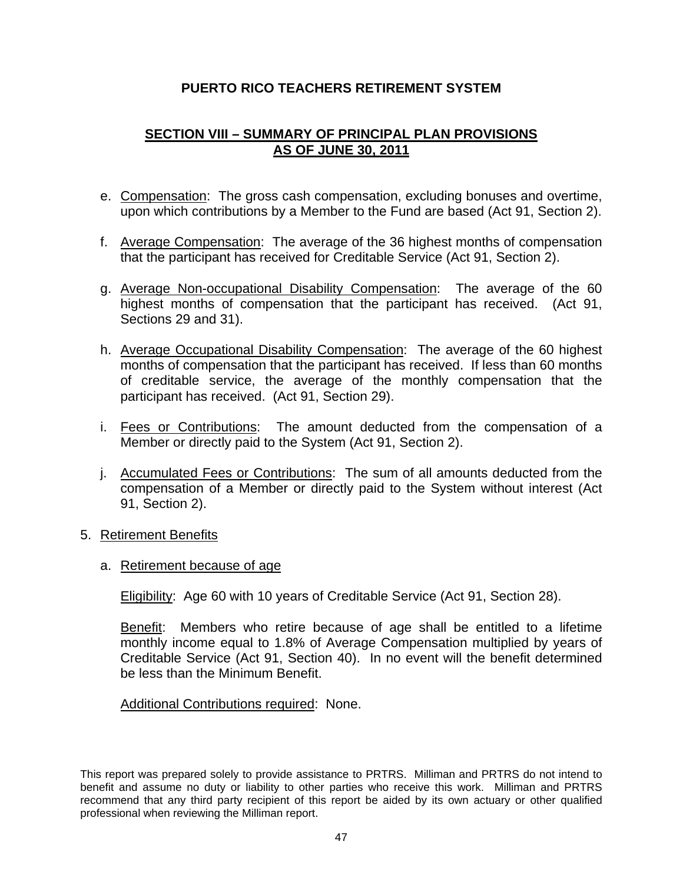# PUERTO RICO TEACHERS RETIREMENT SYSTEM

## SECTION VIII – SUMMARY OF PRINCIPAL PLAN PROVISIONS AS OF JUNE 30, 2011

e. Compensation: The gross cash compensation, excluding bonuses and overtime, upon which contributions by a Member to the Fund are based (Act 91, Section 2).

f. Average Compensation: The average of the 36 highest months of compensation that the participant has received for Creditable Service (Act 91, Section 2).

g. Average Non-occupational Disability Compensation: The average of the 60 highest months of compensation that the participant has received. (Act 91, Sections 29 and 31).

h. Average Occupational Disability Compensation: The average of the 60 highest months of compensation that the participant has received. If less than 60 months of creditable service, the average of the monthly compensation that the participant has received. (Act 91, Section 29).

i. Fees or Contributions: The amount deducted from the compensation of a Member or directly paid to the System (Act 91, Section 2).

j. Accumulated Fees or Contributions: The sum of all amounts deducted from the compensation of a Member or directly paid to the System without interest (Act 91, Section 2).

5. Retirement Benefits

   a. Retirement because of age

      Eligibility: Age 60 with 10 years of Creditable Service (Act 91, Section 28).

      Benefit: Members who retire because of age shall be entitled to a lifetime monthly income equal to 1.8% of Average Compensation multiplied by years of Creditable Service (Act 91, Section 40). In no event will the benefit determined be less than the Minimum Benefit.

      Additional Contributions required: None.

This report was prepared solely to provide assistance to PRTRS. Milliman and PRTRS do not intend to benefit and assume no duty or liability to other parties who receive this work. Milliman and PRTRS recommend that any third party recipient of this report be aided by its own actuary or other qualified professional when reviewing the Milliman report.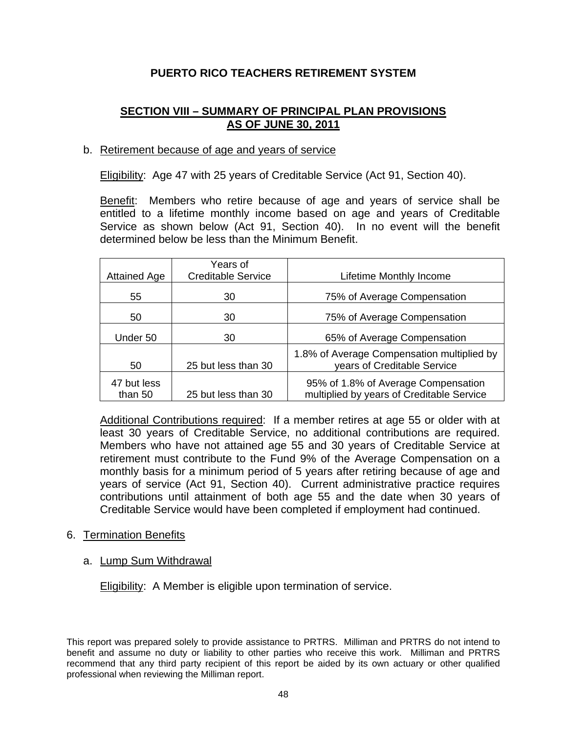# PUERTO RICO TEACHERS RETIREMENT SYSTEM

## SECTION VIII – SUMMARY OF PRINCIPAL PLAN PROVISIONS AS OF JUNE 30, 2011

b. Retirement because of age and years of service

Eligibility: Age 47 with 25 years of Creditable Service (Act 91, Section 40).

Benefit: Members who retire because of age and years of service shall be entitled to a lifetime monthly income based on age and years of Creditable Service as shown below (Act 91, Section 40). In no event will the benefit determined below be less than the Minimum Benefit.

| Attained Age | Years of Creditable Service | Lifetime Monthly Income |
|---|---|---|
| 55 | 30 | 75% of Average Compensation |
| 50 | 30 | 75% of Average Compensation |
| Under 50 | 30 | 65% of Average Compensation |
| 50 | 25 but less than 30 | 1.8% of Average Compensation multiplied by years of Creditable Service |
| 47 but less than 50 | 25 but less than 30 | 95% of 1.8% of Average Compensation multiplied by years of Creditable Service |

Additional Contributions required: If a member retires at age 55 or older with at least 30 years of Creditable Service, no additional contributions are required. Members who have not attained age 55 and 30 years of Creditable Service at retirement must contribute to the Fund 9% of the Average Compensation on a monthly basis for a minimum period of 5 years after retiring because of age and years of service (Act 91, Section 40). Current administrative practice requires contributions until attainment of both age 55 and the date when 30 years of Creditable Service would have been completed if employment had continued.

6. Termination Benefits

a. Lump Sum Withdrawal

Eligibility: A Member is eligible upon termination of service.

This report was prepared solely to provide assistance to PRTRS. Milliman and PRTRS do not intend to benefit and assume no duty or liability to other parties who receive this work. Milliman and PRTRS recommend that any third party recipient of this report be aided by its own actuary or other qualified professional when reviewing the Milliman report.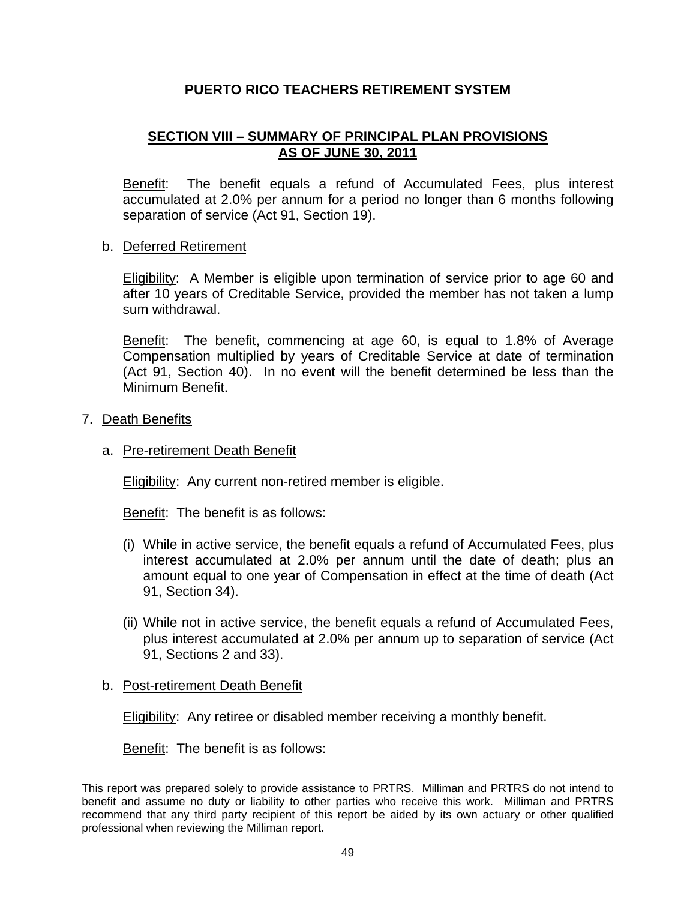## PUERTO RICO TEACHERS RETIREMENT SYSTEM

## SECTION VIII – SUMMARY OF PRINCIPAL PLAN PROVISIONS AS OF JUNE 30, 2011

Benefit: The benefit equals a refund of Accumulated Fees, plus interest accumulated at 2.0% per annum for a period no longer than 6 months following separation of service (Act 91, Section 19).

b. Deferred Retirement

Eligibility: A Member is eligible upon termination of service prior to age 60 and after 10 years of Creditable Service, provided the member has not taken a lump sum withdrawal.

Benefit: The benefit, commencing at age 60, is equal to 1.8% of Average Compensation multiplied by years of Creditable Service at date of termination (Act 91, Section 40). In no event will the benefit determined be less than the Minimum Benefit.

7. Death Benefits

a. Pre-retirement Death Benefit

Eligibility: Any current non-retired member is eligible.

Benefit: The benefit is as follows:

(i) While in active service, the benefit equals a refund of Accumulated Fees, plus interest accumulated at 2.0% per annum until the date of death; plus an amount equal to one year of Compensation in effect at the time of death (Act 91, Section 34).

(ii) While not in active service, the benefit equals a refund of Accumulated Fees, plus interest accumulated at 2.0% per annum up to separation of service (Act 91, Sections 2 and 33).

b. Post-retirement Death Benefit

Eligibility: Any retiree or disabled member receiving a monthly benefit.

Benefit: The benefit is as follows:

This report was prepared solely to provide assistance to PRTRS. Milliman and PRTRS do not intend to benefit and assume no duty or liability to other parties who receive this work. Milliman and PRTRS recommend that any third party recipient of this report be aided by its own actuary or other qualified professional when reviewing the Milliman report.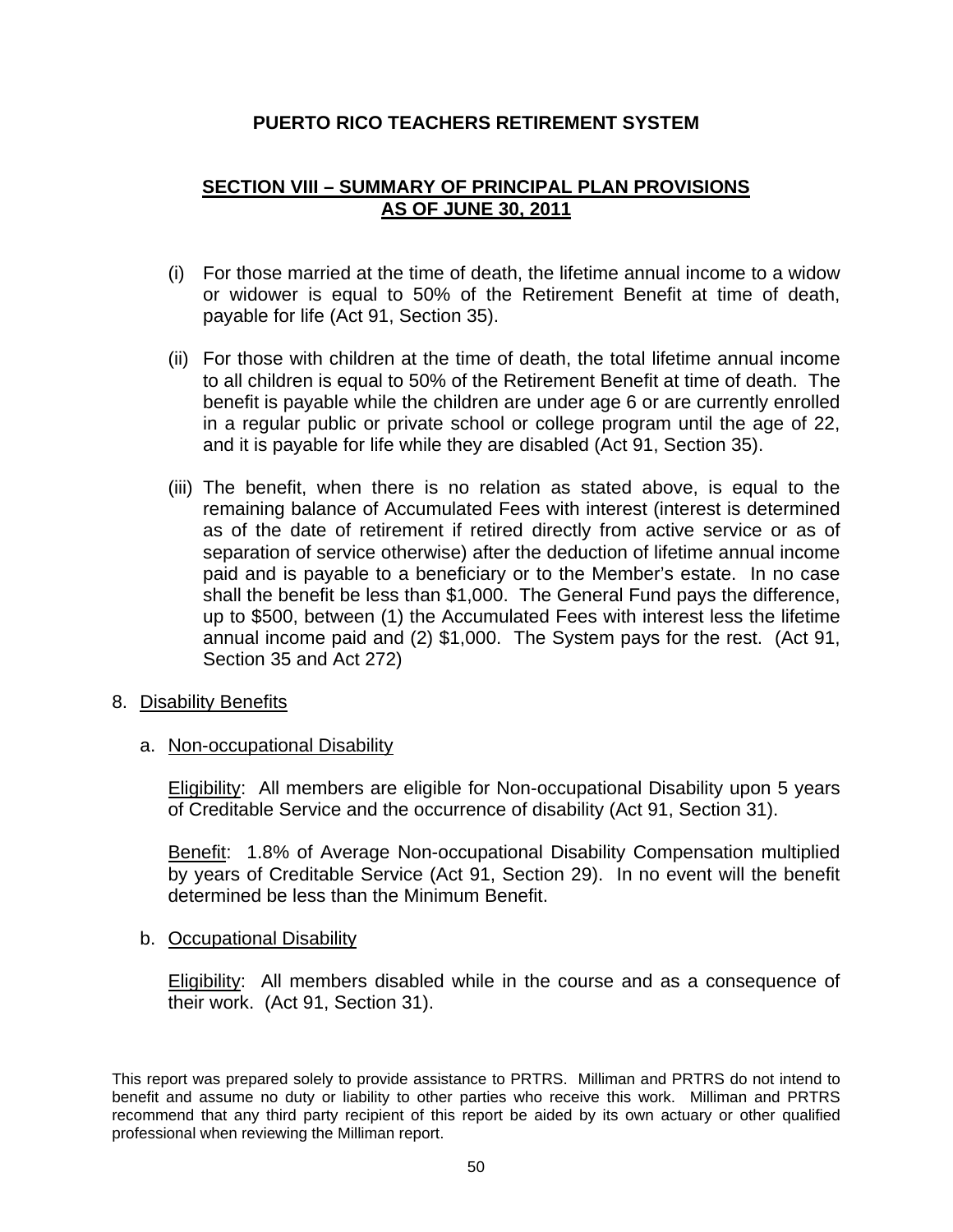## PUERTO RICO TEACHERS RETIREMENT SYSTEM

### SECTION VIII – SUMMARY OF PRINCIPAL PLAN PROVISIONS AS OF JUNE 30, 2011

(i) For those married at the time of death, the lifetime annual income to a widow or widower is equal to 50% of the Retirement Benefit at time of death, payable for life (Act 91, Section 35).

(ii) For those with children at the time of death, the total lifetime annual income to all children is equal to 50% of the Retirement Benefit at time of death. The benefit is payable while the children are under age 6 or are currently enrolled in a regular public or private school or college program until the age of 22, and it is payable for life while they are disabled (Act 91, Section 35).

(iii) The benefit, when there is no relation as stated above, is equal to the remaining balance of Accumulated Fees with interest (interest is determined as of the date of retirement if retired directly from active service or as of separation of service otherwise) after the deduction of lifetime annual income paid and is payable to a beneficiary or to the Member's estate. In no case shall the benefit be less than $1,000. The General Fund pays the difference, up to $500, between (1) the Accumulated Fees with interest less the lifetime annual income paid and (2) $1,000. The System pays for the rest. (Act 91, Section 35 and Act 272)

8. Disability Benefits

   a. Non-occupational Disability

      Eligibility: All members are eligible for Non-occupational Disability upon 5 years of Creditable Service and the occurrence of disability (Act 91, Section 31).

      Benefit: 1.8% of Average Non-occupational Disability Compensation multiplied by years of Creditable Service (Act 91, Section 29). In no event will the benefit determined be less than the Minimum Benefit.

   b. Occupational Disability

      Eligibility: All members disabled while in the course and as a consequence of their work. (Act 91, Section 31).

This report was prepared solely to provide assistance to PRTRS. Milliman and PRTRS do not intend to benefit and assume no duty or liability to other parties who receive this work. Milliman and PRTRS recommend that any third party recipient of this report be aided by its own actuary or other qualified professional when reviewing the Milliman report.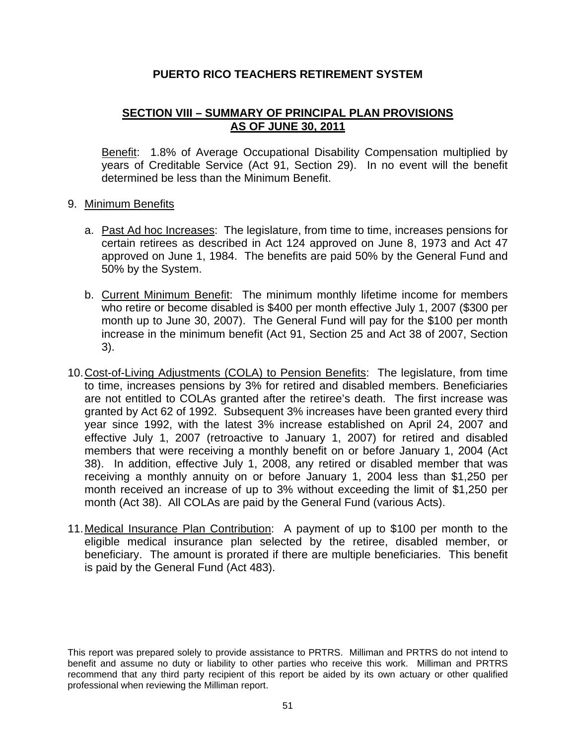# PUERTO RICO TEACHERS RETIREMENT SYSTEM

## SECTION VIII – SUMMARY OF PRINCIPAL PLAN PROVISIONS AS OF JUNE 30, 2011

Benefit: 1.8% of Average Occupational Disability Compensation multiplied by years of Creditable Service (Act 91, Section 29). In no event will the benefit determined be less than the Minimum Benefit.

9. Minimum Benefits

   a. Past Ad hoc Increases: The legislature, from time to time, increases pensions for certain retirees as described in Act 124 approved on June 8, 1973 and Act 47 approved on June 1, 1984. The benefits are paid 50% by the General Fund and 50% by the System.

   b. Current Minimum Benefit: The minimum monthly lifetime income for members who retire or become disabled is $400 per month effective July 1, 2007 ($300 per month up to June 30, 2007). The General Fund will pay for the $100 per month increase in the minimum benefit (Act 91, Section 25 and Act 38 of 2007, Section 3).

10. Cost-of-Living Adjustments (COLA) to Pension Benefits: The legislature, from time to time, increases pensions by 3% for retired and disabled members. Beneficiaries are not entitled to COLAs granted after the retiree's death. The first increase was granted by Act 62 of 1992. Subsequent 3% increases have been granted every third year since 1992, with the latest 3% increase established on April 24, 2007 and effective July 1, 2007 (retroactive to January 1, 2007) for retired and disabled members that were receiving a monthly benefit on or before January 1, 2004 (Act 38). In addition, effective July 1, 2008, any retired or disabled member that was receiving a monthly annuity on or before January 1, 2004 less than $1,250 per month received an increase of up to 3% without exceeding the limit of $1,250 per month (Act 38). All COLAs are paid by the General Fund (various Acts).

11. Medical Insurance Plan Contribution: A payment of up to $100 per month to the eligible medical insurance plan selected by the retiree, disabled member, or beneficiary. The amount is prorated if there are multiple beneficiaries. This benefit is paid by the General Fund (Act 483).

This report was prepared solely to provide assistance to PRTRS. Milliman and PRTRS do not intend to benefit and assume no duty or liability to other parties who receive this work. Milliman and PRTRS recommend that any third party recipient of this report be aided by its own actuary or other qualified professional when reviewing the Milliman report.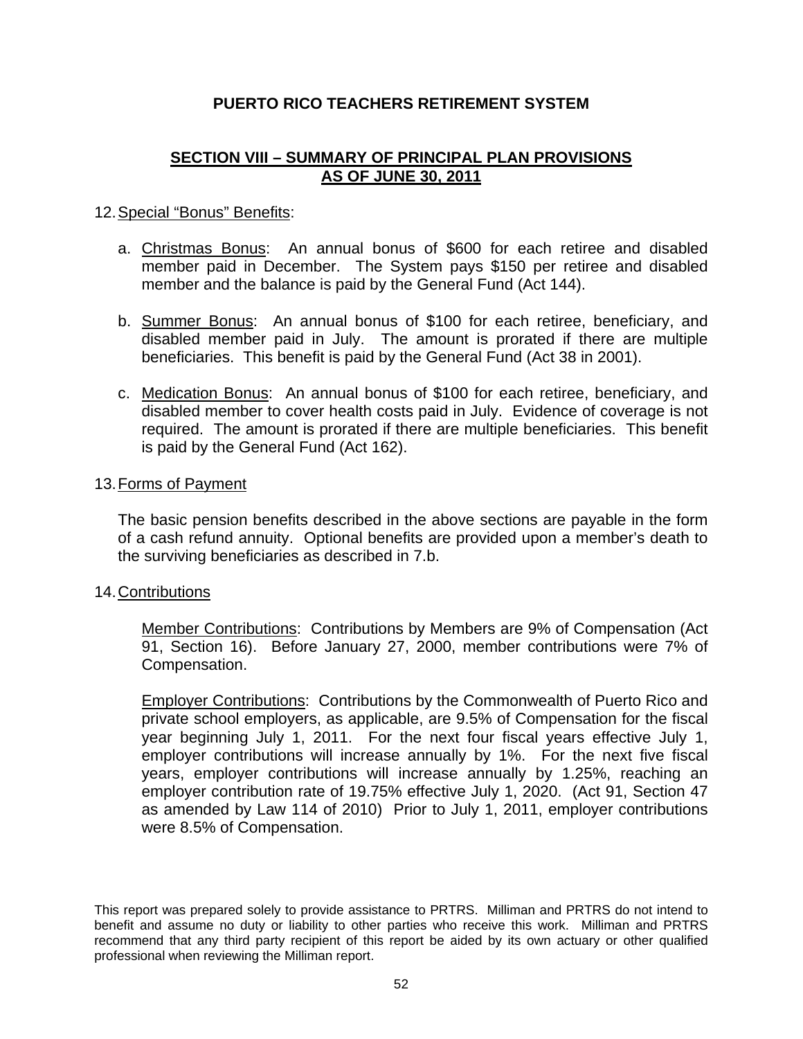# PUERTO RICO TEACHERS RETIREMENT SYSTEM

## SECTION VIII – SUMMARY OF PRINCIPAL PLAN PROVISIONS AS OF JUNE 30, 2011

12. Special "Bonus" Benefits:

    a. Christmas Bonus: An annual bonus of $600 for each retiree and disabled member paid in December. The System pays $150 per retiree and disabled member and the balance is paid by the General Fund (Act 144).

    b. Summer Bonus: An annual bonus of $100 for each retiree, beneficiary, and disabled member paid in July. The amount is prorated if there are multiple beneficiaries. This benefit is paid by the General Fund (Act 38 in 2001).

    c. Medication Bonus: An annual bonus of $100 for each retiree, beneficiary, and disabled member to cover health costs paid in July. Evidence of coverage is not required. The amount is prorated if there are multiple beneficiaries. This benefit is paid by the General Fund (Act 162).

13. Forms of Payment

    The basic pension benefits described in the above sections are payable in the form of a cash refund annuity. Optional benefits are provided upon a member's death to the surviving beneficiaries as described in 7.b.

14. Contributions

    Member Contributions: Contributions by Members are 9% of Compensation (Act 91, Section 16). Before January 27, 2000, member contributions were 7% of Compensation.

    Employer Contributions: Contributions by the Commonwealth of Puerto Rico and private school employers, as applicable, are 9.5% of Compensation for the fiscal year beginning July 1, 2011. For the next four fiscal years effective July 1, employer contributions will increase annually by 1%. For the next five fiscal years, employer contributions will increase annually by 1.25%, reaching an employer contribution rate of 19.75% effective July 1, 2020. (Act 91, Section 47 as amended by Law 114 of 2010) Prior to July 1, 2011, employer contributions were 8.5% of Compensation.

This report was prepared solely to provide assistance to PRTRS. Milliman and PRTRS do not intend to benefit and assume no duty or liability to other parties who receive this work. Milliman and PRTRS recommend that any third party recipient of this report be aided by its own actuary or other qualified professional when reviewing the Milliman report.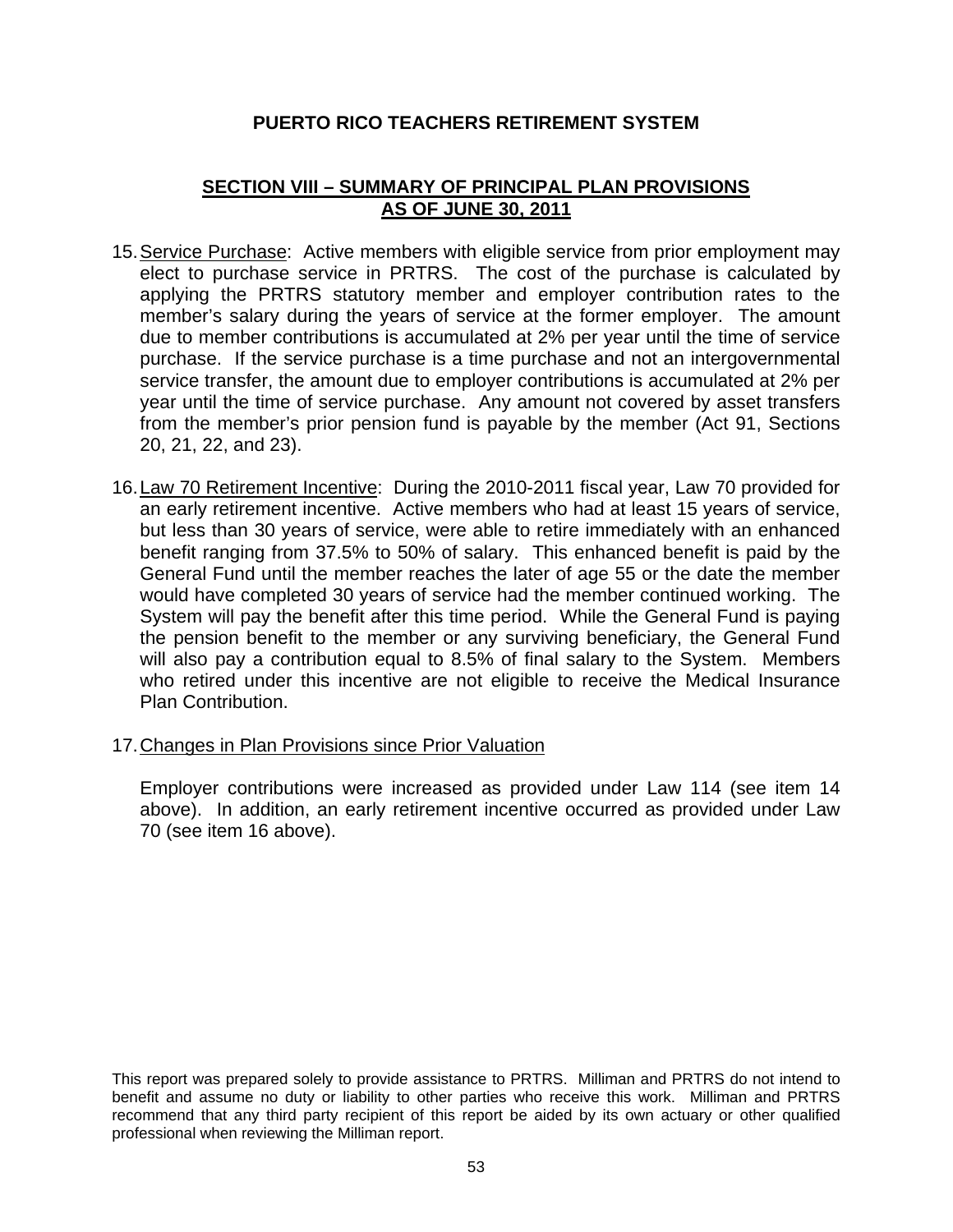# PUERTO RICO TEACHERS RETIREMENT SYSTEM

## SECTION VIII – SUMMARY OF PRINCIPAL PLAN PROVISIONS AS OF JUNE 30, 2011

15. Service Purchase: Active members with eligible service from prior employment may elect to purchase service in PRTRS. The cost of the purchase is calculated by applying the PRTRS statutory member and employer contribution rates to the member's salary during the years of service at the former employer. The amount due to member contributions is accumulated at 2% per year until the time of service purchase. If the service purchase is a time purchase and not an intergovernmental service transfer, the amount due to employer contributions is accumulated at 2% per year until the time of service purchase. Any amount not covered by asset transfers from the member's prior pension fund is payable by the member (Act 91, Sections 20, 21, 22, and 23).

16. Law 70 Retirement Incentive: During the 2010-2011 fiscal year, Law 70 provided for an early retirement incentive. Active members who had at least 15 years of service, but less than 30 years of service, were able to retire immediately with an enhanced benefit ranging from 37.5% to 50% of salary. This enhanced benefit is paid by the General Fund until the member reaches the later of age 55 or the date the member would have completed 30 years of service had the member continued working. The System will pay the benefit after this time period. While the General Fund is paying the pension benefit to the member or any surviving beneficiary, the General Fund will also pay a contribution equal to 8.5% of final salary to the System. Members who retired under this incentive are not eligible to receive the Medical Insurance Plan Contribution.

17. Changes in Plan Provisions since Prior Valuation

    Employer contributions were increased as provided under Law 114 (see item 14 above). In addition, an early retirement incentive occurred as provided under Law 70 (see item 16 above).

This report was prepared solely to provide assistance to PRTRS. Milliman and PRTRS do not intend to benefit and assume no duty or liability to other parties who receive this work. Milliman and PRTRS recommend that any third party recipient of this report be aided by its own actuary or other qualified professional when reviewing the Milliman report.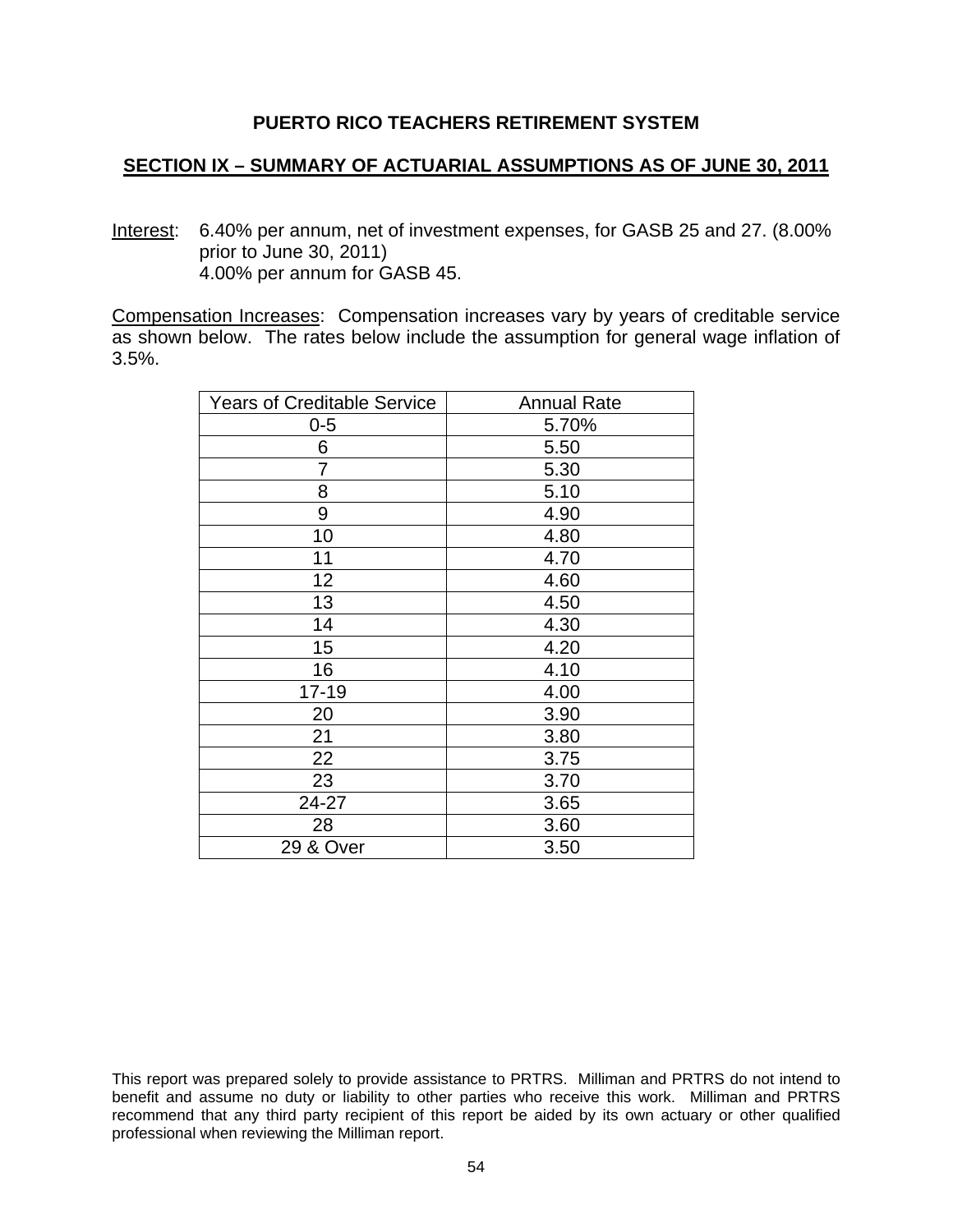**PUERTO RICO TEACHERS RETIREMENT SYSTEM**

**SECTION IX – SUMMARY OF ACTUARIAL ASSUMPTIONS AS OF JUNE 30, 2011**

Interest: 6.40% per annum, net of investment expenses, for GASB 25 and 27. (8.00% prior to June 30, 2011)
4.00% per annum for GASB 45.

Compensation Increases: Compensation increases vary by years of creditable service as shown below. The rates below include the assumption for general wage inflation of 3.5%.

| Years of Creditable Service | Annual Rate |
|---|---|
| 0-5 | 5.70% |
| 6 | 5.50 |
| 7 | 5.30 |
| 8 | 5.10 |
| 9 | 4.90 |
| 10 | 4.80 |
| 11 | 4.70 |
| 12 | 4.60 |
| 13 | 4.50 |
| 14 | 4.30 |
| 15 | 4.20 |
| 16 | 4.10 |
| 17-19 | 4.00 |
| 20 | 3.90 |
| 21 | 3.80 |
| 22 | 3.75 |
| 23 | 3.70 |
| 24-27 | 3.65 |
| 28 | 3.60 |
| 29 & Over | 3.50 |

This report was prepared solely to provide assistance to PRTRS. Milliman and PRTRS do not intend to benefit and assume no duty or liability to other parties who receive this work. Milliman and PRTRS recommend that any third party recipient of this report be aided by its own actuary or other qualified professional when reviewing the Milliman report.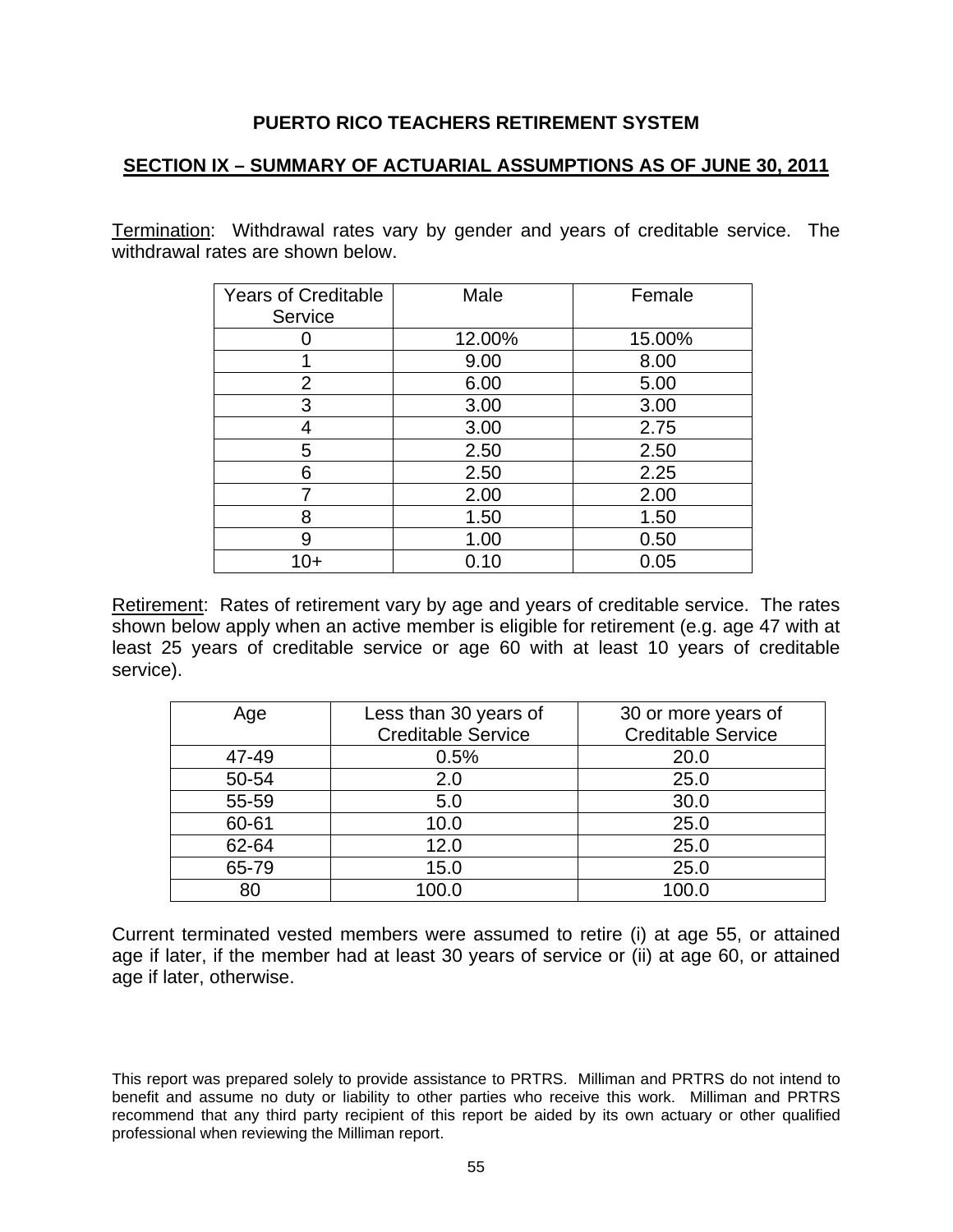**PUERTO RICO TEACHERS RETIREMENT SYSTEM**

## SECTION IX – SUMMARY OF ACTUARIAL ASSUMPTIONS AS OF JUNE 30, 2011

Termination: Withdrawal rates vary by gender and years of creditable service. The withdrawal rates are shown below.

| Years of Creditable Service | Male | Female |
|---|---|---|
| 0 | 12.00% | 15.00% |
| 1 | 9.00 | 8.00 |
| 2 | 6.00 | 5.00 |
| 3 | 3.00 | 3.00 |
| 4 | 3.00 | 2.75 |
| 5 | 2.50 | 2.50 |
| 6 | 2.50 | 2.25 |
| 7 | 2.00 | 2.00 |
| 8 | 1.50 | 1.50 |
| 9 | 1.00 | 0.50 |
| 10+ | 0.10 | 0.05 |

Retirement: Rates of retirement vary by age and years of creditable service. The rates shown below apply when an active member is eligible for retirement (e.g. age 47 with at least 25 years of creditable service or age 60 with at least 10 years of creditable service).

| Age | Less than 30 years of Creditable Service | 30 or more years of Creditable Service |
|---|---|---|
| 47-49 | 0.5% | 20.0 |
| 50-54 | 2.0 | 25.0 |
| 55-59 | 5.0 | 30.0 |
| 60-61 | 10.0 | 25.0 |
| 62-64 | 12.0 | 25.0 |
| 65-79 | 15.0 | 25.0 |
| 80 | 100.0 | 100.0 |

Current terminated vested members were assumed to retire (i) at age 55, or attained age if later, if the member had at least 30 years of service or (ii) at age 60, or attained age if later, otherwise.

This report was prepared solely to provide assistance to PRTRS. Milliman and PRTRS do not intend to benefit and assume no duty or liability to other parties who receive this work. Milliman and PRTRS recommend that any third party recipient of this report be aided by its own actuary or other qualified professional when reviewing the Milliman report.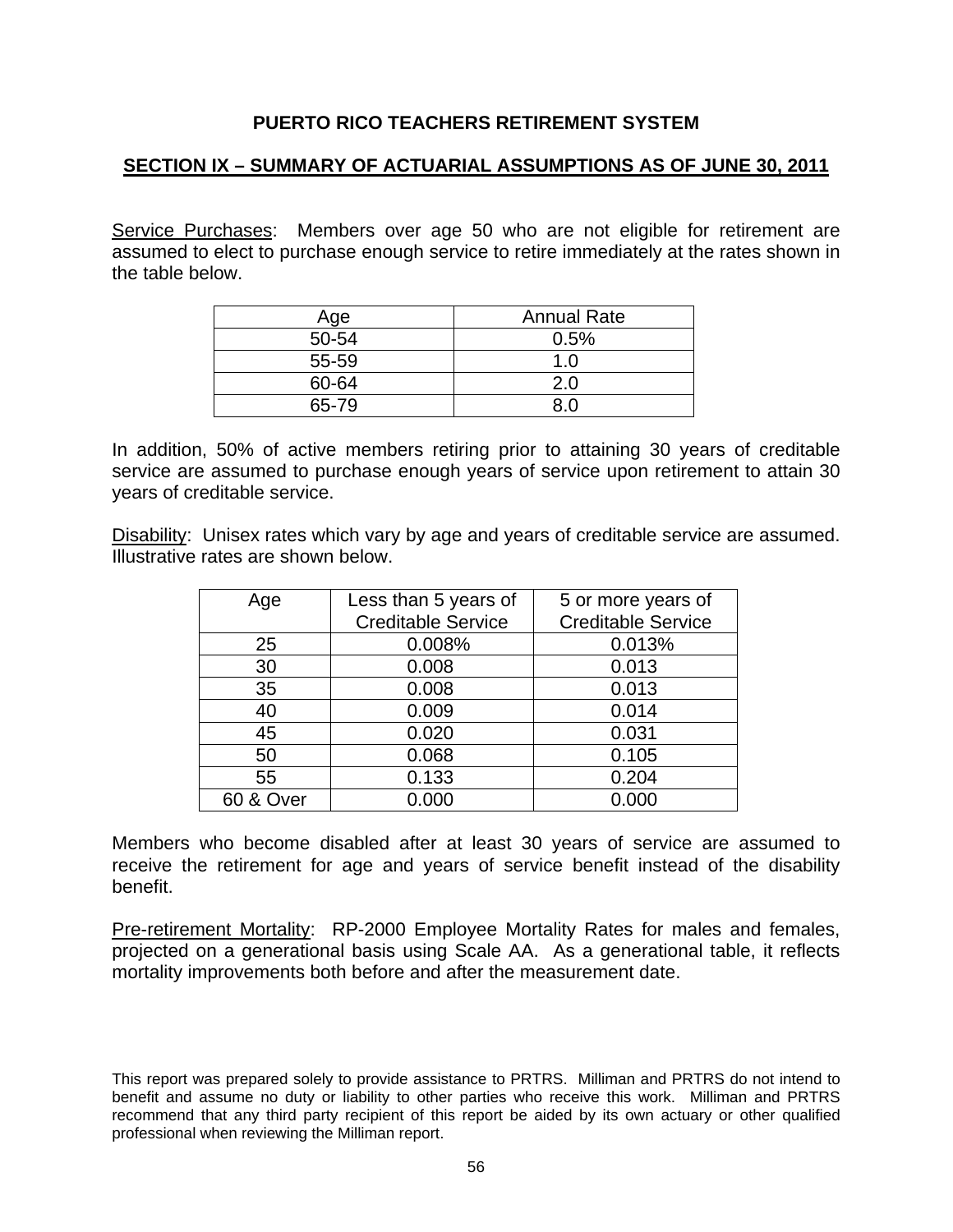**PUERTO RICO TEACHERS RETIREMENT SYSTEM**

**SECTION IX – SUMMARY OF ACTUARIAL ASSUMPTIONS AS OF JUNE 30, 2011**

Service Purchases: Members over age 50 who are not eligible for retirement are assumed to elect to purchase enough service to retire immediately at the rates shown in the table below.

| Age | Annual Rate |
|---|---|
| 50-54 | 0.5% |
| 55-59 | 1.0 |
| 60-64 | 2.0 |
| 65-79 | 8.0 |

In addition, 50% of active members retiring prior to attaining 30 years of creditable service are assumed to purchase enough years of service upon retirement to attain 30 years of creditable service.

Disability: Unisex rates which vary by age and years of creditable service are assumed. Illustrative rates are shown below.

| Age | Less than 5 years of Creditable Service | 5 or more years of Creditable Service |
|---|---|---|
| 25 | 0.008% | 0.013% |
| 30 | 0.008 | 0.013 |
| 35 | 0.008 | 0.013 |
| 40 | 0.009 | 0.014 |
| 45 | 0.020 | 0.031 |
| 50 | 0.068 | 0.105 |
| 55 | 0.133 | 0.204 |
| 60 & Over | 0.000 | 0.000 |

Members who become disabled after at least 30 years of service are assumed to receive the retirement for age and years of service benefit instead of the disability benefit.

Pre-retirement Mortality: RP-2000 Employee Mortality Rates for males and females, projected on a generational basis using Scale AA. As a generational table, it reflects mortality improvements both before and after the measurement date.

This report was prepared solely to provide assistance to PRTRS. Milliman and PRTRS do not intend to benefit and assume no duty or liability to other parties who receive this work. Milliman and PRTRS recommend that any third party recipient of this report be aided by its own actuary or other qualified professional when reviewing the Milliman report.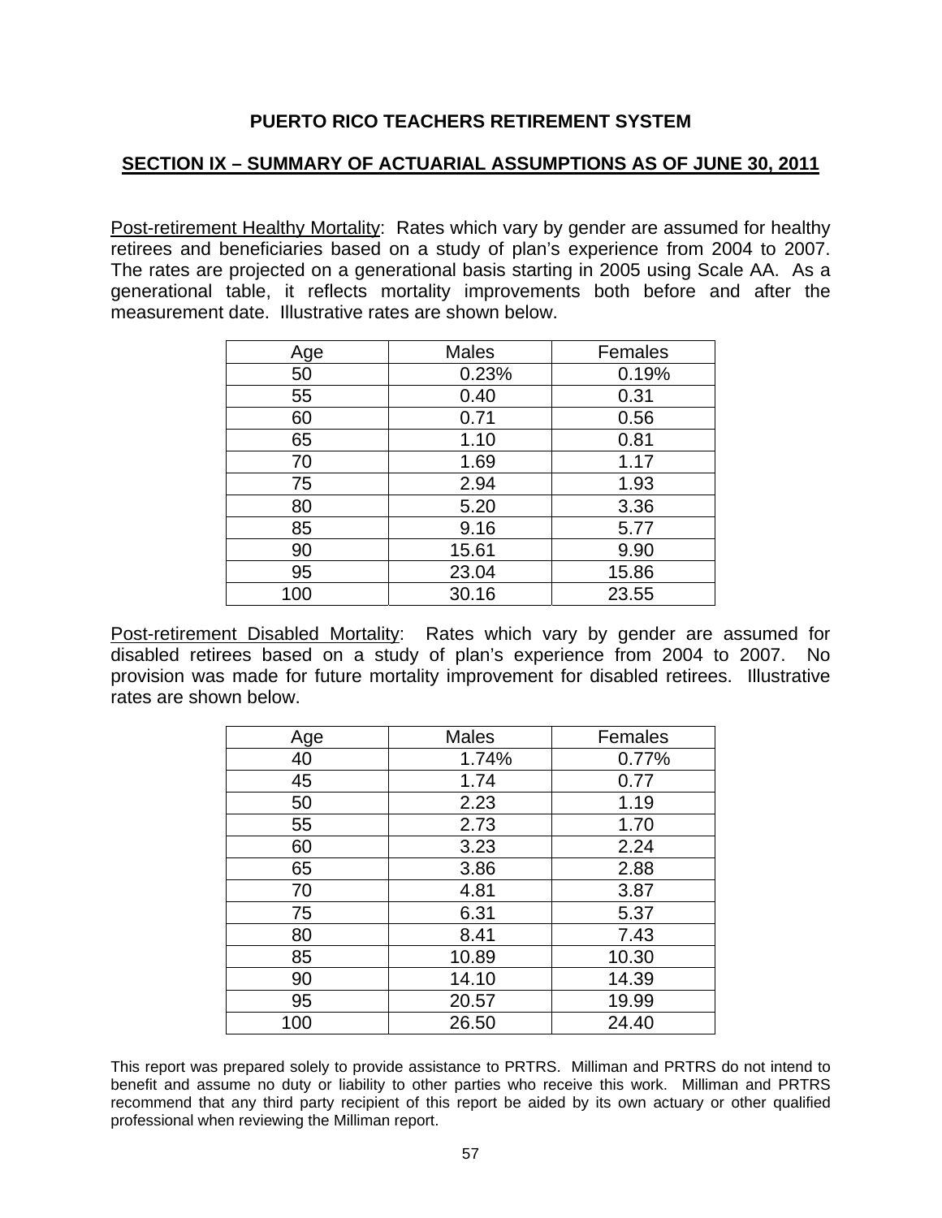**PUERTO RICO TEACHERS RETIREMENT SYSTEM**

**SECTION IX – SUMMARY OF ACTUARIAL ASSUMPTIONS AS OF JUNE 30, 2011**

Post-retirement Healthy Mortality: Rates which vary by gender are assumed for healthy retirees and beneficiaries based on a study of plan's experience from 2004 to 2007. The rates are projected on a generational basis starting in 2005 using Scale AA. As a generational table, it reflects mortality improvements both before and after the measurement date. Illustrative rates are shown below.

| Age | Males | Females |
|---|---|---|
| 50 | 0.23% | 0.19% |
| 55 | 0.40 | 0.31 |
| 60 | 0.71 | 0.56 |
| 65 | 1.10 | 0.81 |
| 70 | 1.69 | 1.17 |
| 75 | 2.94 | 1.93 |
| 80 | 5.20 | 3.36 |
| 85 | 9.16 | 5.77 |
| 90 | 15.61 | 9.90 |
| 95 | 23.04 | 15.86 |
| 100 | 30.16 | 23.55 |

Post-retirement Disabled Mortality: Rates which vary by gender are assumed for disabled retirees based on a study of plan's experience from 2004 to 2007. No provision was made for future mortality improvement for disabled retirees. Illustrative rates are shown below.

| Age | Males | Females |
|---|---|---|
| 40 | 1.74% | 0.77% |
| 45 | 1.74 | 0.77 |
| 50 | 2.23 | 1.19 |
| 55 | 2.73 | 1.70 |
| 60 | 3.23 | 2.24 |
| 65 | 3.86 | 2.88 |
| 70 | 4.81 | 3.87 |
| 75 | 6.31 | 5.37 |
| 80 | 8.41 | 7.43 |
| 85 | 10.89 | 10.30 |
| 90 | 14.10 | 14.39 |
| 95 | 20.57 | 19.99 |
| 100 | 26.50 | 24.40 |

This report was prepared solely to provide assistance to PRTRS. Milliman and PRTRS do not intend to benefit and assume no duty or liability to other parties who receive this work. Milliman and PRTRS recommend that any third party recipient of this report be aided by its own actuary or other qualified professional when reviewing the Milliman report.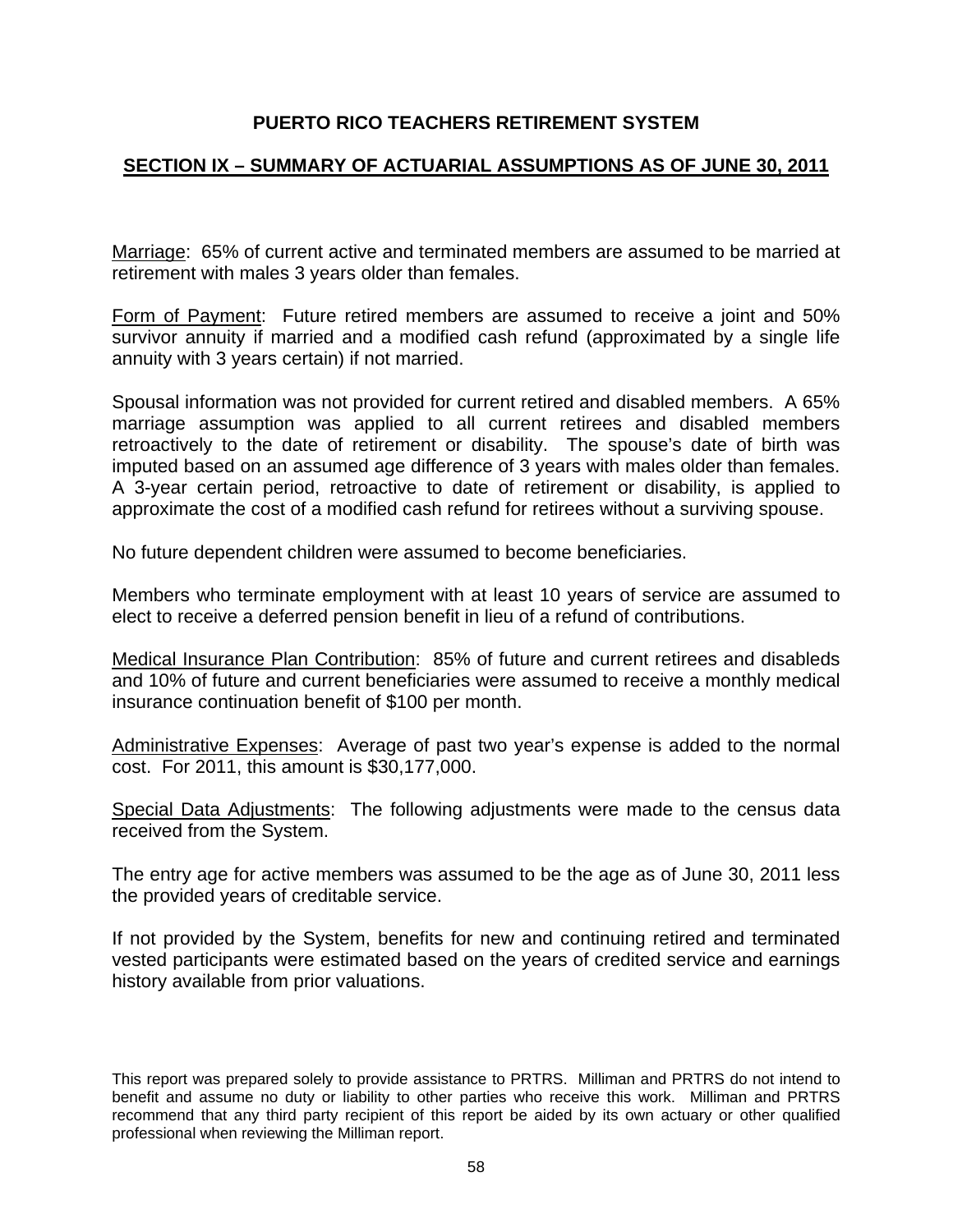# PUERTO RICO TEACHERS RETIREMENT SYSTEM

## SECTION IX – SUMMARY OF ACTUARIAL ASSUMPTIONS AS OF JUNE 30, 2011

Marriage: 65% of current active and terminated members are assumed to be married at retirement with males 3 years older than females.

Form of Payment: Future retired members are assumed to receive a joint and 50% survivor annuity if married and a modified cash refund (approximated by a single life annuity with 3 years certain) if not married.

Spousal information was not provided for current retired and disabled members. A 65% marriage assumption was applied to all current retirees and disabled members retroactively to the date of retirement or disability. The spouse's date of birth was imputed based on an assumed age difference of 3 years with males older than females. A 3-year certain period, retroactive to date of retirement or disability, is applied to approximate the cost of a modified cash refund for retirees without a surviving spouse.

No future dependent children were assumed to become beneficiaries.

Members who terminate employment with at least 10 years of service are assumed to elect to receive a deferred pension benefit in lieu of a refund of contributions.

Medical Insurance Plan Contribution: 85% of future and current retirees and disableds and 10% of future and current beneficiaries were assumed to receive a monthly medical insurance continuation benefit of $100 per month.

Administrative Expenses: Average of past two year's expense is added to the normal cost. For 2011, this amount is $30,177,000.

Special Data Adjustments: The following adjustments were made to the census data received from the System.

The entry age for active members was assumed to be the age as of June 30, 2011 less the provided years of creditable service.

If not provided by the System, benefits for new and continuing retired and terminated vested participants were estimated based on the years of credited service and earnings history available from prior valuations.

This report was prepared solely to provide assistance to PRTRS. Milliman and PRTRS do not intend to benefit and assume no duty or liability to other parties who receive this work. Milliman and PRTRS recommend that any third party recipient of this report be aided by its own actuary or other qualified professional when reviewing the Milliman report.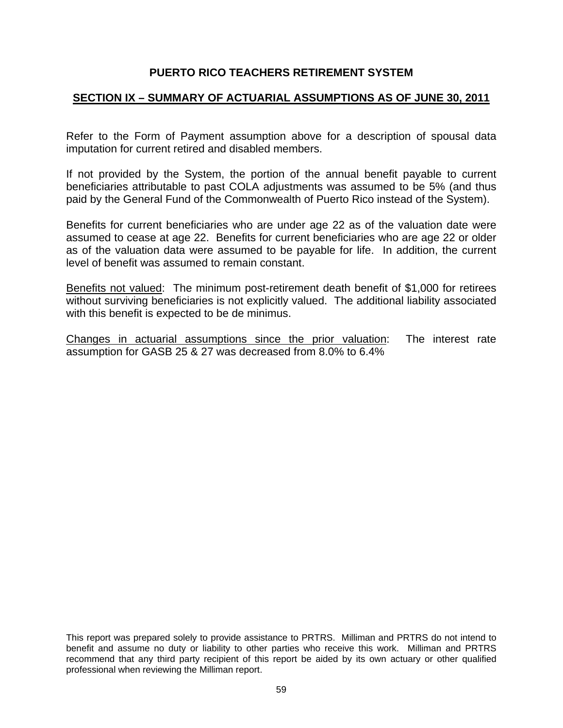**PUERTO RICO TEACHERS RETIREMENT SYSTEM**

## SECTION IX – SUMMARY OF ACTUARIAL ASSUMPTIONS AS OF JUNE 30, 2011

Refer to the Form of Payment assumption above for a description of spousal data imputation for current retired and disabled members.

If not provided by the System, the portion of the annual benefit payable to current beneficiaries attributable to past COLA adjustments was assumed to be 5% (and thus paid by the General Fund of the Commonwealth of Puerto Rico instead of the System).

Benefits for current beneficiaries who are under age 22 as of the valuation date were assumed to cease at age 22. Benefits for current beneficiaries who are age 22 or older as of the valuation data were assumed to be payable for life. In addition, the current level of benefit was assumed to remain constant.

Benefits not valued: The minimum post-retirement death benefit of $1,000 for retirees without surviving beneficiaries is not explicitly valued. The additional liability associated with this benefit is expected to be de minimus.

Changes in actuarial assumptions since the prior valuation: The interest rate assumption for GASB 25 & 27 was decreased from 8.0% to 6.4%

This report was prepared solely to provide assistance to PRTRS. Milliman and PRTRS do not intend to benefit and assume no duty or liability to other parties who receive this work. Milliman and PRTRS recommend that any third party recipient of this report be aided by its own actuary or other qualified professional when reviewing the Milliman report.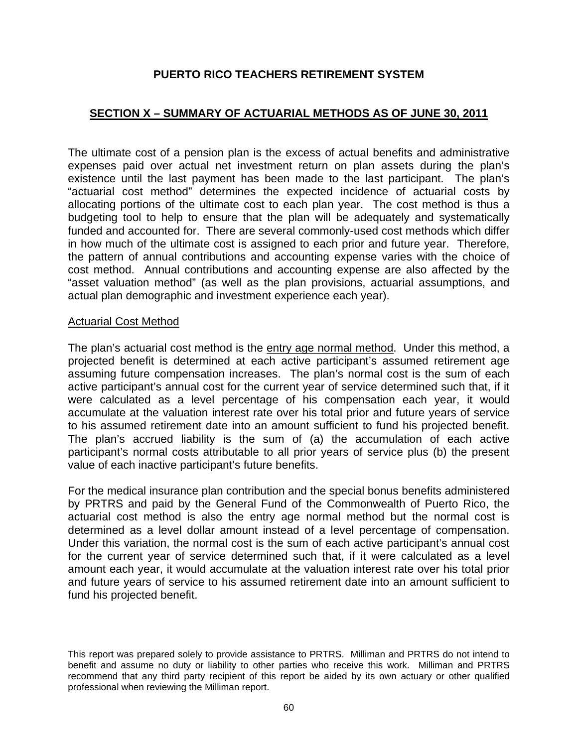# PUERTO RICO TEACHERS RETIREMENT SYSTEM

## SECTION X – SUMMARY OF ACTUARIAL METHODS AS OF JUNE 30, 2011

The ultimate cost of a pension plan is the excess of actual benefits and administrative expenses paid over actual net investment return on plan assets during the plan's existence until the last payment has been made to the last participant. The plan's "actuarial cost method" determines the expected incidence of actuarial costs by allocating portions of the ultimate cost to each plan year. The cost method is thus a budgeting tool to help to ensure that the plan will be adequately and systematically funded and accounted for. There are several commonly-used cost methods which differ in how much of the ultimate cost is assigned to each prior and future year. Therefore, the pattern of annual contributions and accounting expense varies with the choice of cost method. Annual contributions and accounting expense are also affected by the "asset valuation method" (as well as the plan provisions, actuarial assumptions, and actual plan demographic and investment experience each year).

### Actuarial Cost Method

The plan's actuarial cost method is the entry age normal method. Under this method, a projected benefit is determined at each active participant's assumed retirement age assuming future compensation increases. The plan's normal cost is the sum of each active participant's annual cost for the current year of service determined such that, if it were calculated as a level percentage of his compensation each year, it would accumulate at the valuation interest rate over his total prior and future years of service to his assumed retirement date into an amount sufficient to fund his projected benefit. The plan's accrued liability is the sum of (a) the accumulation of each active participant's normal costs attributable to all prior years of service plus (b) the present value of each inactive participant's future benefits.

For the medical insurance plan contribution and the special bonus benefits administered by PRTRS and paid by the General Fund of the Commonwealth of Puerto Rico, the actuarial cost method is also the entry age normal method but the normal cost is determined as a level dollar amount instead of a level percentage of compensation. Under this variation, the normal cost is the sum of each active participant's annual cost for the current year of service determined such that, if it were calculated as a level amount each year, it would accumulate at the valuation interest rate over his total prior and future years of service to his assumed retirement date into an amount sufficient to fund his projected benefit.

This report was prepared solely to provide assistance to PRTRS. Milliman and PRTRS do not intend to benefit and assume no duty or liability to other parties who receive this work. Milliman and PRTRS recommend that any third party recipient of this report be aided by its own actuary or other qualified professional when reviewing the Milliman report.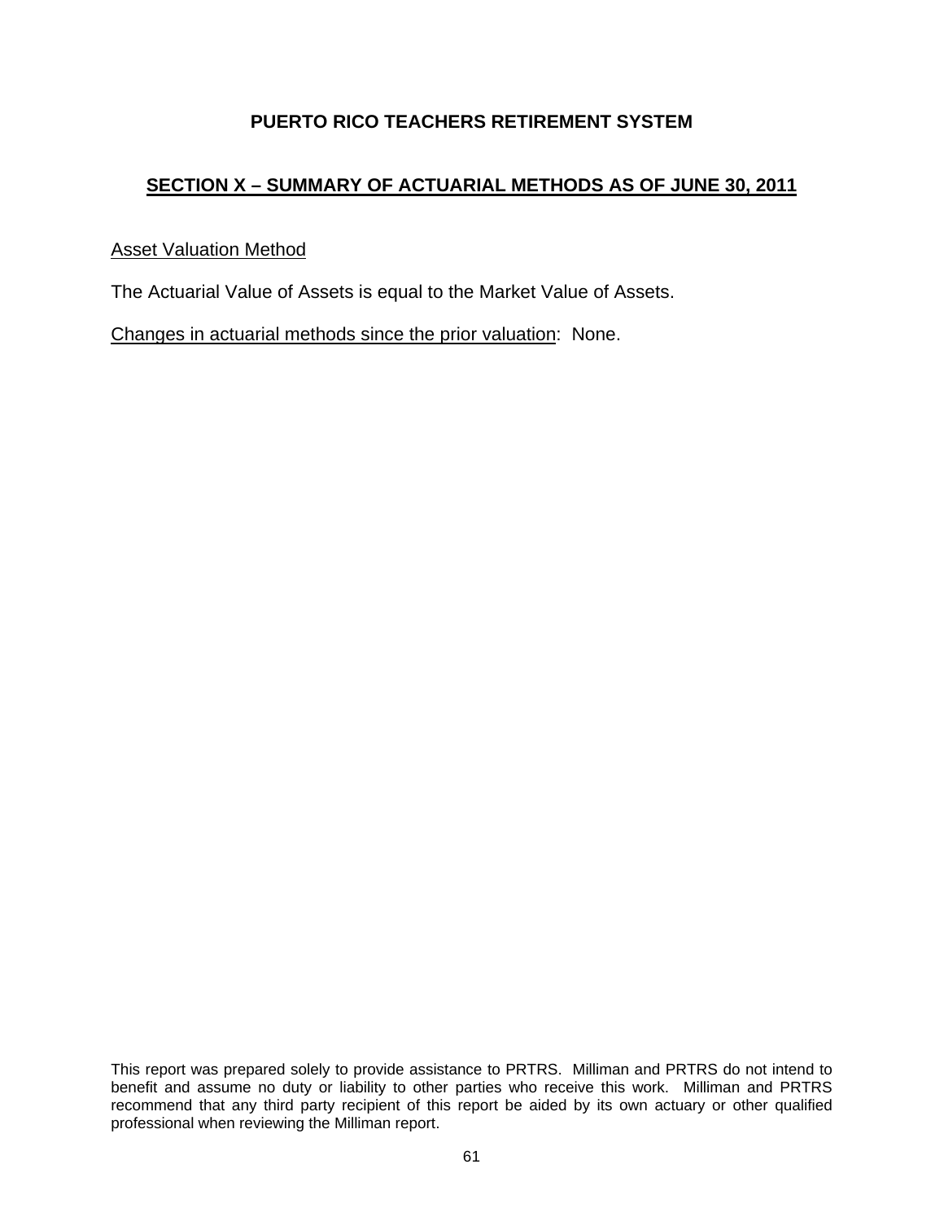## SECTION X – SUMMARY OF ACTUARIAL METHODS AS OF JUNE 30, 2011

### Asset Valuation Method

The Actuarial Value of Assets is equal to the Market Value of Assets.

Changes in actuarial methods since the prior valuation: None.